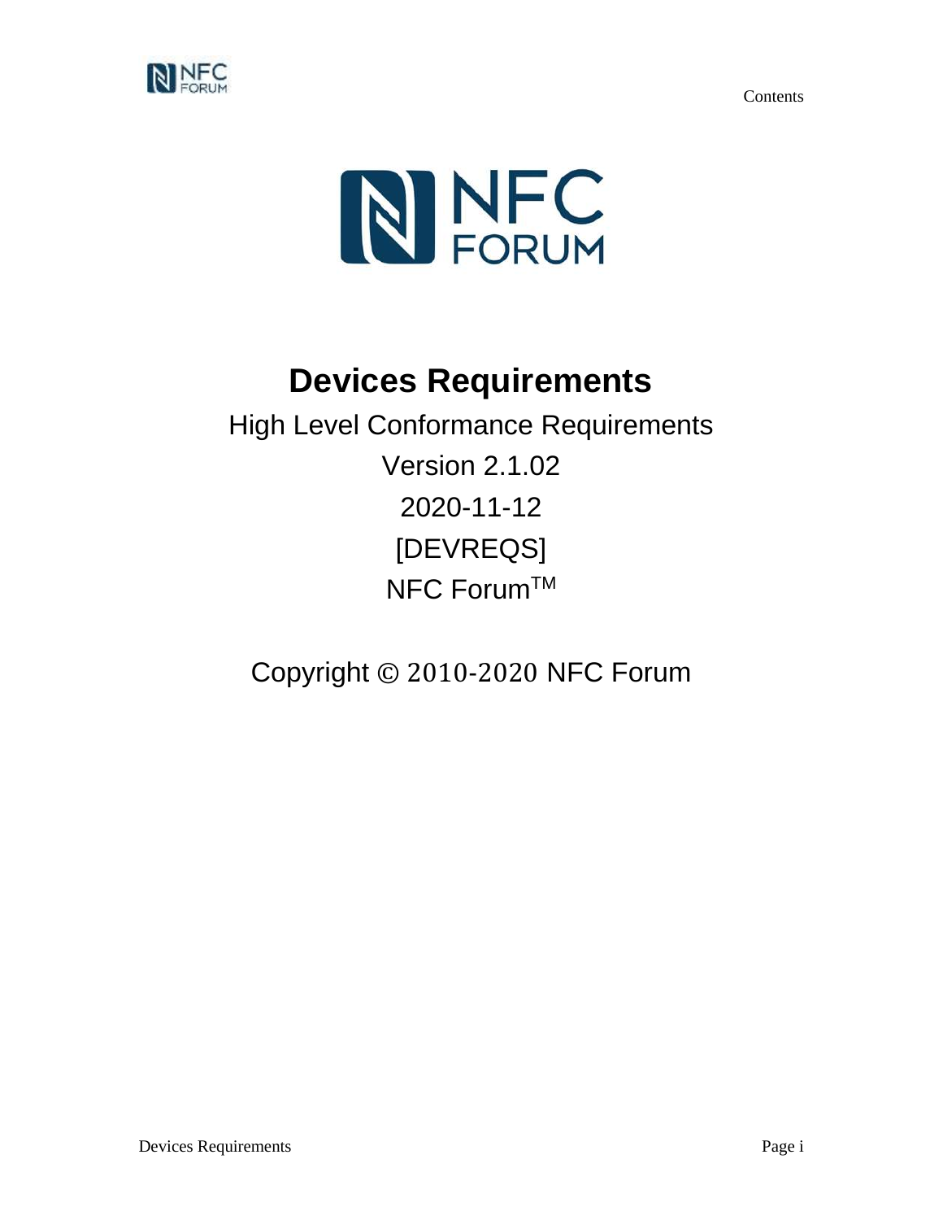# Devices Requirements

High Level Conformance Requirements

Version 2.1.02

2020-11-12

[DEVREQS]

NFC Forum™

Copyright © 2010-2020 NFC Forum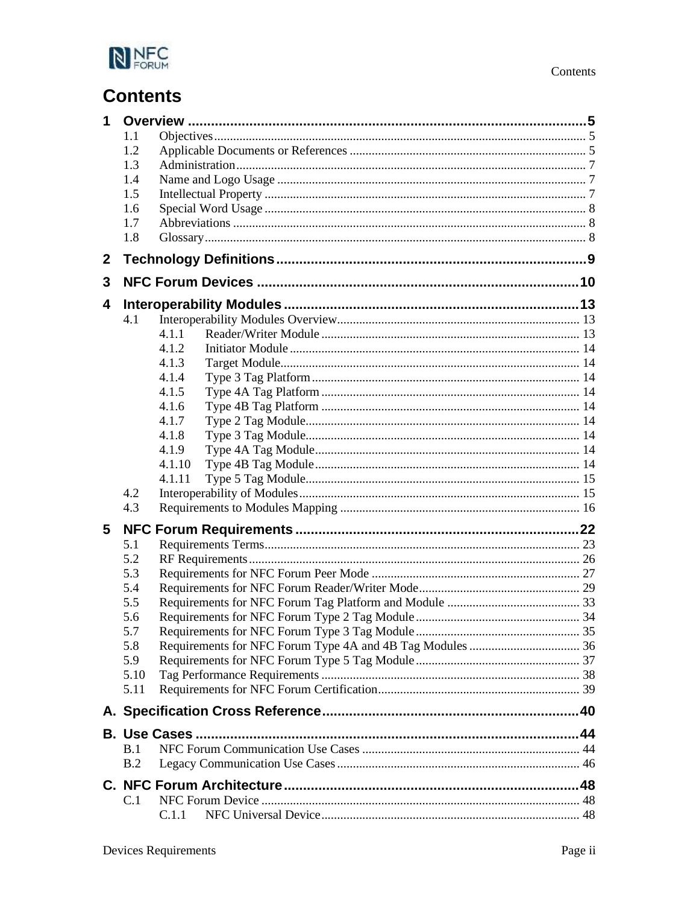# Contents

**1 Overview ........................................................................................................5**

1.1 Objectives ..................................................................................................... 5
1.2 Applicable Documents or References .......................................................... 5
1.3 Administration ............................................................................................... 7
1.4 Name and Logo Usage ................................................................................. 7
1.5 Intellectual Property ..................................................................................... 7
1.6 Special Word Usage ..................................................................................... 8
1.7 Abbreviations ............................................................................................... 8
1.8 Glossary ........................................................................................................ 8

**2 Technology Definitions ..................................................................................9**

**3 NFC Forum Devices ....................................................................................10**

**4 Interoperability Modules ..............................................................................13**

4.1 Interoperability Modules Overview ............................................................. 13
    4.1.1 Reader/Writer Module .......................................................................... 13
    4.1.2 Initiator Module .................................................................................... 14
    4.1.3 Target Module ...................................................................................... 14
    4.1.4 Type 3 Tag Platform ............................................................................ 14
    4.1.5 Type 4A Tag Platform .......................................................................... 14
    4.1.6 Type 4B Tag Platform .......................................................................... 14
    4.1.7 Type 2 Tag Module ............................................................................... 14
    4.1.8 Type 3 Tag Module ............................................................................... 14
    4.1.9 Type 4A Tag Module ............................................................................ 14
    4.1.10 Type 4B Tag Module .......................................................................... 14
    4.1.11 Type 5 Tag Module ............................................................................. 15
4.2 Interoperability of Modules ......................................................................... 15
4.3 Requirements to Modules Mapping ............................................................ 16

**5 NFC Forum Requirements ...........................................................................22**

5.1 Requirements Terms .................................................................................... 23
5.2 RF Requirements ......................................................................................... 26
5.3 Requirements for NFC Forum Peer Mode ................................................... 27
5.4 Requirements for NFC Forum Reader/Writer Mode .................................... 29
5.5 Requirements for NFC Forum Tag Platform and Module ............................ 33
5.6 Requirements for NFC Forum Type 2 Tag Module ..................................... 34
5.7 Requirements for NFC Forum Type 3 Tag Module ..................................... 35
5.8 Requirements for NFC Forum Type 4A and 4B Tag Modules .................... 36
5.9 Requirements for NFC Forum Type 5 Tag Module ..................................... 37
5.10 Tag Performance Requirements ................................................................ 38
5.11 Requirements for NFC Forum Certification ............................................... 39

**A. Specification Cross Reference ...................................................................40**

**B. Use Cases ....................................................................................................44**

B.1 NFC Forum Communication Use Cases ..................................................... 44
B.2 Legacy Communication Use Cases ............................................................ 46

**C. NFC Forum Architecture .............................................................................48**

C.1 NFC Forum Device ...................................................................................... 48
    C.1.1 NFC Universal Device ......................................................................... 48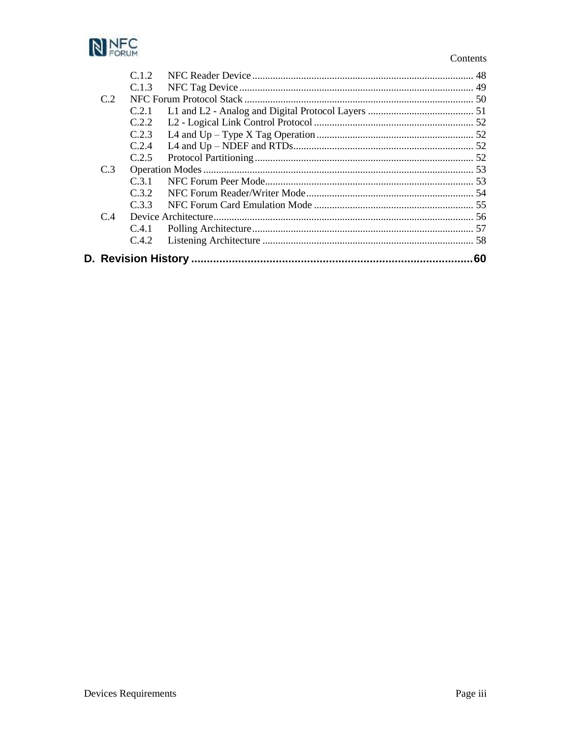- C.1.2 NFC Reader Device ..... 48
- C.1.3 NFC Tag Device ..... 49
- C.2 NFC Forum Protocol Stack ..... 50
  - C.2.1 L1 and L2 - Analog and Digital Protocol Layers ..... 51
  - C.2.2 L2 - Logical Link Control Protocol ..... 52
  - C.2.3 L4 and Up – Type X Tag Operation ..... 52
  - C.2.4 L4 and Up – NDEF and RTDs ..... 52
  - C.2.5 Protocol Partitioning ..... 52
- C.3 Operation Modes ..... 53
  - C.3.1 NFC Forum Peer Mode ..... 53
  - C.3.2 NFC Forum Reader/Writer Mode ..... 54
  - C.3.3 NFC Forum Card Emulation Mode ..... 55
- C.4 Device Architecture ..... 56
  - C.4.1 Polling Architecture ..... 57
  - C.4.2 Listening Architecture ..... 58

**D. Revision History ..... 60**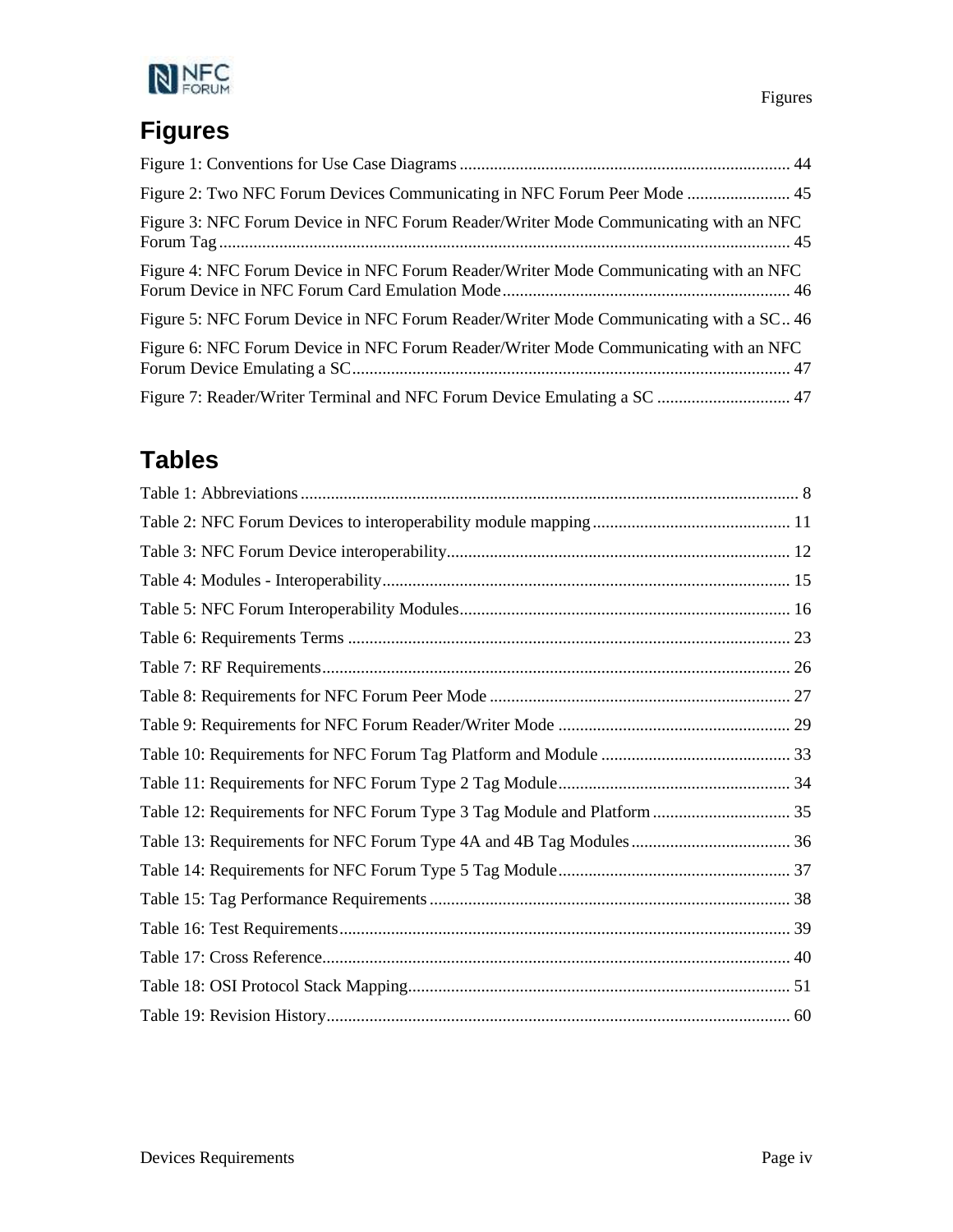# Figures

Figure 1: Conventions for Use Case Diagrams ............................................................................ 44

Figure 2: Two NFC Forum Devices Communicating in NFC Forum Peer Mode ........................ 45

Figure 3: NFC Forum Device in NFC Forum Reader/Writer Mode Communicating with an NFC Forum Tag ................................................................................................................................... 45

Figure 4: NFC Forum Device in NFC Forum Reader/Writer Mode Communicating with an NFC Forum Device in NFC Forum Card Emulation Mode ................................................................... 46

Figure 5: NFC Forum Device in NFC Forum Reader/Writer Mode Communicating with a SC .. 46

Figure 6: NFC Forum Device in NFC Forum Reader/Writer Mode Communicating with an NFC Forum Device Emulating a SC ..................................................................................................... 47

Figure 7: Reader/Writer Terminal and NFC Forum Device Emulating a SC ............................... 47

# Tables

Table 1: Abbreviations ................................................................................................................... 8

Table 2: NFC Forum Devices to interoperability module mapping .............................................. 11

Table 3: NFC Forum Device interoperability ................................................................................ 12

Table 4: Modules - Interoperability .............................................................................................. 15

Table 5: NFC Forum Interoperability Modules ............................................................................ 16

Table 6: Requirements Terms ...................................................................................................... 23

Table 7: RF Requirements ............................................................................................................ 26

Table 8: Requirements for NFC Forum Peer Mode ...................................................................... 27

Table 9: Requirements for NFC Forum Reader/Writer Mode ...................................................... 29

Table 10: Requirements for NFC Forum Tag Platform and Module ............................................ 33

Table 11: Requirements for NFC Forum Type 2 Tag Module ...................................................... 34

Table 12: Requirements for NFC Forum Type 3 Tag Module and Platform ................................ 35

Table 13: Requirements for NFC Forum Type 4A and 4B Tag Modules ..................................... 36

Table 14: Requirements for NFC Forum Type 5 Tag Module ...................................................... 37

Table 15: Tag Performance Requirements .................................................................................... 38

Table 16: Test Requirements ........................................................................................................ 39

Table 17: Cross Reference ............................................................................................................ 40

Table 18: OSI Protocol Stack Mapping ........................................................................................ 51

Table 19: Revision History ........................................................................................................... 60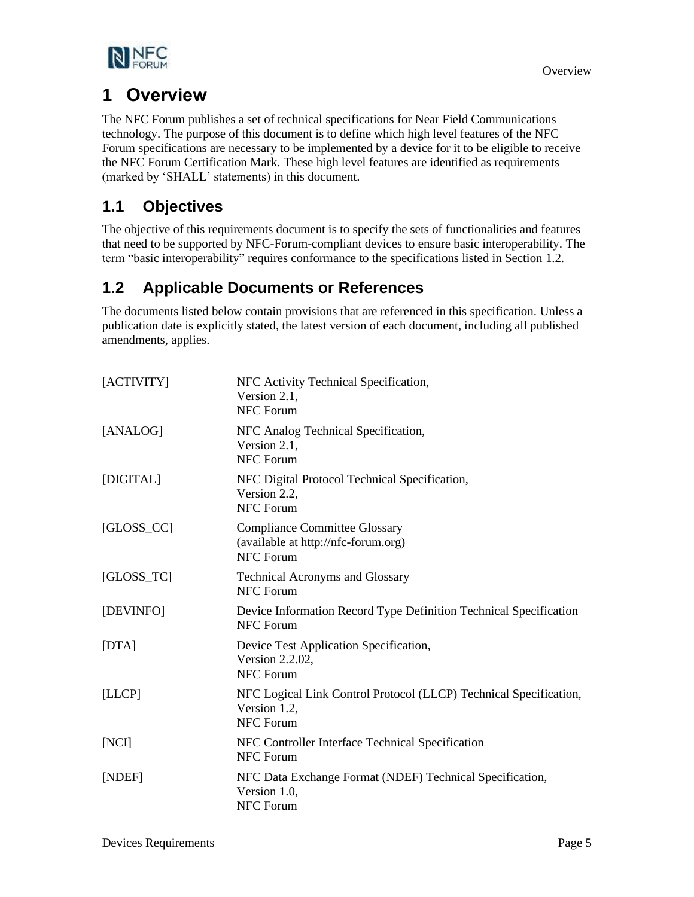# 1 Overview

The NFC Forum publishes a set of technical specifications for Near Field Communications technology. The purpose of this document is to define which high level features of the NFC Forum specifications are necessary to be implemented by a device for it to be eligible to receive the NFC Forum Certification Mark. These high level features are identified as requirements (marked by 'SHALL' statements) in this document.

## 1.1 Objectives

The objective of this requirements document is to specify the sets of functionalities and features that need to be supported by NFC-Forum-compliant devices to ensure basic interoperability. The term "basic interoperability" requires conformance to the specifications listed in Section 1.2.

## 1.2 Applicable Documents or References

The documents listed below contain provisions that are referenced in this specification. Unless a publication date is explicitly stated, the latest version of each document, including all published amendments, applies.

| | |
|---|---|
| [ACTIVITY] | NFC Activity Technical Specification,<br>Version 2.1,<br>NFC Forum |
| [ANALOG] | NFC Analog Technical Specification,<br>Version 2.1,<br>NFC Forum |
| [DIGITAL] | NFC Digital Protocol Technical Specification,<br>Version 2.2,<br>NFC Forum |
| [GLOSS_CC] | Compliance Committee Glossary<br>(available at http://nfc-forum.org)<br>NFC Forum |
| [GLOSS_TC] | Technical Acronyms and Glossary<br>NFC Forum |
| [DEVINFO] | Device Information Record Type Definition Technical Specification<br>NFC Forum |
| [DTA] | Device Test Application Specification,<br>Version 2.2.02,<br>NFC Forum |
| [LLCP] | NFC Logical Link Control Protocol (LLCP) Technical Specification,<br>Version 1.2,<br>NFC Forum |
| [NCI] | NFC Controller Interface Technical Specification<br>NFC Forum |
| [NDEF] | NFC Data Exchange Format (NDEF) Technical Specification,<br>Version 1.0,<br>NFC Forum |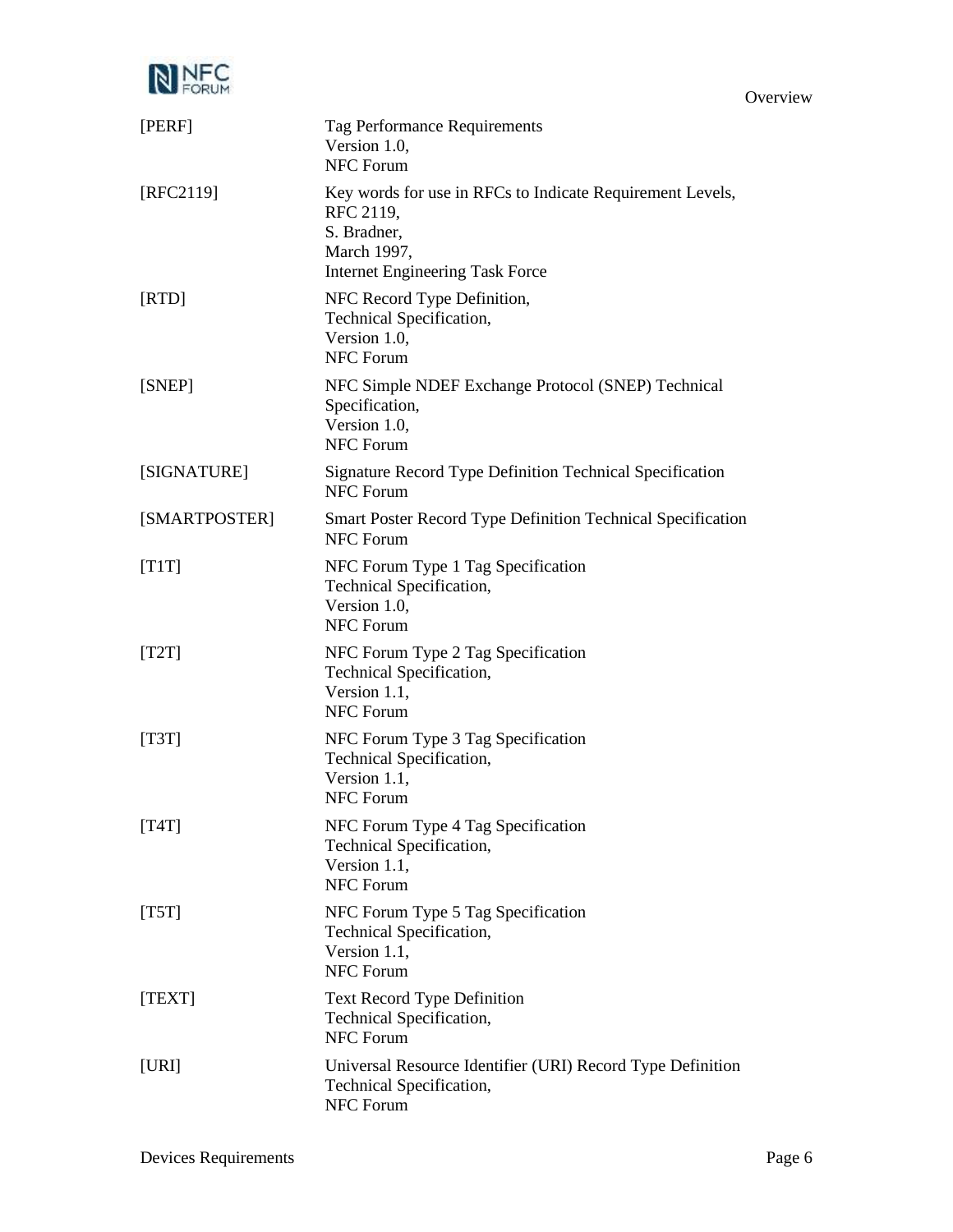| | |
|---|---|
| [PERF] | Tag Performance Requirements<br>Version 1.0,<br>NFC Forum |
| [RFC2119] | Key words for use in RFCs to Indicate Requirement Levels,<br>RFC 2119,<br>S. Bradner,<br>March 1997,<br>Internet Engineering Task Force |
| [RTD] | NFC Record Type Definition,<br>Technical Specification,<br>Version 1.0,<br>NFC Forum |
| [SNEP] | NFC Simple NDEF Exchange Protocol (SNEP) Technical Specification,<br>Version 1.0,<br>NFC Forum |
| [SIGNATURE] | Signature Record Type Definition Technical Specification<br>NFC Forum |
| [SMARTPOSTER] | Smart Poster Record Type Definition Technical Specification<br>NFC Forum |
| [T1T] | NFC Forum Type 1 Tag Specification<br>Technical Specification,<br>Version 1.0,<br>NFC Forum |
| [T2T] | NFC Forum Type 2 Tag Specification<br>Technical Specification,<br>Version 1.1,<br>NFC Forum |
| [T3T] | NFC Forum Type 3 Tag Specification<br>Technical Specification,<br>Version 1.1,<br>NFC Forum |
| [T4T] | NFC Forum Type 4 Tag Specification<br>Technical Specification,<br>Version 1.1,<br>NFC Forum |
| [T5T] | NFC Forum Type 5 Tag Specification<br>Technical Specification,<br>Version 1.1,<br>NFC Forum |
| [TEXT] | Text Record Type Definition<br>Technical Specification,<br>NFC Forum |
| [URI] | Universal Resource Identifier (URI) Record Type Definition<br>Technical Specification,<br>NFC Forum |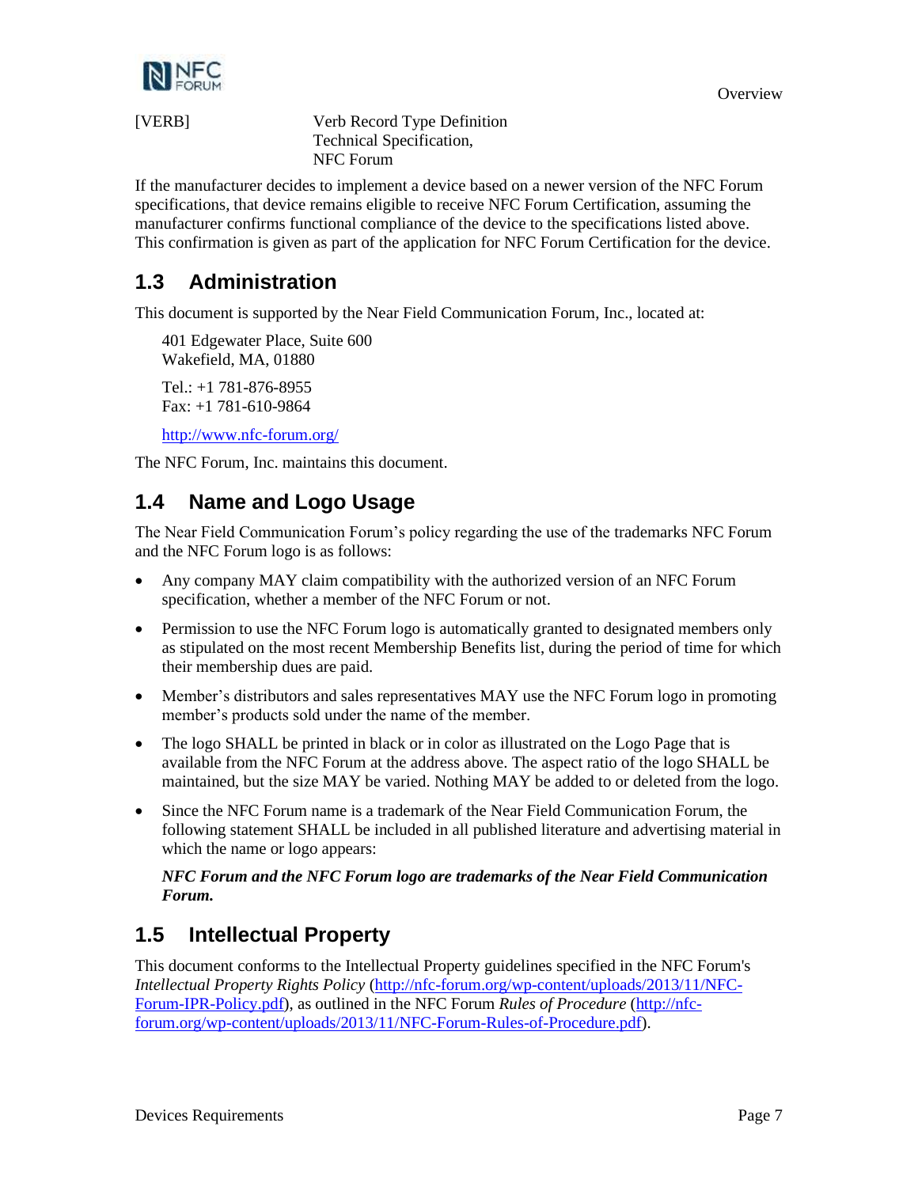[VERB] Verb Record Type Definition
Technical Specification,
NFC Forum

If the manufacturer decides to implement a device based on a newer version of the NFC Forum specifications, that device remains eligible to receive NFC Forum Certification, assuming the manufacturer confirms functional compliance of the device to the specifications listed above. This confirmation is given as part of the application for NFC Forum Certification for the device.

## 1.3 Administration

This document is supported by the Near Field Communication Forum, Inc., located at:

401 Edgewater Place, Suite 600
Wakefield, MA, 01880

Tel.: +1 781-876-8955
Fax: +1 781-610-9864

http://www.nfc-forum.org/

The NFC Forum, Inc. maintains this document.

## 1.4 Name and Logo Usage

The Near Field Communication Forum's policy regarding the use of the trademarks NFC Forum and the NFC Forum logo is as follows:

- Any company MAY claim compatibility with the authorized version of an NFC Forum specification, whether a member of the NFC Forum or not.
- Permission to use the NFC Forum logo is automatically granted to designated members only as stipulated on the most recent Membership Benefits list, during the period of time for which their membership dues are paid.
- Member's distributors and sales representatives MAY use the NFC Forum logo in promoting member's products sold under the name of the member.
- The logo SHALL be printed in black or in color as illustrated on the Logo Page that is available from the NFC Forum at the address above. The aspect ratio of the logo SHALL be maintained, but the size MAY be varied. Nothing MAY be added to or deleted from the logo.
- Since the NFC Forum name is a trademark of the Near Field Communication Forum, the following statement SHALL be included in all published literature and advertising material in which the name or logo appears:

  ***NFC Forum and the NFC Forum logo are trademarks of the Near Field Communication Forum.***

## 1.5 Intellectual Property

This document conforms to the Intellectual Property guidelines specified in the NFC Forum's *Intellectual Property Rights Policy* (http://nfc-forum.org/wp-content/uploads/2013/11/NFC-Forum-IPR-Policy.pdf), as outlined in the NFC Forum *Rules of Procedure* (http://nfc-forum.org/wp-content/uploads/2013/11/NFC-Forum-Rules-of-Procedure.pdf).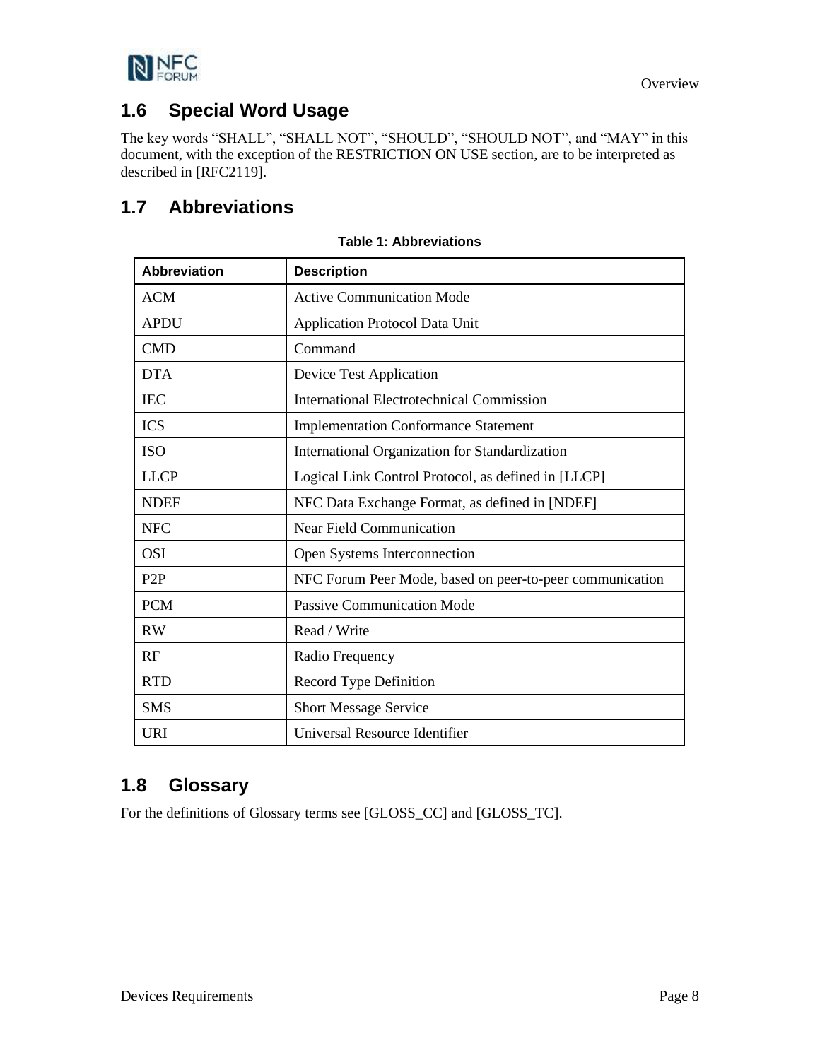## 1.6 Special Word Usage

The key words "SHALL", "SHALL NOT", "SHOULD", "SHOULD NOT", and "MAY" in this document, with the exception of the RESTRICTION ON USE section, are to be interpreted as described in [RFC2119].

## 1.7 Abbreviations

**Table 1: Abbreviations**

| Abbreviation | Description |
|---|---|
| ACM | Active Communication Mode |
| APDU | Application Protocol Data Unit |
| CMD | Command |
| DTA | Device Test Application |
| IEC | International Electrotechnical Commission |
| ICS | Implementation Conformance Statement |
| ISO | International Organization for Standardization |
| LLCP | Logical Link Control Protocol, as defined in [LLCP] |
| NDEF | NFC Data Exchange Format, as defined in [NDEF] |
| NFC | Near Field Communication |
| OSI | Open Systems Interconnection |
| P2P | NFC Forum Peer Mode, based on peer-to-peer communication |
| PCM | Passive Communication Mode |
| RW | Read / Write |
| RF | Radio Frequency |
| RTD | Record Type Definition |
| SMS | Short Message Service |
| URI | Universal Resource Identifier |

## 1.8 Glossary

For the definitions of Glossary terms see [GLOSS_CC] and [GLOSS_TC].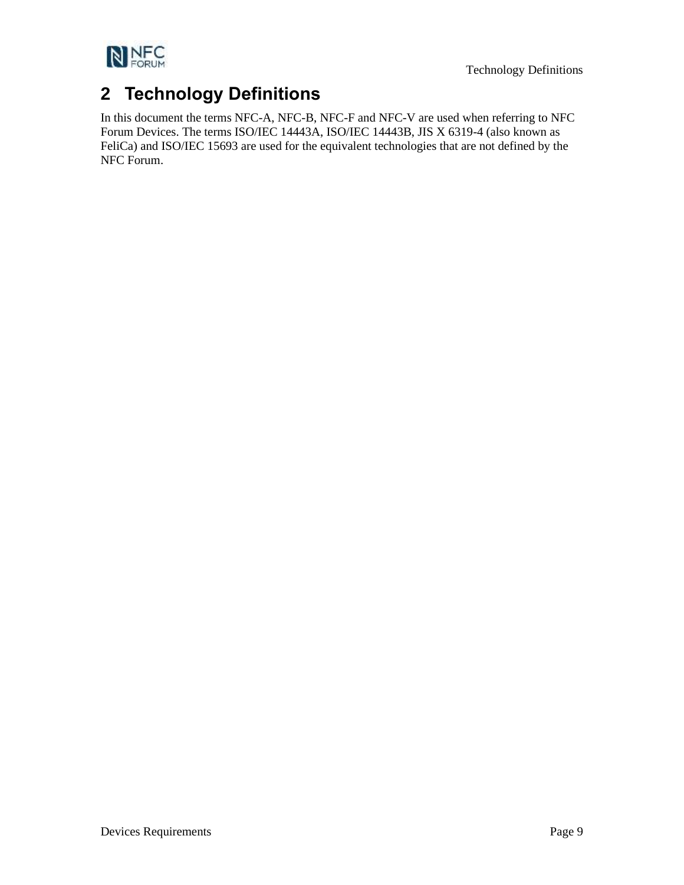# 2 Technology Definitions

In this document the terms NFC-A, NFC-B, NFC-F and NFC-V are used when referring to NFC Forum Devices. The terms ISO/IEC 14443A, ISO/IEC 14443B, JIS X 6319-4 (also known as FeliCa) and ISO/IEC 15693 are used for the equivalent technologies that are not defined by the NFC Forum.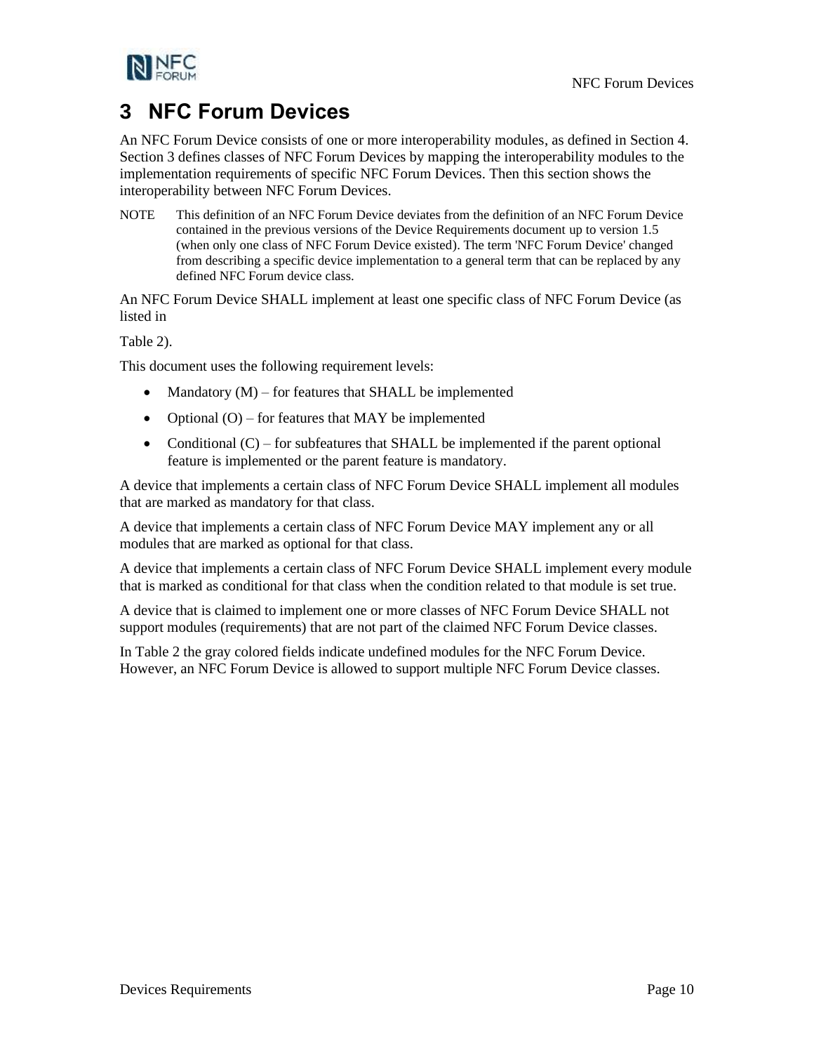# 3 NFC Forum Devices

An NFC Forum Device consists of one or more interoperability modules, as defined in Section 4. Section 3 defines classes of NFC Forum Devices by mapping the interoperability modules to the implementation requirements of specific NFC Forum Devices. Then this section shows the interoperability between NFC Forum Devices.

NOTE This definition of an NFC Forum Device deviates from the definition of an NFC Forum Device contained in the previous versions of the Device Requirements document up to version 1.5 (when only one class of NFC Forum Device existed). The term 'NFC Forum Device' changed from describing a specific device implementation to a general term that can be replaced by any defined NFC Forum device class.

An NFC Forum Device SHALL implement at least one specific class of NFC Forum Device (as listed in

Table 2).

This document uses the following requirement levels:

- Mandatory (M) – for features that SHALL be implemented
- Optional (O) – for features that MAY be implemented
- Conditional (C) – for subfeatures that SHALL be implemented if the parent optional feature is implemented or the parent feature is mandatory.

A device that implements a certain class of NFC Forum Device SHALL implement all modules that are marked as mandatory for that class.

A device that implements a certain class of NFC Forum Device MAY implement any or all modules that are marked as optional for that class.

A device that implements a certain class of NFC Forum Device SHALL implement every module that is marked as conditional for that class when the condition related to that module is set true.

A device that is claimed to implement one or more classes of NFC Forum Device SHALL not support modules (requirements) that are not part of the claimed NFC Forum Device classes.

In Table 2 the gray colored fields indicate undefined modules for the NFC Forum Device. However, an NFC Forum Device is allowed to support multiple NFC Forum Device classes.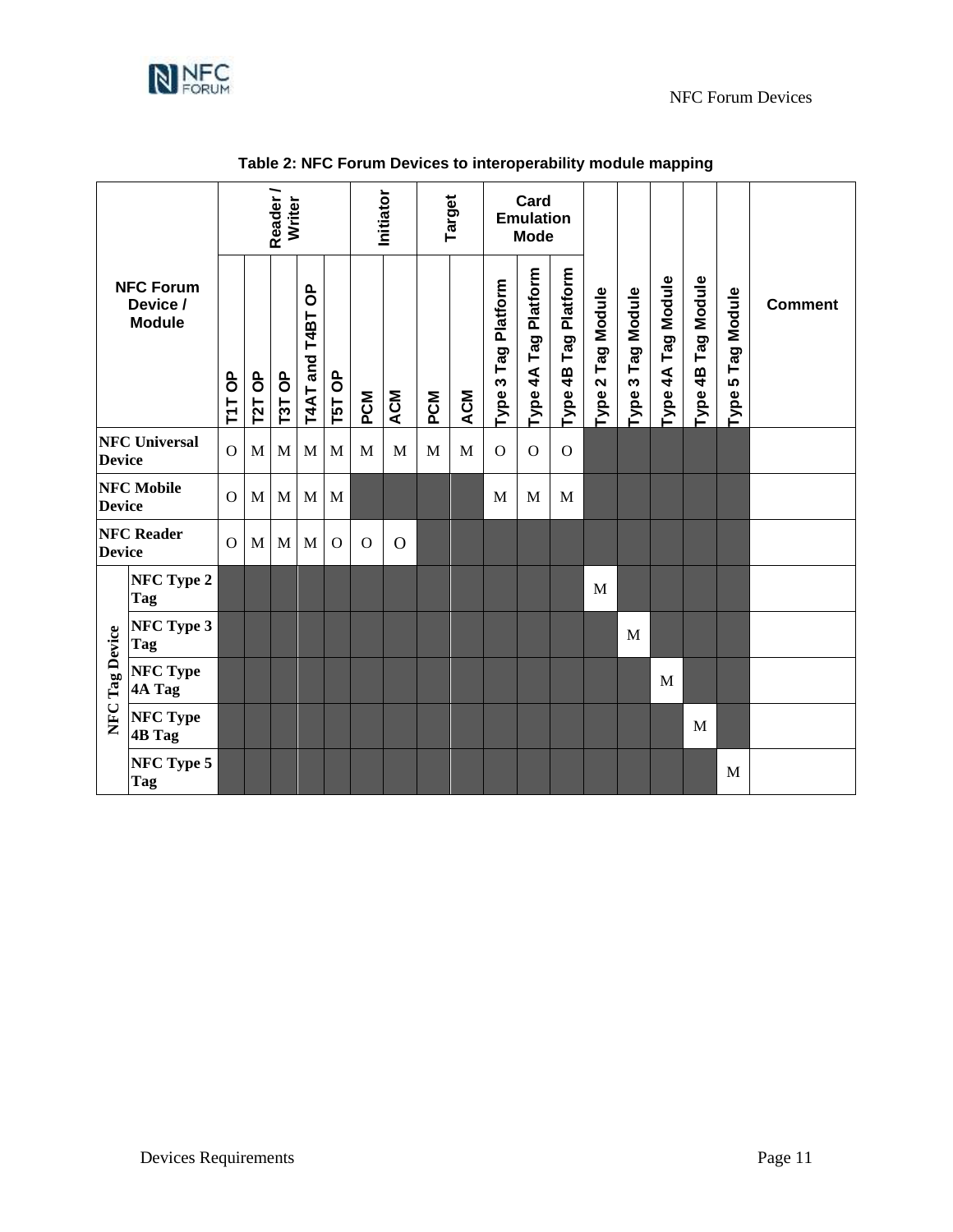**Table 2: NFC Forum Devices to interoperability module mapping**

| NFC Forum Device / Module | | Reader / Writer | | | | | Initiator | | Target | | Card Emulation Mode | | | | | | | | Comment |
|---|---|---|---|---|---|---|---|---|---|---|---|---|---|---|---|---|---|---|---|
| | | T1T OP | T2T OP | T3T OP | T4AT and T4BT OP | T5T OP | PCM | ACM | PCM | ACM | Type 3 Tag Platform | Type 4A Tag Platform | Type 4B Tag Platform | Type 2 Tag Module | Type 3 Tag Module | Type 4A Tag Module | Type 4B Tag Module | Type 5 Tag Module | |
| NFC Universal Device | | O | M | M | M | M | M | M | M | M | O | O | O | | | | | | |
| NFC Mobile Device | | O | M | M | M | M | | | | | M | M | M | | | | | | |
| NFC Reader Device | | O | M | M | M | O | O | O | | | | | | | | | | | |
| NFC Tag Device | NFC Type 2 Tag | | | | | | | | | | | | | M | | | | | |
| | NFC Type 3 Tag | | | | | | | | | | | | | | M | | | | |
| | NFC Type 4A Tag | | | | | | | | | | | | | | | M | | | |
| | NFC Type 4B Tag | | | | | | | | | | | | | | | | M | | |
| | NFC Type 5 Tag | | | | | | | | | | | | | | | | | M | |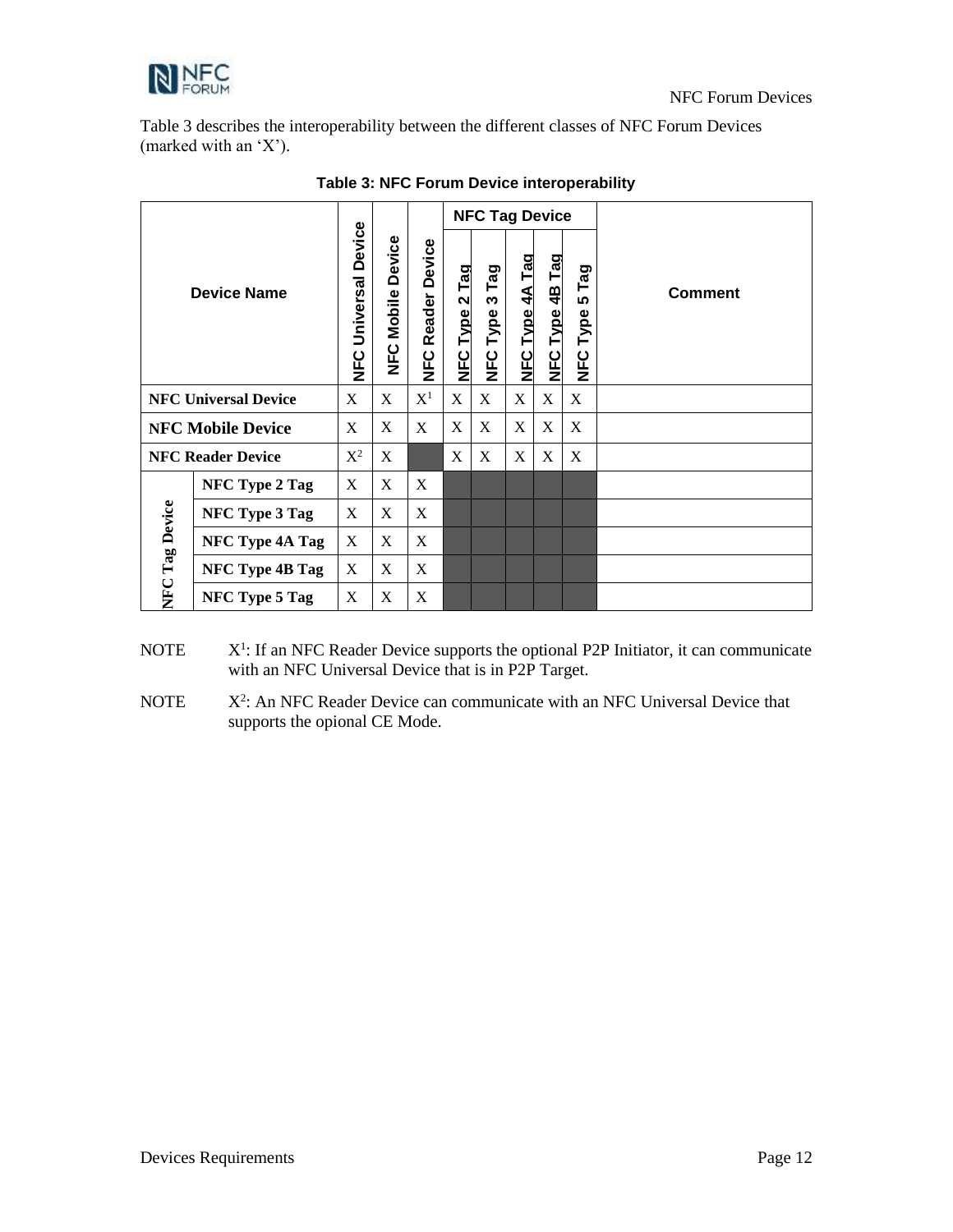Table 3 describes the interoperability between the different classes of NFC Forum Devices (marked with an 'X').

**Table 3: NFC Forum Device interoperability**

| Device Name | | NFC Universal Device | NFC Mobile Device | NFC Reader Device | NFC Tag Device | | | | | Comment |
|---|---|---|---|---|---|---|---|---|---|---|
| | | | | | NFC Type 2 Tag | NFC Type 3 Tag | NFC Type 4A Tag | NFC Type 4B Tag | NFC Type 5 Tag | |
| **NFC Universal Device** | | X | X | X[1] | X | X | X | X | X | |
| **NFC Mobile Device** | | X | X | X | X | X | X | X | X | |
| **NFC Reader Device** | | X[2] | X | | X | X | X | X | X | |
| **NFC Tag Device** | **NFC Type 2 Tag** | X | X | X | | | | | | |
| | **NFC Type 3 Tag** | X | X | X | | | | | | |
| | **NFC Type 4A Tag** | X | X | X | | | | | | |
| | **NFC Type 4B Tag** | X | X | X | | | | | | |
| | **NFC Type 5 Tag** | X | X | X | | | | | | |

NOTE X[1]: If an NFC Reader Device supports the optional P2P Initiator, it can communicate with an NFC Universal Device that is in P2P Target.

NOTE X[2]: An NFC Reader Device can communicate with an NFC Universal Device that supports the opional CE Mode.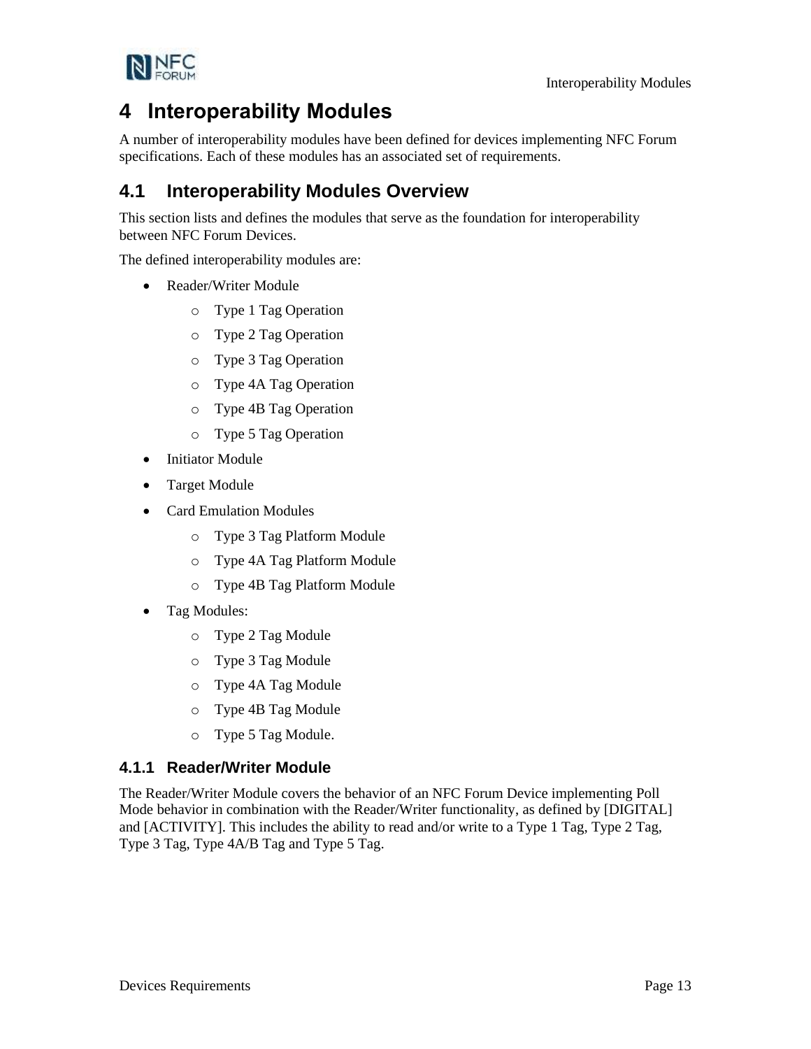# 4 Interoperability Modules

A number of interoperability modules have been defined for devices implementing NFC Forum specifications. Each of these modules has an associated set of requirements.

## 4.1 Interoperability Modules Overview

This section lists and defines the modules that serve as the foundation for interoperability between NFC Forum Devices.

The defined interoperability modules are:

- Reader/Writer Module
  - Type 1 Tag Operation
  - Type 2 Tag Operation
  - Type 3 Tag Operation
  - Type 4A Tag Operation
  - Type 4B Tag Operation
  - Type 5 Tag Operation
- Initiator Module
- Target Module
- Card Emulation Modules
  - Type 3 Tag Platform Module
  - Type 4A Tag Platform Module
  - Type 4B Tag Platform Module
- Tag Modules:
  - Type 2 Tag Module
  - Type 3 Tag Module
  - Type 4A Tag Module
  - Type 4B Tag Module
  - Type 5 Tag Module.

### 4.1.1 Reader/Writer Module

The Reader/Writer Module covers the behavior of an NFC Forum Device implementing Poll Mode behavior in combination with the Reader/Writer functionality, as defined by [DIGITAL] and [ACTIVITY]. This includes the ability to read and/or write to a Type 1 Tag, Type 2 Tag, Type 3 Tag, Type 4A/B Tag and Type 5 Tag.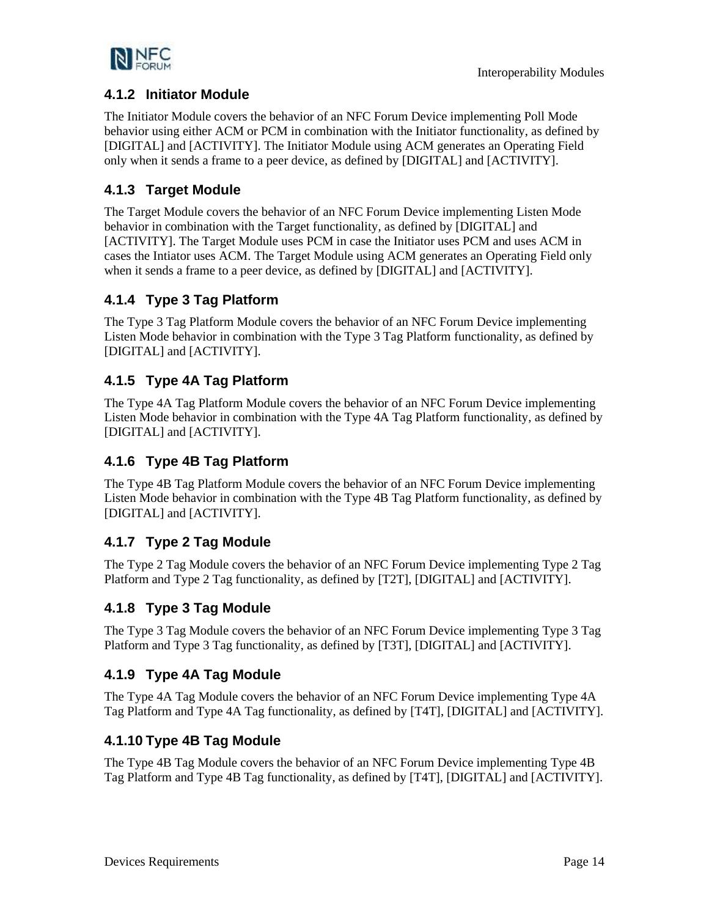### 4.1.2 Initiator Module

The Initiator Module covers the behavior of an NFC Forum Device implementing Poll Mode behavior using either ACM or PCM in combination with the Initiator functionality, as defined by [DIGITAL] and [ACTIVITY]. The Initiator Module using ACM generates an Operating Field only when it sends a frame to a peer device, as defined by [DIGITAL] and [ACTIVITY].

### 4.1.3 Target Module

The Target Module covers the behavior of an NFC Forum Device implementing Listen Mode behavior in combination with the Target functionality, as defined by [DIGITAL] and [ACTIVITY]. The Target Module uses PCM in case the Initiator uses PCM and uses ACM in cases the Intiator uses ACM. The Target Module using ACM generates an Operating Field only when it sends a frame to a peer device, as defined by [DIGITAL] and [ACTIVITY].

### 4.1.4 Type 3 Tag Platform

The Type 3 Tag Platform Module covers the behavior of an NFC Forum Device implementing Listen Mode behavior in combination with the Type 3 Tag Platform functionality, as defined by [DIGITAL] and [ACTIVITY].

### 4.1.5 Type 4A Tag Platform

The Type 4A Tag Platform Module covers the behavior of an NFC Forum Device implementing Listen Mode behavior in combination with the Type 4A Tag Platform functionality, as defined by [DIGITAL] and [ACTIVITY].

### 4.1.6 Type 4B Tag Platform

The Type 4B Tag Platform Module covers the behavior of an NFC Forum Device implementing Listen Mode behavior in combination with the Type 4B Tag Platform functionality, as defined by [DIGITAL] and [ACTIVITY].

### 4.1.7 Type 2 Tag Module

The Type 2 Tag Module covers the behavior of an NFC Forum Device implementing Type 2 Tag Platform and Type 2 Tag functionality, as defined by [T2T], [DIGITAL] and [ACTIVITY].

### 4.1.8 Type 3 Tag Module

The Type 3 Tag Module covers the behavior of an NFC Forum Device implementing Type 3 Tag Platform and Type 3 Tag functionality, as defined by [T3T], [DIGITAL] and [ACTIVITY].

### 4.1.9 Type 4A Tag Module

The Type 4A Tag Module covers the behavior of an NFC Forum Device implementing Type 4A Tag Platform and Type 4A Tag functionality, as defined by [T4T], [DIGITAL] and [ACTIVITY].

### 4.1.10 Type 4B Tag Module

The Type 4B Tag Module covers the behavior of an NFC Forum Device implementing Type 4B Tag Platform and Type 4B Tag functionality, as defined by [T4T], [DIGITAL] and [ACTIVITY].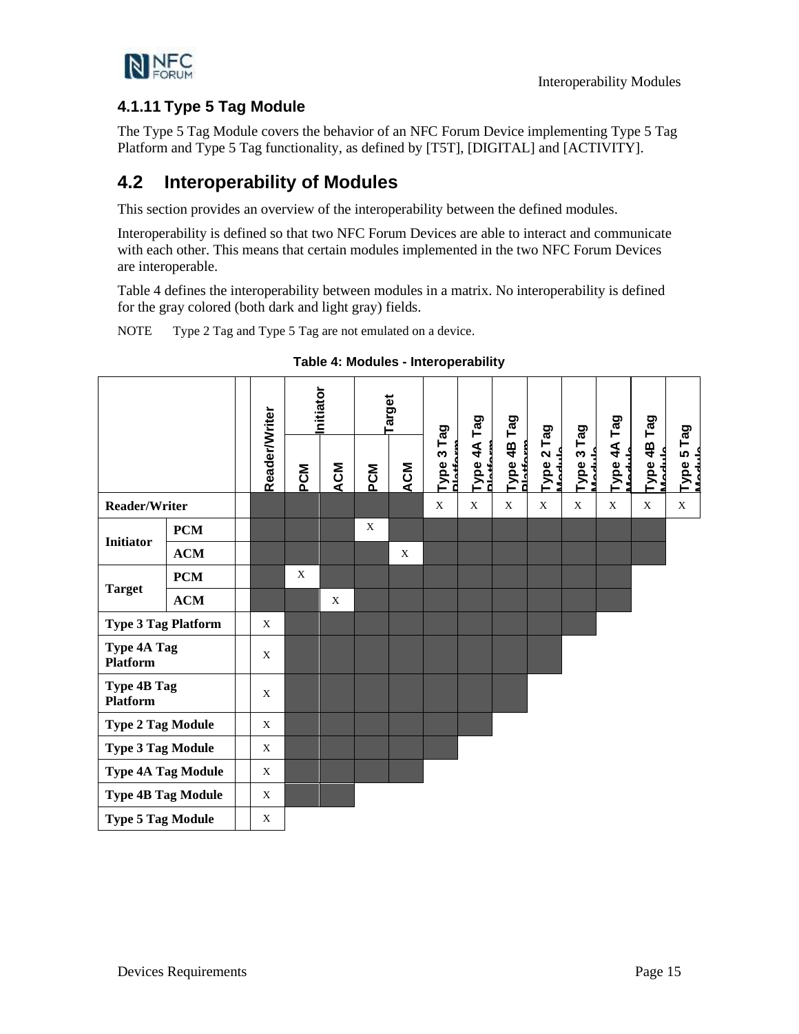### 4.1.11 Type 5 Tag Module

The Type 5 Tag Module covers the behavior of an NFC Forum Device implementing Type 5 Tag Platform and Type 5 Tag functionality, as defined by [T5T], [DIGITAL] and [ACTIVITY].

## 4.2 Interoperability of Modules

This section provides an overview of the interoperability between the defined modules.

Interoperability is defined so that two NFC Forum Devices are able to interact and communicate with each other. This means that certain modules implemented in the two NFC Forum Devices are interoperable.

Table 4 defines the interoperability between modules in a matrix. No interoperability is defined for the gray colored (both dark and light gray) fields.

NOTE Type 2 Tag and Type 5 Tag are not emulated on a device.

**Table 4: Modules - Interoperability**

| | | | Reader/Writer | Initiator | | Target | | Type 3 Tag Platform | Type 4A Tag Platform | Type 4B Tag Platform | Type 2 Tag Module | Type 3 Tag Module | Type 4A Tag Module | Type 4B Tag Module | Type 5 Tag Module |
|---|---|---|---|---|---|---|---|---|---|---|---|---|---|---|---|
| | | | | PCM | ACM | PCM | ACM | | | | | | | | |
| **Reader/Writer** | | | | | | | | X | X | X | X | X | X | X | X |
| **Initiator** | **PCM** | | | | | X | | | | | | | | | |
| | **ACM** | | | | | | X | | | | | | | | |
| **Target** | **PCM** | | | X | | | | | | | | | | | |
| | **ACM** | | | | X | | | | | | | | | | |
| **Type 3 Tag Platform** | | | X | | | | | | | | | | | | |
| **Type 4A Tag Platform** | | | X | | | | | | | | | | | | |
| **Type 4B Tag Platform** | | | X | | | | | | | | | | | | |
| **Type 2 Tag Module** | | | X | | | | | | | | | | | | |
| **Type 3 Tag Module** | | | X | | | | | | | | | | | | |
| **Type 4A Tag Module** | | | X | | | | | | | | | | | | |
| **Type 4B Tag Module** | | | X | | | | | | | | | | | | |
| **Type 5 Tag Module** | | | X | | | | | | | | | | | | |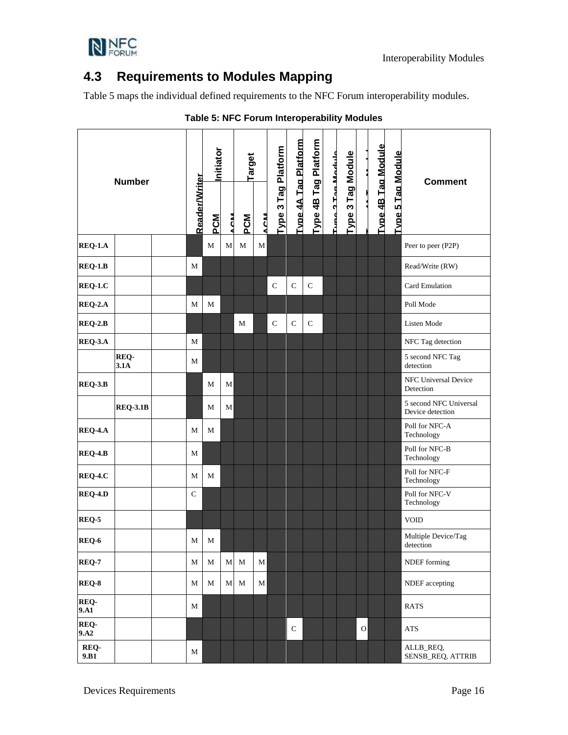## 4.3 Requirements to Modules Mapping

Table 5 maps the individual defined requirements to the NFC Forum interoperability modules.

**Table 5: NFC Forum Interoperability Modules**

| Number | | | Reader/Writer | Initiator | | Target | | Type 3 Tag Platform | Type 4A Tag Platform | Type 4B Tag Platform | Type 2 Tag Module | Type 3 Tag Module | Type 4A Tag Module | Type 4B Tag Module | Type 5 Tag Module | Comment |
|---|---|---|---|---|---|---|---|---|---|---|---|---|---|---|---|---|
| | | | | PCM | ACM | PCM | ACM | | | | | | | | | |
| **REQ-1.A** | | | | M | M | M | M | | | | | | | | | Peer to peer (P2P) |
| **REQ-1.B** | | | M | | | | | | | | | | | | | Read/Write (RW) |
| **REQ-1.C** | | | | | | | | C | C | C | | | | | | Card Emulation |
| **REQ-2.A** | | | M | M | | | | | | | | | | | | Poll Mode |
| **REQ-2.B** | | | | | | M | | C | C | C | | | | | | Listen Mode |
| **REQ-3.A** | | | M | | | | | | | | | | | | | NFC Tag detection |
| | **REQ-3.1A** | | M | | | | | | | | | | | | | 5 second NFC Tag detection |
| **REQ-3.B** | | | | M | M | | | | | | | | | | | NFC Universal Device Detection |
| | **REQ-3.1B** | | | M | M | | | | | | | | | | | 5 second NFC Universal Device detection |
| **REQ-4.A** | | | M | M | | | | | | | | | | | | Poll for NFC-A Technology |
| **REQ-4.B** | | | M | | | | | | | | | | | | | Poll for NFC-B Technology |
| **REQ-4.C** | | | M | M | | | | | | | | | | | | Poll for NFC-F Technology |
| **REQ-4.D** | | | C | | | | | | | | | | | | | Poll for NFC-V Technology |
| **REQ-5** | | | | | | | | | | | | | | | | VOID |
| **REQ-6** | | | M | M | | | | | | | | | | | | Multiple Device/Tag detection |
| **REQ-7** | | | M | M | M | M | M | | | | | | | | | NDEF forming |
| **REQ-8** | | | M | M | M | M | M | | | | | | | | | NDEF accepting |
| **REQ-9.A1** | | | M | | | | | | | | | | | | | RATS |
| **REQ-9.A2** | | | | | | | | | C | | | | O | | | ATS |
| **REQ-9.B1** | | | M | | | | | | | | | | | | | ALLB_REQ, SENSB_REQ, ATTRIB |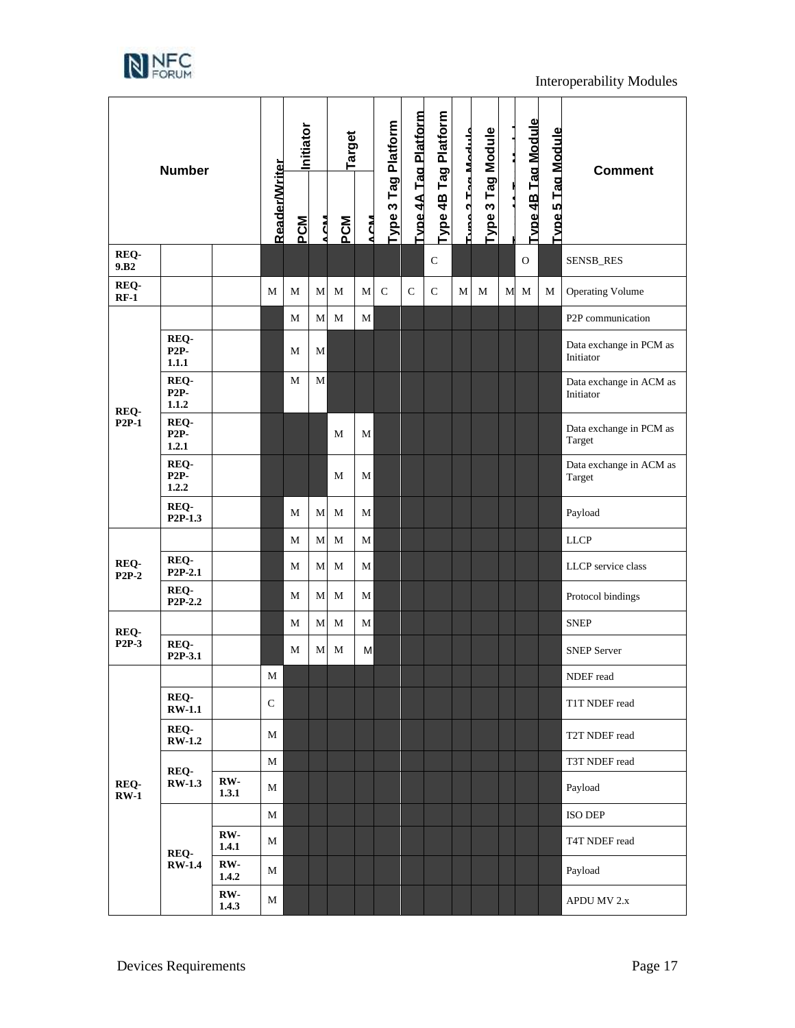| Number | | | Reader/Writer | Initiator | | Target | | Type 3 Tag Platform | Type 4A Tag Platform | Type 4B Tag Platform | Type 2 Tag Module | Type 3 Tag Module | Type 4A Tag Module | Type 4B Tag Module | Type 5 Tag Module | Comment |
|---|---|---|---|---|---|---|---|---|---|---|---|---|---|---|---|---|
| | | | | PCM | ACM | PCM | ACM | | | | | | | | | |
| REQ-9.B2 | | | | | | | | | | C | | | | O | | SENSB_RES |
| REQ-RF-1 | | | M | M | M | M | M | C | C | C | M | M | M | M | M | Operating Volume |
| REQ-P2P-1 | | | | M | M | M | M | | | | | | | | | P2P communication |
| | REQ-P2P-1.1.1 | | | M | M | | | | | | | | | | | Data exchange in PCM as Initiator |
| | REQ-P2P-1.1.2 | | | M | M | | | | | | | | | | | Data exchange in ACM as Initiator |
| | REQ-P2P-1.2.1 | | | | | M | M | | | | | | | | | Data exchange in PCM as Target |
| | REQ-P2P-1.2.2 | | | | | M | M | | | | | | | | | Data exchange in ACM as Target |
| | REQ-P2P-1.3 | | | M | M | M | M | | | | | | | | | Payload |
| REQ-P2P-2 | | | | M | M | M | M | | | | | | | | | LLCP |
| | REQ-P2P-2.1 | | | M | M | M | M | | | | | | | | | LLCP service class |
| | REQ-P2P-2.2 | | | M | M | M | M | | | | | | | | | Protocol bindings |
| REQ-P2P-3 | | | | M | M | M | M | | | | | | | | | SNEP |
| | REQ-P2P-3.1 | | | M | M | M | M | | | | | | | | | SNEP Server |
| REQ-RW-1 | | | M | | | | | | | | | | | | | NDEF read |
| | REQ-RW-1.1 | | C | | | | | | | | | | | | | T1T NDEF read |
| | REQ-RW-1.2 | | M | | | | | | | | | | | | | T2T NDEF read |
| | REQ-RW-1.3 | | M | | | | | | | | | | | | | T3T NDEF read |
| | | RW-1.3.1 | M | | | | | | | | | | | | | Payload |
| | REQ-RW-1.4 | | M | | | | | | | | | | | | | ISO DEP |
| | | RW-1.4.1 | M | | | | | | | | | | | | | T4T NDEF read |
| | | RW-1.4.2 | M | | | | | | | | | | | | | Payload |
| | | RW-1.4.3 | M | | | | | | | | | | | | | APDU MV 2.x |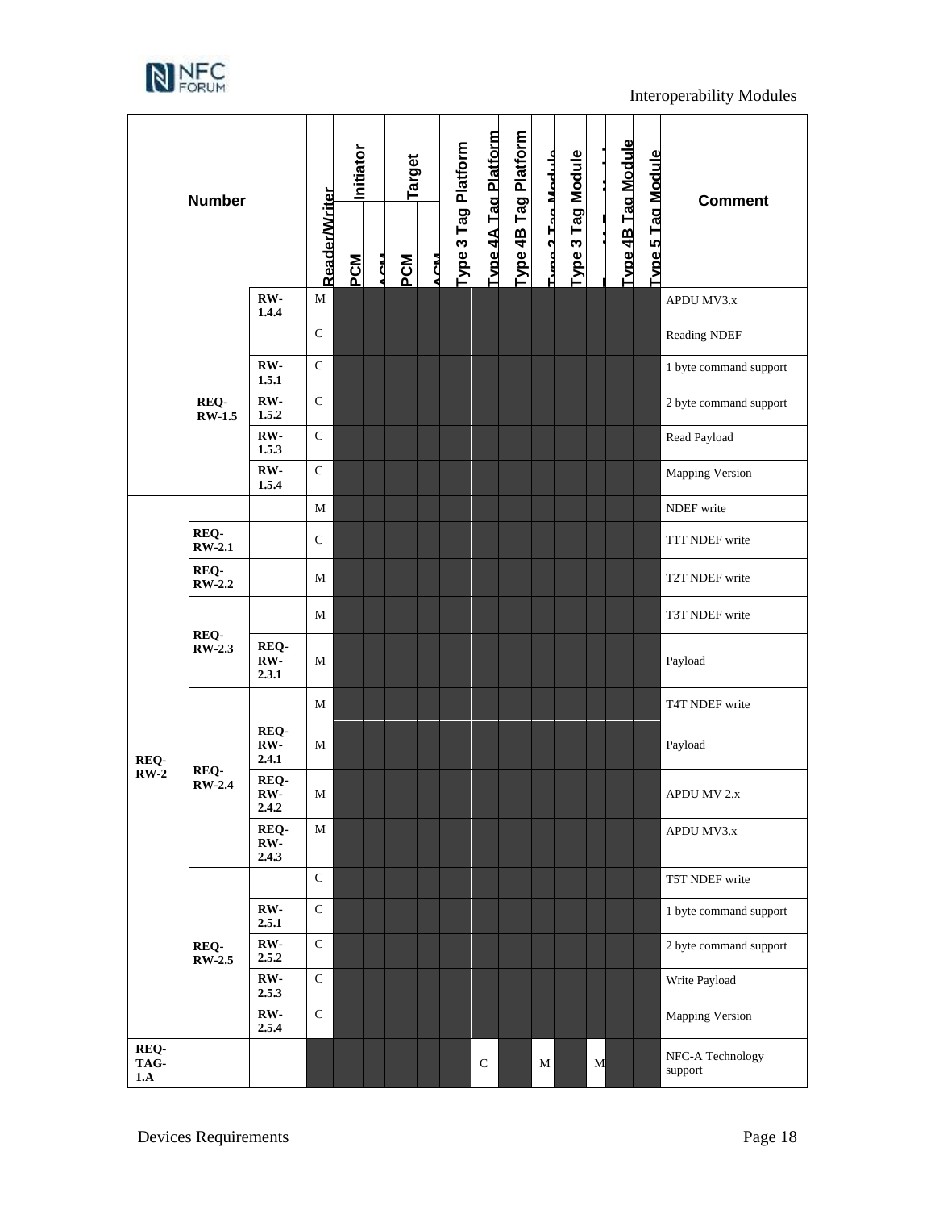| Number | | | Reader/Writer | Initiator | | Target | | Type 3 Tag Platform | Type 4A Tag Platform | Type 4B Tag Platform | Type 2 Tag Module | Type 3 Tag Module | Type 4A Tag Module | Type 4B Tag Module | Type 5 Tag Module | Comment |
|---|---|---|---|---|---|---|---|---|---|---|---|---|---|---|---|---|
| | | | | PCM | ACM | PCM | ACM | | | | | | | | | |
| | | RW-1.4.4 | M | | | | | | | | | | | | | APDU MV3.x |
| | REQ-RW-1.5 | | C | | | | | | | | | | | | | Reading NDEF |
| | | RW-1.5.1 | C | | | | | | | | | | | | | 1 byte command support |
| | | RW-1.5.2 | C | | | | | | | | | | | | | 2 byte command support |
| | | RW-1.5.3 | C | | | | | | | | | | | | | Read Payload |
| | | RW-1.5.4 | C | | | | | | | | | | | | | Mapping Version |
| REQ-RW-2 | | | M | | | | | | | | | | | | | NDEF write |
| | REQ-RW-2.1 | | C | | | | | | | | | | | | | T1T NDEF write |
| | REQ-RW-2.2 | | M | | | | | | | | | | | | | T2T NDEF write |
| | REQ-RW-2.3 | | M | | | | | | | | | | | | | T3T NDEF write |
| | | REQ-RW-2.3.1 | M | | | | | | | | | | | | | Payload |
| | REQ-RW-2.4 | | M | | | | | | | | | | | | | T4T NDEF write |
| | | REQ-RW-2.4.1 | M | | | | | | | | | | | | | Payload |
| | | REQ-RW-2.4.2 | M | | | | | | | | | | | | | APDU MV 2.x |
| | | REQ-RW-2.4.3 | M | | | | | | | | | | | | | APDU MV3.x |
| | REQ-RW-2.5 | | C | | | | | | | | | | | | | T5T NDEF write |
| | | RW-2.5.1 | C | | | | | | | | | | | | | 1 byte command support |
| | | RW-2.5.2 | C | | | | | | | | | | | | | 2 byte command support |
| | | RW-2.5.3 | C | | | | | | | | | | | | | Write Payload |
| | | RW-2.5.4 | C | | | | | | | | | | | | | Mapping Version |
| REQ-TAG-1.A | | | | | | | | | C | | M | | M | | | NFC-A Technology support |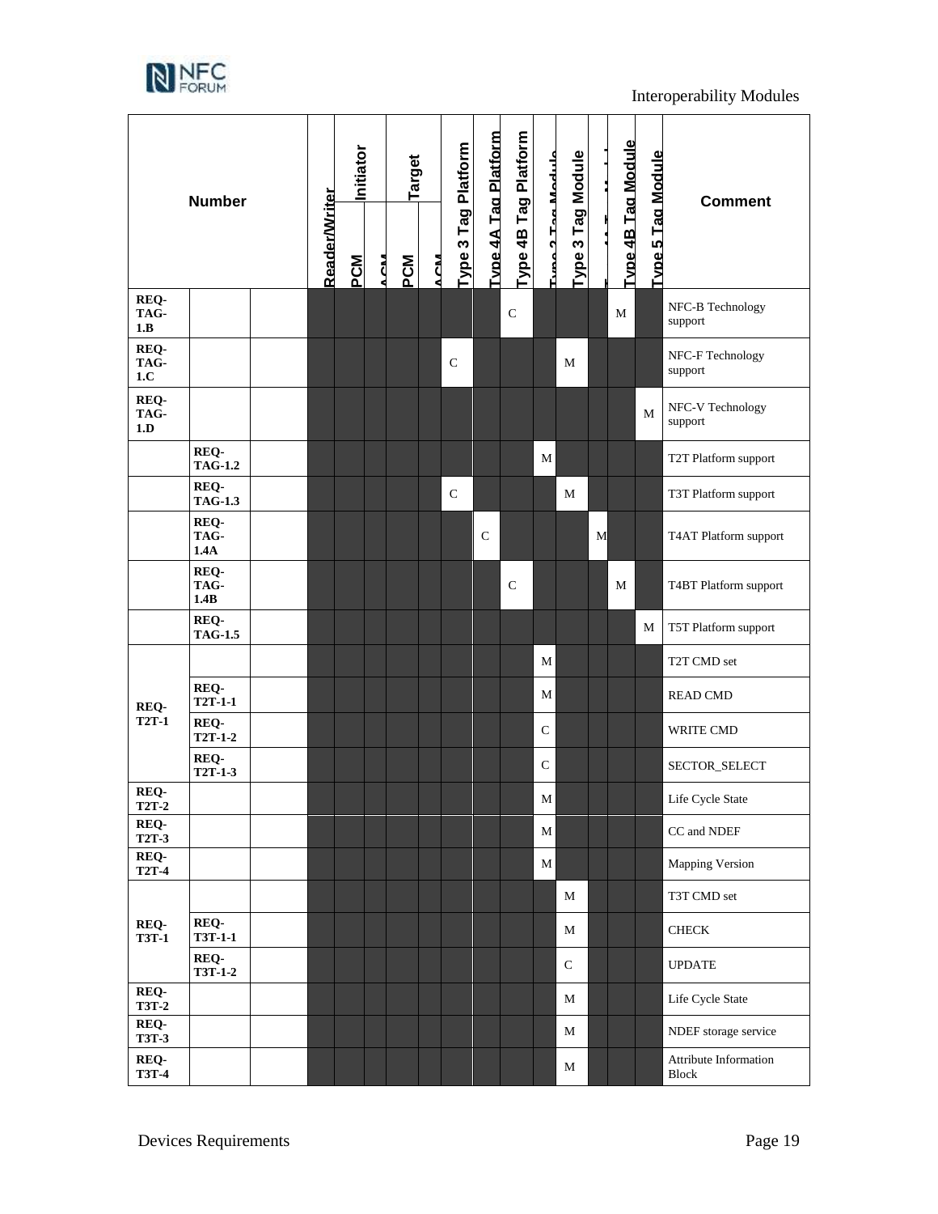| Number | | | Reader/Writer | Initiator | | Target | | Type 3 Tag Platform | Type 4A Tag Platform | Type 4B Tag Platform | Type 2 Tag Module | Type 3 Tag Module | Type 4A Tag Module | Type 4B Tag Module | Type 5 Tag Module | Comment |
|---|---|---|---|---|---|---|---|---|---|---|---|---|---|---|---|---|
| | | | | PCM | ACM | PCM | ACM | | | | | | | | | |
| REQ-TAG-1.B | | | | | | | | | | C | | | | M | | NFC-B Technology support |
| REQ-TAG-1.C | | | | | | | | C | | | | M | | | | NFC-F Technology support |
| REQ-TAG-1.D | | | | | | | | | | | | | | | M | NFC-V Technology support |
| | REQ-TAG-1.2 | | | | | | | | | | M | | | | | T2T Platform support |
| | REQ-TAG-1.3 | | | | | | | C | | | | M | | | | T3T Platform support |
| | REQ-TAG-1.4A | | | | | | | | C | | | | M | | | T4AT Platform support |
| | REQ-TAG-1.4B | | | | | | | | | C | | | | M | | T4BT Platform support |
| | REQ-TAG-1.5 | | | | | | | | | | | | | | M | T5T Platform support |
| REQ-T2T-1 | | | | | | | | | | | M | | | | | T2T CMD set |
| | REQ-T2T-1-1 | | | | | | | | | | M | | | | | READ CMD |
| | REQ-T2T-1-2 | | | | | | | | | | C | | | | | WRITE CMD |
| | REQ-T2T-1-3 | | | | | | | | | | C | | | | | SECTOR_SELECT |
| REQ-T2T-2 | | | | | | | | | | | M | | | | | Life Cycle State |
| REQ-T2T-3 | | | | | | | | | | | M | | | | | CC and NDEF |
| REQ-T2T-4 | | | | | | | | | | | M | | | | | Mapping Version |
| REQ-T3T-1 | | | | | | | | | | | | M | | | | T3T CMD set |
| | REQ-T3T-1-1 | | | | | | | | | | | M | | | | CHECK |
| | REQ-T3T-1-2 | | | | | | | | | | | C | | | | UPDATE |
| REQ-T3T-2 | | | | | | | | | | | | M | | | | Life Cycle State |
| REQ-T3T-3 | | | | | | | | | | | | M | | | | NDEF storage service |
| REQ-T3T-4 | | | | | | | | | | | | M | | | | Attribute Information Block |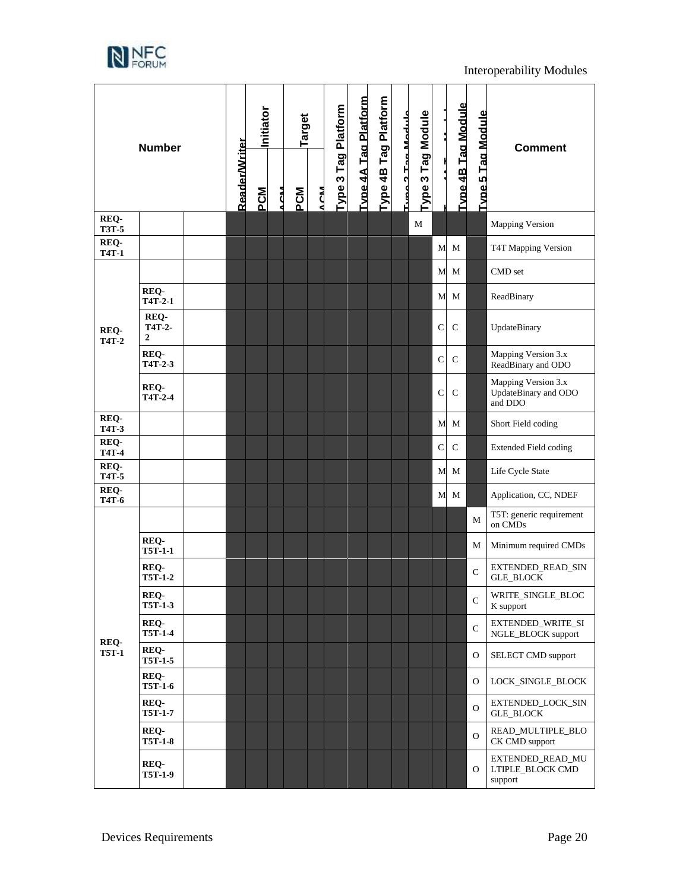| Number | | | Reader/Writer | Initiator | | Target | | Type 3 Tag Platform | Type 4A Tag Platform | Type 4B Tag Platform | Type 2 Tag Module | Type 3 Tag Module | Type 4A Tag Module | Type 4B Tag Module | Type 5 Tag Module | Comment |
|---|---|---|---|---|---|---|---|---|---|---|---|---|---|---|---|---|
| | | | | PCM | ACM | PCM | ACM | | | | | | | | | |
| REQ-T3T-5 | | | | | | | | | | | | M | | | | Mapping Version |
| REQ-T4T-1 | | | | | | | | | | | | | M | M | | T4T Mapping Version |
| REQ-T4T-2 | | | | | | | | | | | | | M | M | | CMD set |
| | REQ-T4T-2-1 | | | | | | | | | | | | M | M | | ReadBinary |
| | REQ-T4T-2-2 | | | | | | | | | | | | C | C | | UpdateBinary |
| | REQ-T4T-2-3 | | | | | | | | | | | | C | C | | Mapping Version 3.x ReadBinary and ODO |
| | REQ-T4T-2-4 | | | | | | | | | | | | C | C | | Mapping Version 3.x UpdateBinary and ODO and DDO |
| REQ-T4T-3 | | | | | | | | | | | | | M | M | | Short Field coding |
| REQ-T4T-4 | | | | | | | | | | | | | C | C | | Extended Field coding |
| REQ-T4T-5 | | | | | | | | | | | | | M | M | | Life Cycle State |
| REQ-T4T-6 | | | | | | | | | | | | | M | M | | Application, CC, NDEF |
| REQ-T5T-1 | | | | | | | | | | | | | | | M | T5T: generic requirement on CMDs |
| | REQ-T5T-1-1 | | | | | | | | | | | | | | M | Minimum required CMDs |
| | REQ-T5T-1-2 | | | | | | | | | | | | | | C | EXTENDED_READ_SINGLE_BLOCK |
| | REQ-T5T-1-3 | | | | | | | | | | | | | | C | WRITE_SINGLE_BLOCK support |
| | REQ-T5T-1-4 | | | | | | | | | | | | | | C | EXTENDED_WRITE_SINGLE_BLOCK support |
| | REQ-T5T-1-5 | | | | | | | | | | | | | | O | SELECT CMD support |
| | REQ-T5T-1-6 | | | | | | | | | | | | | | O | LOCK_SINGLE_BLOCK |
| | REQ-T5T-1-7 | | | | | | | | | | | | | | O | EXTENDED_LOCK_SINGLE_BLOCK |
| | REQ-T5T-1-8 | | | | | | | | | | | | | | O | READ_MULTIPLE_BLOCK CMD support |
| | REQ-T5T-1-9 | | | | | | | | | | | | | | O | EXTENDED_READ_MULTIPLE_BLOCK CMD support |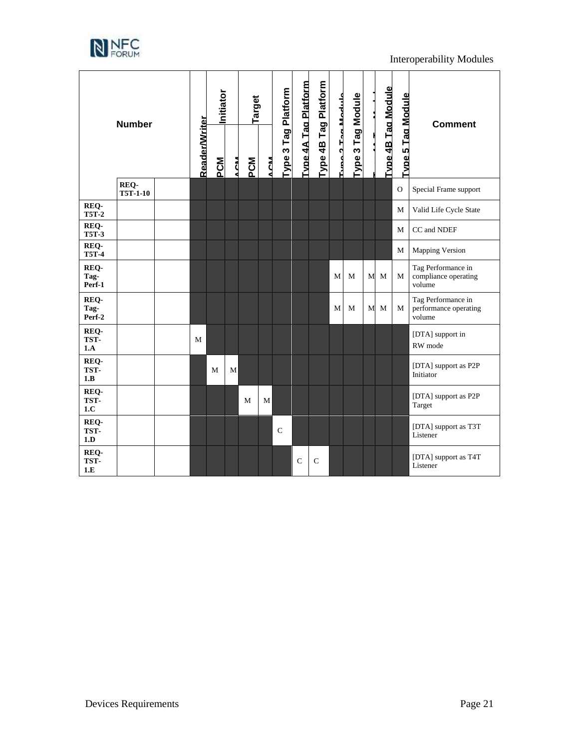| Number | | | Reader/Writer | Initiator | | Target | | Type 3 Tag Platform | Type 4A Tag Platform | Type 4B Tag Platform | Type 2 Tag Module | Type 3 Tag Module | Type 4A Tag Module | Type 4B Tag Module | Type 5 Tag Module | Comment |
|---|---|---|---|---|---|---|---|---|---|---|---|---|---|---|---|---|
| | | | | PCM | ACM | PCM | ACM | | | | | | | | | |
| | REQ-T5T-1-10 | | | | | | | | | | | | | | O | Special Frame support |
| REQ-T5T-2 | | | | | | | | | | | | | | | M | Valid Life Cycle State |
| REQ-T5T-3 | | | | | | | | | | | | | | | M | CC and NDEF |
| REQ-T5T-4 | | | | | | | | | | | | | | | M | Mapping Version |
| REQ-Tag-Perf-1 | | | | | | | | | | | M | M | M | M | M | Tag Performance in compliance operating volume |
| REQ-Tag-Perf-2 | | | | | | | | | | | M | M | M | M | M | Tag Performance in performance operating volume |
| REQ-TST-1.A | | | M | | | | | | | | | | | | | [DTA] support in RW mode |
| REQ-TST-1.B | | | | M | M | | | | | | | | | | | [DTA] support as P2P Initiator |
| REQ-TST-1.C | | | | | | M | M | | | | | | | | | [DTA] support as P2P Target |
| REQ-TST-1.D | | | | | | | | C | | | | | | | | [DTA] support as T3T Listener |
| REQ-TST-1.E | | | | | | | | | C | C | | | | | | [DTA] support as T4T Listener |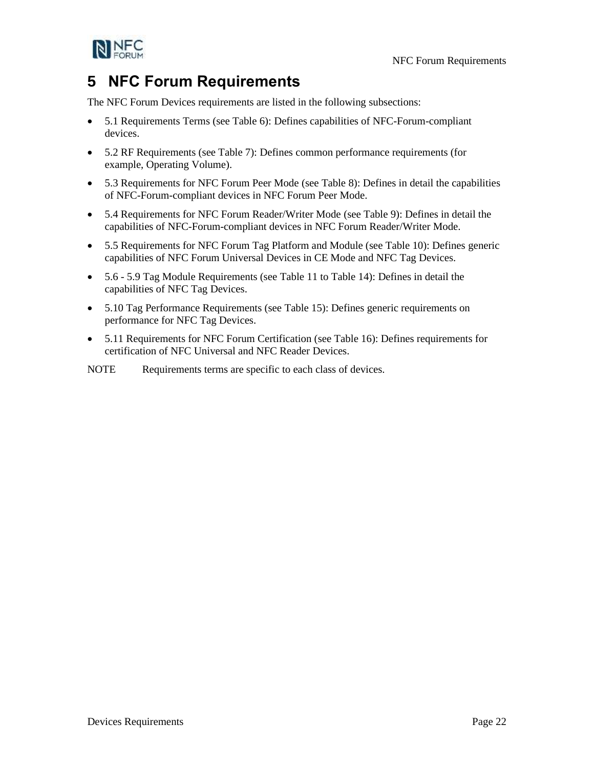# 5 NFC Forum Requirements

The NFC Forum Devices requirements are listed in the following subsections:

- 5.1 Requirements Terms (see Table 6): Defines capabilities of NFC-Forum-compliant devices.
- 5.2 RF Requirements (see Table 7): Defines common performance requirements (for example, Operating Volume).
- 5.3 Requirements for NFC Forum Peer Mode (see Table 8): Defines in detail the capabilities of NFC-Forum-compliant devices in NFC Forum Peer Mode.
- 5.4 Requirements for NFC Forum Reader/Writer Mode (see Table 9): Defines in detail the capabilities of NFC-Forum-compliant devices in NFC Forum Reader/Writer Mode.
- 5.5 Requirements for NFC Forum Tag Platform and Module (see Table 10): Defines generic capabilities of NFC Forum Universal Devices in CE Mode and NFC Tag Devices.
- 5.6 - 5.9 Tag Module Requirements (see Table 11 to Table 14): Defines in detail the capabilities of NFC Tag Devices.
- 5.10 Tag Performance Requirements (see Table 15): Defines generic requirements on performance for NFC Tag Devices.
- 5.11 Requirements for NFC Forum Certification (see Table 16): Defines requirements for certification of NFC Universal and NFC Reader Devices.

NOTE Requirements terms are specific to each class of devices.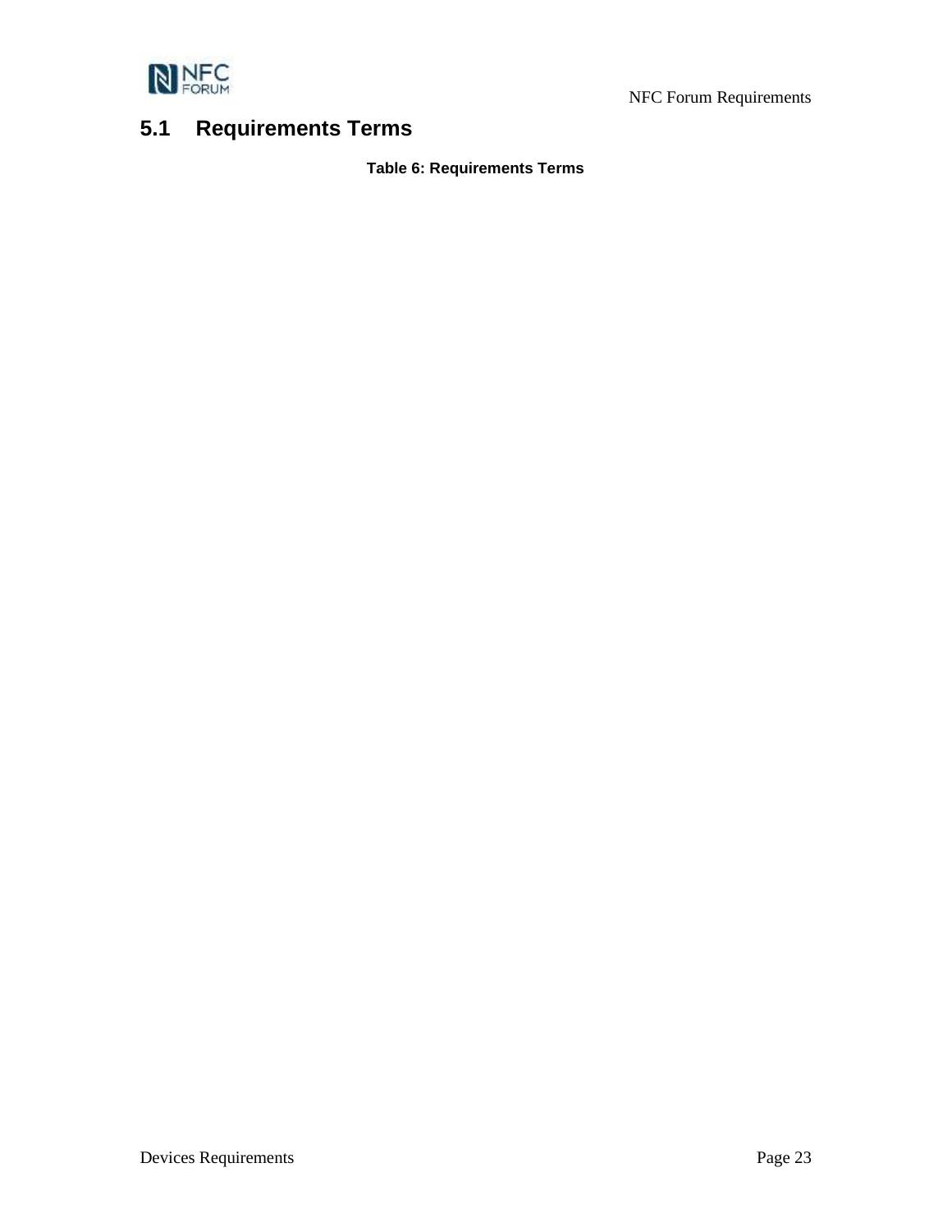## 5.1 Requirements Terms

**Table 6: Requirements Terms**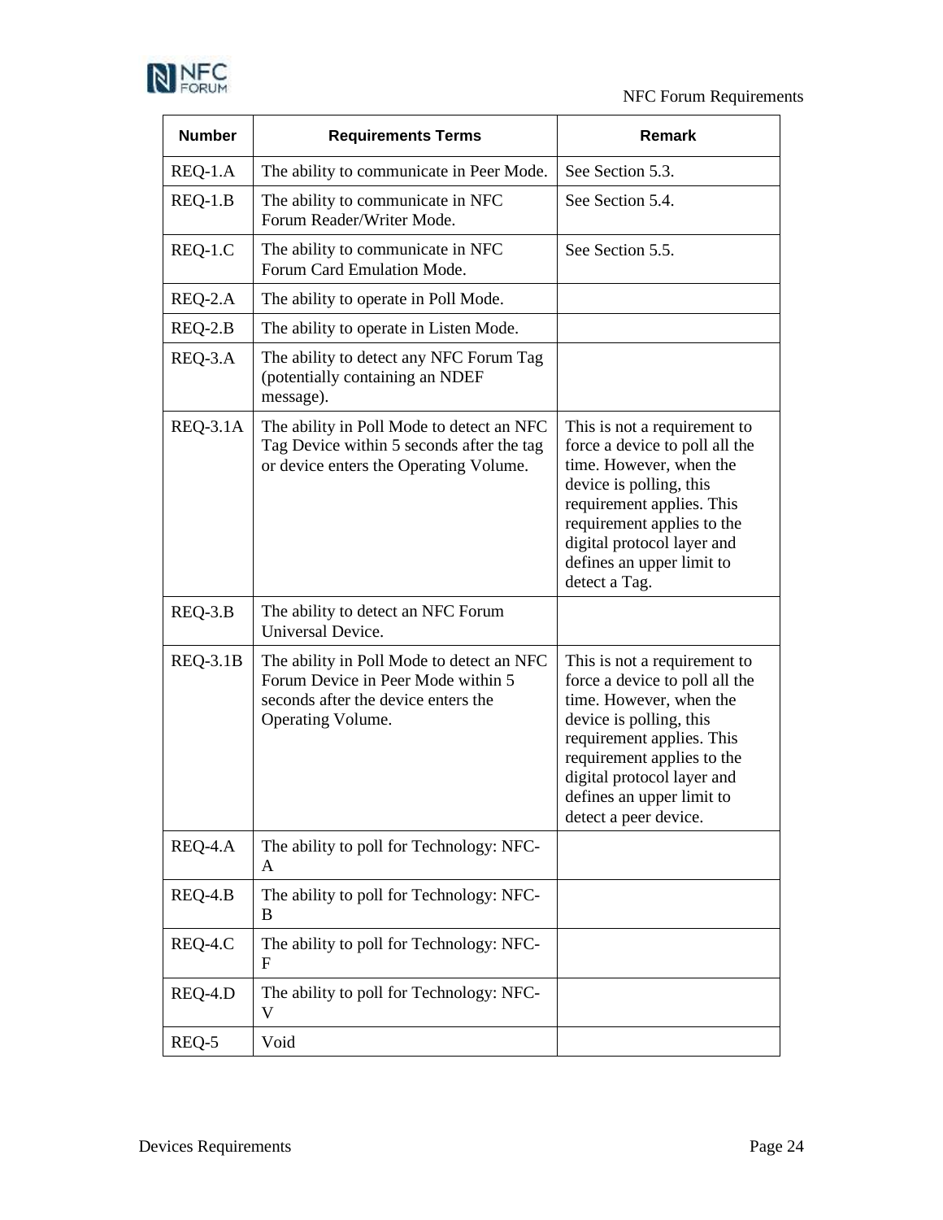| Number | Requirements Terms | Remark |
|---|---|---|
| REQ-1.A | The ability to communicate in Peer Mode. | See Section 5.3. |
| REQ-1.B | The ability to communicate in NFC Forum Reader/Writer Mode. | See Section 5.4. |
| REQ-1.C | The ability to communicate in NFC Forum Card Emulation Mode. | See Section 5.5. |
| REQ-2.A | The ability to operate in Poll Mode. | |
| REQ-2.B | The ability to operate in Listen Mode. | |
| REQ-3.A | The ability to detect any NFC Forum Tag (potentially containing an NDEF message). | |
| REQ-3.1A | The ability in Poll Mode to detect an NFC Tag Device within 5 seconds after the tag or device enters the Operating Volume. | This is not a requirement to force a device to poll all the time. However, when the device is polling, this requirement applies. This requirement applies to the digital protocol layer and defines an upper limit to detect a Tag. |
| REQ-3.B | The ability to detect an NFC Forum Universal Device. | |
| REQ-3.1B | The ability in Poll Mode to detect an NFC Forum Device in Peer Mode within 5 seconds after the device enters the Operating Volume. | This is not a requirement to force a device to poll all the time. However, when the device is polling, this requirement applies. This requirement applies to the digital protocol layer and defines an upper limit to detect a peer device. |
| REQ-4.A | The ability to poll for Technology: NFC-A | |
| REQ-4.B | The ability to poll for Technology: NFC-B | |
| REQ-4.C | The ability to poll for Technology: NFC-F | |
| REQ-4.D | The ability to poll for Technology: NFC-V | |
| REQ-5 | Void | |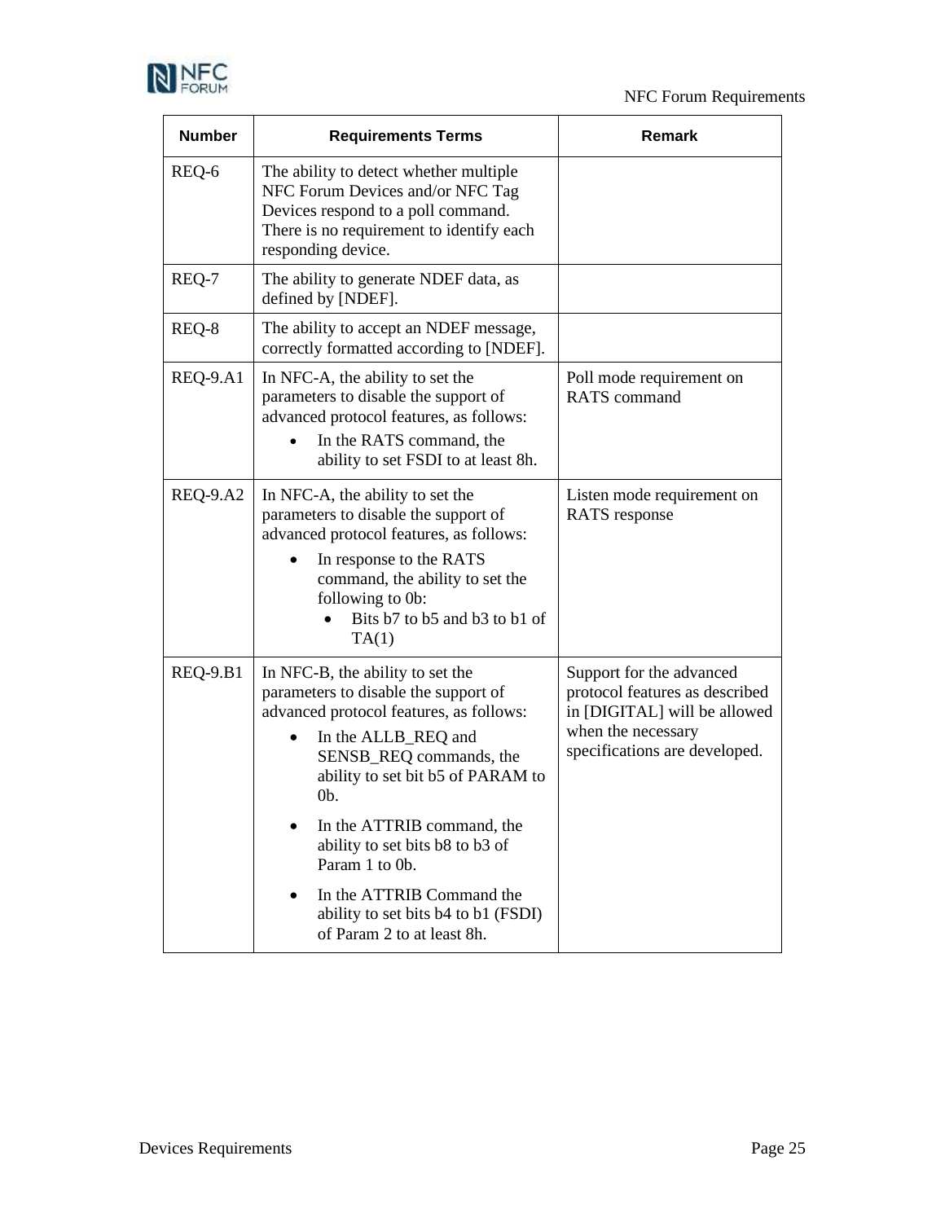| Number | Requirements Terms | Remark |
| --- | --- | --- |
| REQ-6 | The ability to detect whether multiple NFC Forum Devices and/or NFC Tag Devices respond to a poll command. There is no requirement to identify each responding device. | |
| REQ-7 | The ability to generate NDEF data, as defined by [NDEF]. | |
| REQ-8 | The ability to accept an NDEF message, correctly formatted according to [NDEF]. | |
| REQ-9.A1 | In NFC-A, the ability to set the parameters to disable the support of advanced protocol features, as follows: <br>• In the RATS command, the ability to set FSDI to at least 8h. | Poll mode requirement on RATS command |
| REQ-9.A2 | In NFC-A, the ability to set the parameters to disable the support of advanced protocol features, as follows: <br>• In response to the RATS command, the ability to set the following to 0b: <br>  • Bits b7 to b5 and b3 to b1 of TA(1) | Listen mode requirement on RATS response |
| REQ-9.B1 | In NFC-B, the ability to set the parameters to disable the support of advanced protocol features, as follows: <br>• In the ALLB_REQ and SENSB_REQ commands, the ability to set bit b5 of PARAM to 0b. <br>• In the ATTRIB command, the ability to set bits b8 to b3 of Param 1 to 0b. <br>• In the ATTRIB Command the ability to set bits b4 to b1 (FSDI) of Param 2 to at least 8h. | Support for the advanced protocol features as described in [DIGITAL] will be allowed when the necessary specifications are developed. |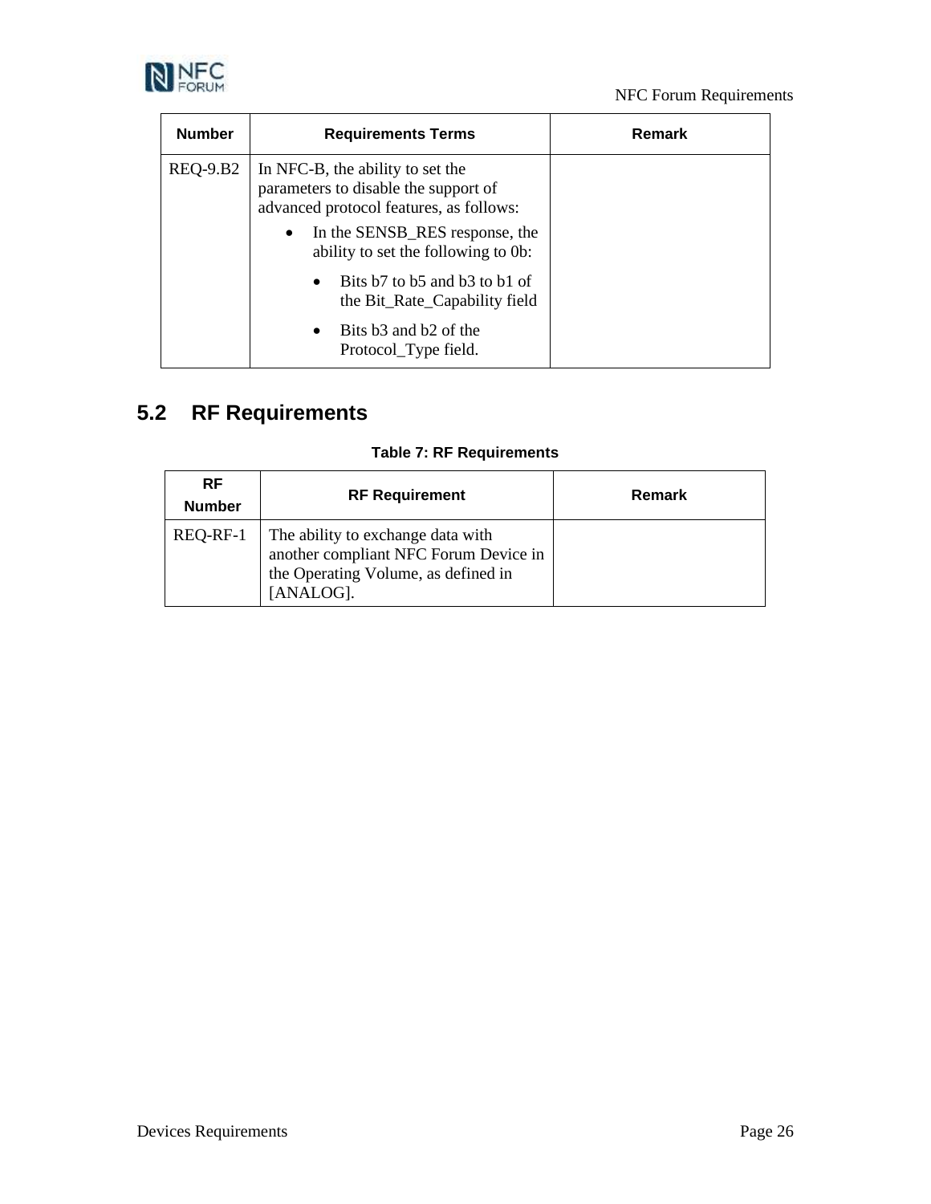| Number | Requirements Terms | Remark |
|---|---|---|
| REQ-9.B2 | In NFC-B, the ability to set the parameters to disable the support of advanced protocol features, as follows:<br>• In the SENSB_RES response, the ability to set the following to 0b:<br>  • Bits b7 to b5 and b3 to b1 of the Bit_Rate_Capability field<br>  • Bits b3 and b2 of the Protocol_Type field. | |

## 5.2 RF Requirements

**Table 7: RF Requirements**

| RF Number | RF Requirement | Remark |
|---|---|---|
| REQ-RF-1 | The ability to exchange data with another compliant NFC Forum Device in the Operating Volume, as defined in [ANALOG]. | |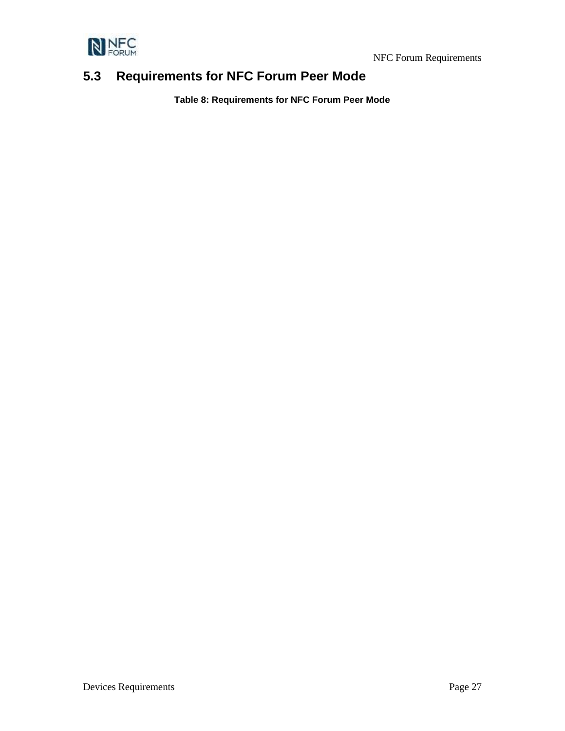## 5.3 Requirements for NFC Forum Peer Mode

**Table 8: Requirements for NFC Forum Peer Mode**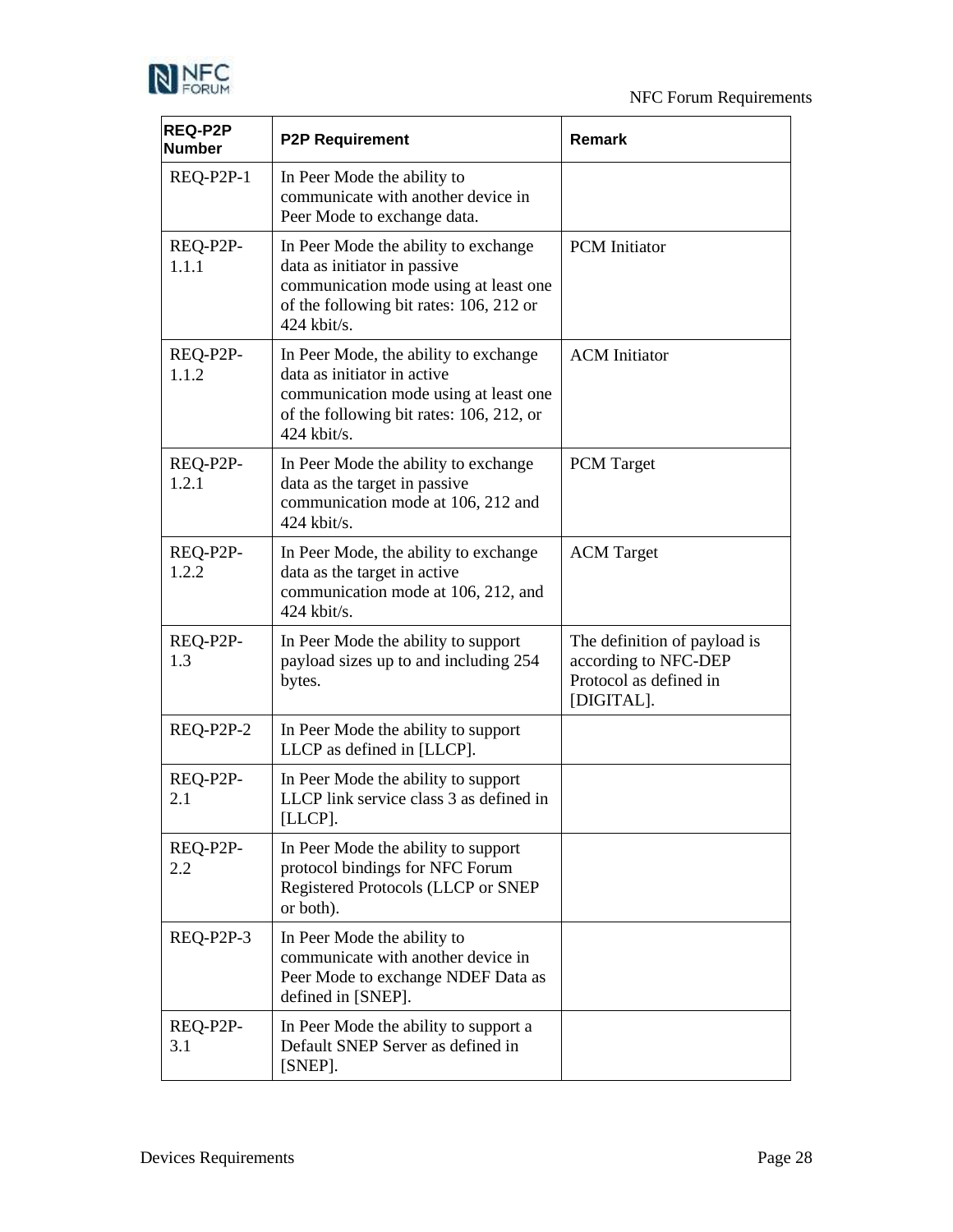| REQ-P2P Number | P2P Requirement | Remark |
|---|---|---|
| REQ-P2P-1 | In Peer Mode the ability to communicate with another device in Peer Mode to exchange data. | |
| REQ-P2P-1.1.1 | In Peer Mode the ability to exchange data as initiator in passive communication mode using at least one of the following bit rates: 106, 212 or 424 kbit/s. | PCM Initiator |
| REQ-P2P-1.1.2 | In Peer Mode, the ability to exchange data as initiator in active communication mode using at least one of the following bit rates: 106, 212, or 424 kbit/s. | ACM Initiator |
| REQ-P2P-1.2.1 | In Peer Mode the ability to exchange data as the target in passive communication mode at 106, 212 and 424 kbit/s. | PCM Target |
| REQ-P2P-1.2.2 | In Peer Mode, the ability to exchange data as the target in active communication mode at 106, 212, and 424 kbit/s. | ACM Target |
| REQ-P2P-1.3 | In Peer Mode the ability to support payload sizes up to and including 254 bytes. | The definition of payload is according to NFC-DEP Protocol as defined in [DIGITAL]. |
| REQ-P2P-2 | In Peer Mode the ability to support LLCP as defined in [LLCP]. | |
| REQ-P2P-2.1 | In Peer Mode the ability to support LLCP link service class 3 as defined in [LLCP]. | |
| REQ-P2P-2.2 | In Peer Mode the ability to support protocol bindings for NFC Forum Registered Protocols (LLCP or SNEP or both). | |
| REQ-P2P-3 | In Peer Mode the ability to communicate with another device in Peer Mode to exchange NDEF Data as defined in [SNEP]. | |
| REQ-P2P-3.1 | In Peer Mode the ability to support a Default SNEP Server as defined in [SNEP]. | |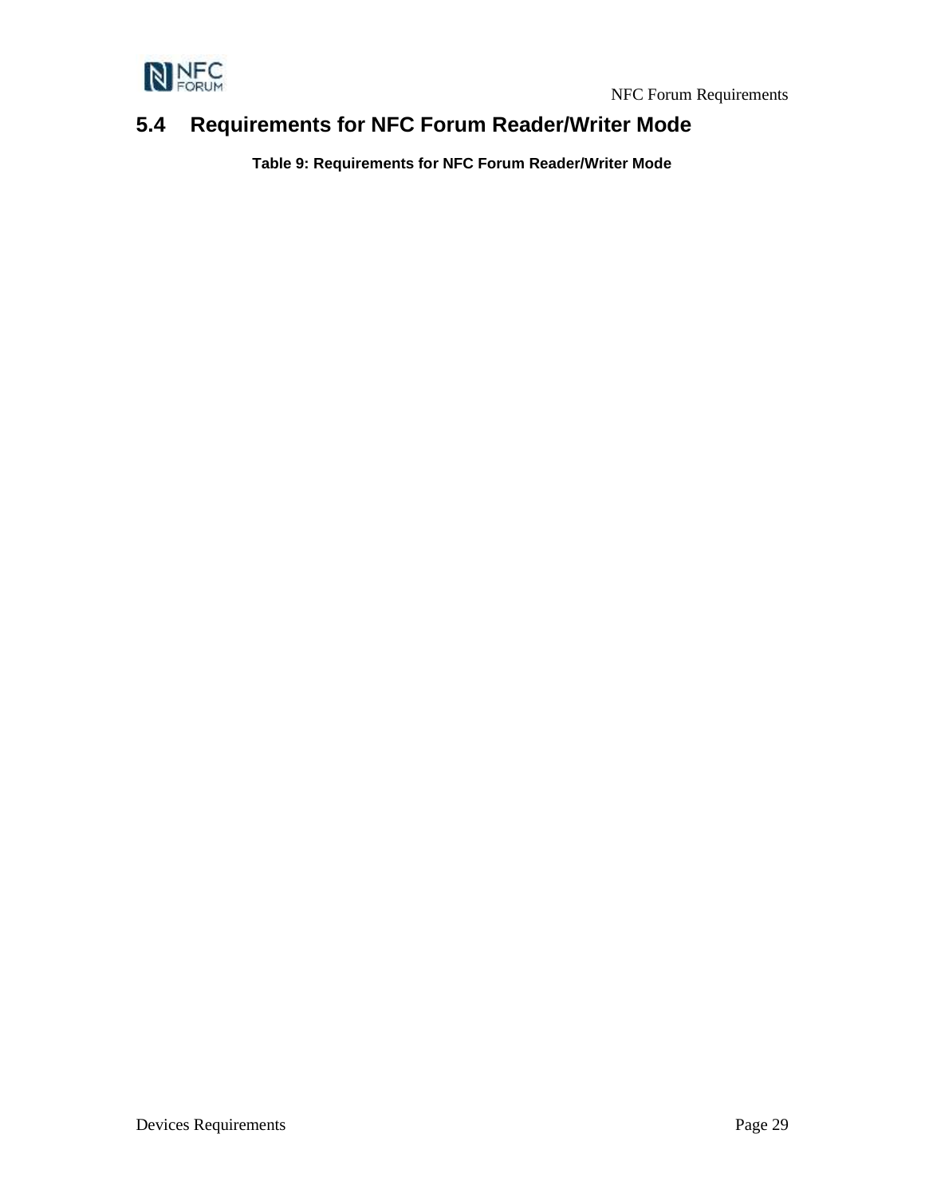## 5.4 Requirements for NFC Forum Reader/Writer Mode

**Table 9: Requirements for NFC Forum Reader/Writer Mode**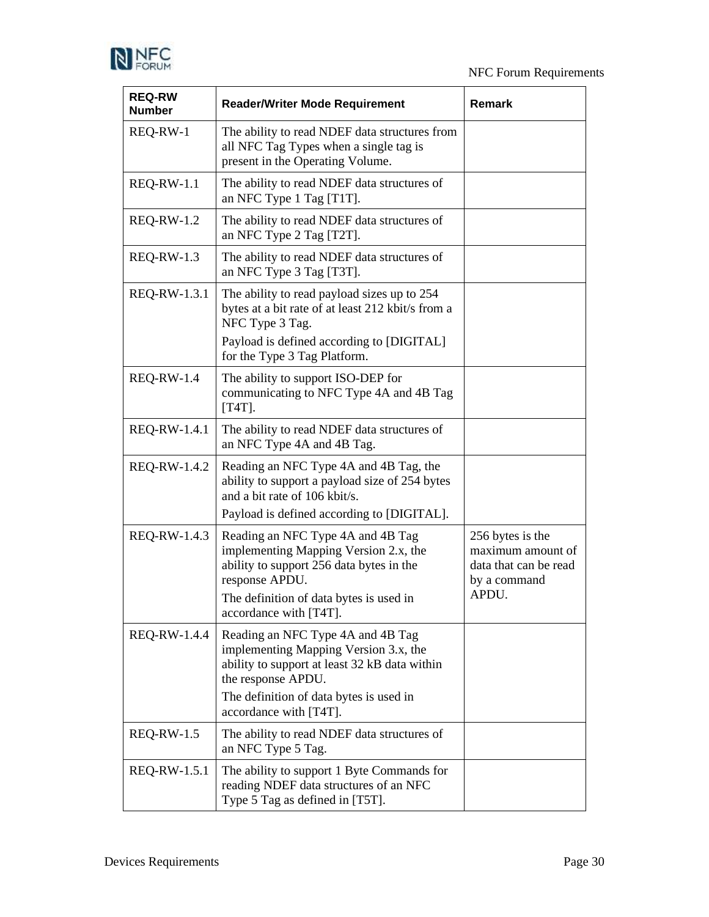| REQ-RW Number | Reader/Writer Mode Requirement | Remark |
|---|---|---|
| REQ-RW-1 | The ability to read NDEF data structures from all NFC Tag Types when a single tag is present in the Operating Volume. | |
| REQ-RW-1.1 | The ability to read NDEF data structures of an NFC Type 1 Tag [T1T]. | |
| REQ-RW-1.2 | The ability to read NDEF data structures of an NFC Type 2 Tag [T2T]. | |
| REQ-RW-1.3 | The ability to read NDEF data structures of an NFC Type 3 Tag [T3T]. | |
| REQ-RW-1.3.1 | The ability to read payload sizes up to 254 bytes at a bit rate of at least 212 kbit/s from a NFC Type 3 Tag.<br>Payload is defined according to [DIGITAL] for the Type 3 Tag Platform. | |
| REQ-RW-1.4 | The ability to support ISO-DEP for communicating to NFC Type 4A and 4B Tag [T4T]. | |
| REQ-RW-1.4.1 | The ability to read NDEF data structures of an NFC Type 4A and 4B Tag. | |
| REQ-RW-1.4.2 | Reading an NFC Type 4A and 4B Tag, the ability to support a payload size of 254 bytes and a bit rate of 106 kbit/s.<br>Payload is defined according to [DIGITAL]. | |
| REQ-RW-1.4.3 | Reading an NFC Type 4A and 4B Tag implementing Mapping Version 2.x, the ability to support 256 data bytes in the response APDU.<br>The definition of data bytes is used in accordance with [T4T]. | 256 bytes is the maximum amount of data that can be read by a command APDU. |
| REQ-RW-1.4.4 | Reading an NFC Type 4A and 4B Tag implementing Mapping Version 3.x, the ability to support at least 32 kB data within the response APDU.<br>The definition of data bytes is used in accordance with [T4T]. | |
| REQ-RW-1.5 | The ability to read NDEF data structures of an NFC Type 5 Tag. | |
| REQ-RW-1.5.1 | The ability to support 1 Byte Commands for reading NDEF data structures of an NFC Type 5 Tag as defined in [T5T]. | |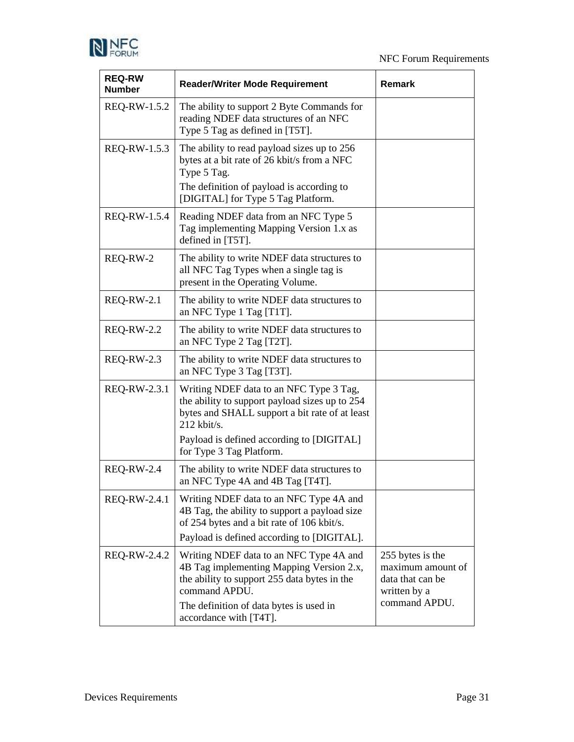| REQ-RW Number | Reader/Writer Mode Requirement | Remark |
|---|---|---|
| REQ-RW-1.5.2 | The ability to support 2 Byte Commands for reading NDEF data structures of an NFC Type 5 Tag as defined in [T5T]. | |
| REQ-RW-1.5.3 | The ability to read payload sizes up to 256 bytes at a bit rate of 26 kbit/s from a NFC Type 5 Tag.<br>The definition of payload is according to [DIGITAL] for Type 5 Tag Platform. | |
| REQ-RW-1.5.4 | Reading NDEF data from an NFC Type 5 Tag implementing Mapping Version 1.x as defined in [T5T]. | |
| REQ-RW-2 | The ability to write NDEF data structures to all NFC Tag Types when a single tag is present in the Operating Volume. | |
| REQ-RW-2.1 | The ability to write NDEF data structures to an NFC Type 1 Tag [T1T]. | |
| REQ-RW-2.2 | The ability to write NDEF data structures to an NFC Type 2 Tag [T2T]. | |
| REQ-RW-2.3 | The ability to write NDEF data structures to an NFC Type 3 Tag [T3T]. | |
| REQ-RW-2.3.1 | Writing NDEF data to an NFC Type 3 Tag, the ability to support payload sizes up to 254 bytes and SHALL support a bit rate of at least 212 kbit/s.<br>Payload is defined according to [DIGITAL] for Type 3 Tag Platform. | |
| REQ-RW-2.4 | The ability to write NDEF data structures to an NFC Type 4A and 4B Tag [T4T]. | |
| REQ-RW-2.4.1 | Writing NDEF data to an NFC Type 4A and 4B Tag, the ability to support a payload size of 254 bytes and a bit rate of 106 kbit/s.<br>Payload is defined according to [DIGITAL]. | |
| REQ-RW-2.4.2 | Writing NDEF data to an NFC Type 4A and 4B Tag implementing Mapping Version 2.x, the ability to support 255 data bytes in the command APDU.<br>The definition of data bytes is used in accordance with [T4T]. | 255 bytes is the maximum amount of data that can be written by a command APDU. |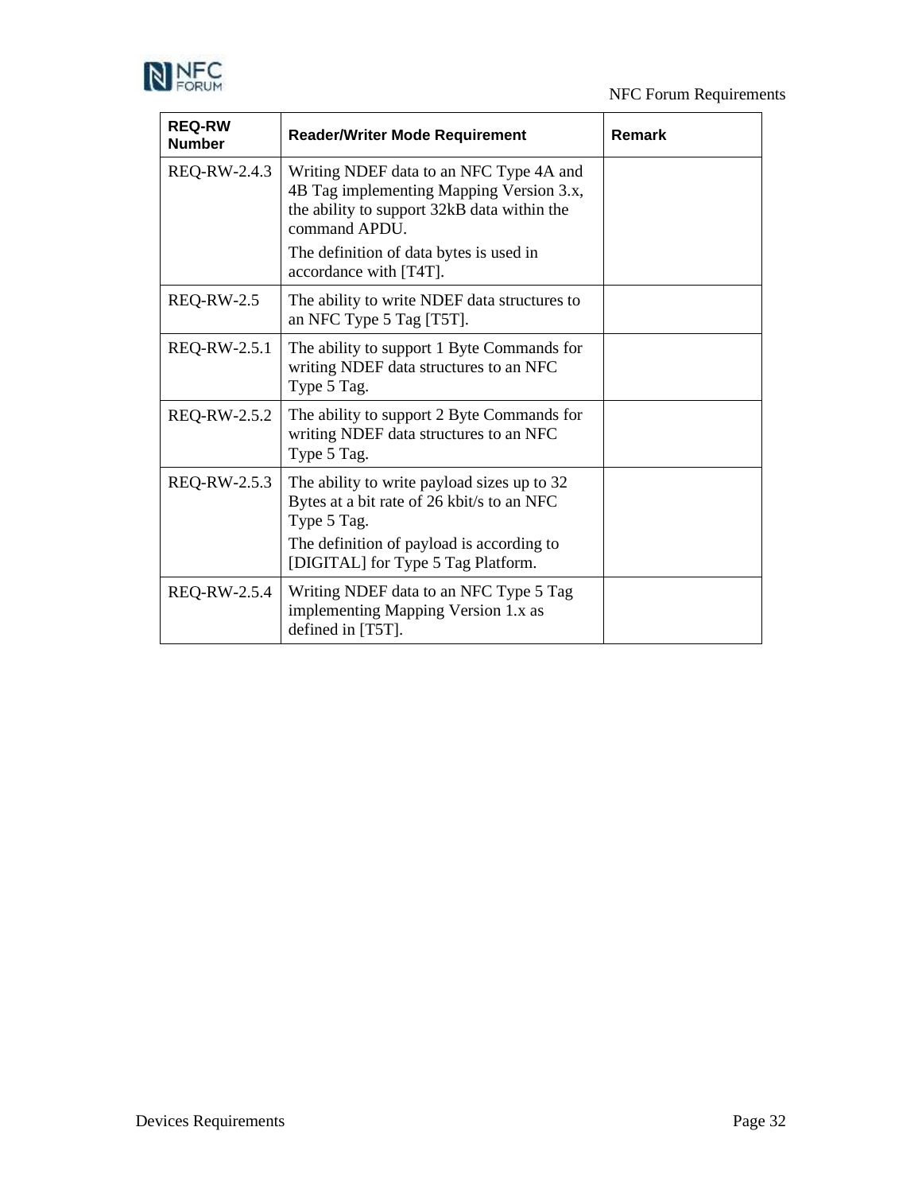| REQ-RW Number | Reader/Writer Mode Requirement | Remark |
|---|---|---|
| REQ-RW-2.4.3 | Writing NDEF data to an NFC Type 4A and 4B Tag implementing Mapping Version 3.x, the ability to support 32kB data within the command APDU.<br>The definition of data bytes is used in accordance with [T4T]. | |
| REQ-RW-2.5 | The ability to write NDEF data structures to an NFC Type 5 Tag [T5T]. | |
| REQ-RW-2.5.1 | The ability to support 1 Byte Commands for writing NDEF data structures to an NFC Type 5 Tag. | |
| REQ-RW-2.5.2 | The ability to support 2 Byte Commands for writing NDEF data structures to an NFC Type 5 Tag. | |
| REQ-RW-2.5.3 | The ability to write payload sizes up to 32 Bytes at a bit rate of 26 kbit/s to an NFC Type 5 Tag.<br>The definition of payload is according to [DIGITAL] for Type 5 Tag Platform. | |
| REQ-RW-2.5.4 | Writing NDEF data to an NFC Type 5 Tag implementing Mapping Version 1.x as defined in [T5T]. | |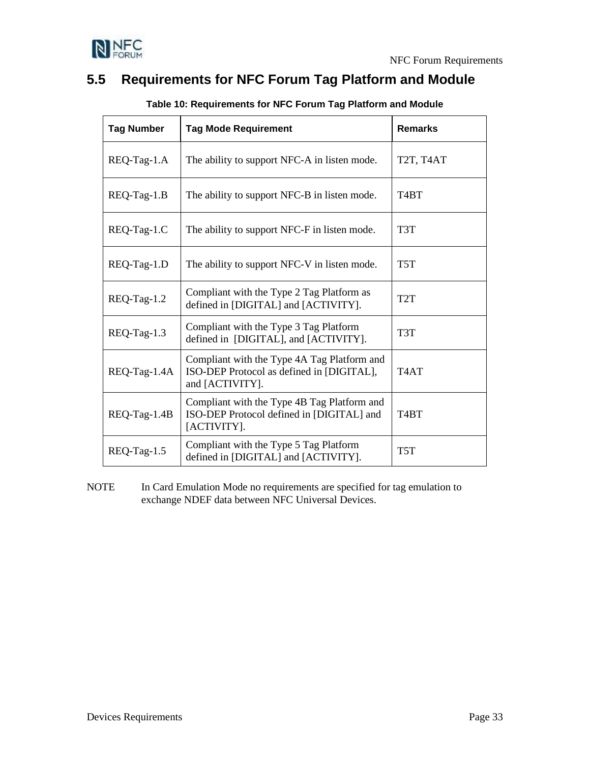## 5.5 Requirements for NFC Forum Tag Platform and Module

**Table 10: Requirements for NFC Forum Tag Platform and Module**

| Tag Number | Tag Mode Requirement | Remarks |
|---|---|---|
| REQ-Tag-1.A | The ability to support NFC-A in listen mode. | T2T, T4AT |
| REQ-Tag-1.B | The ability to support NFC-B in listen mode. | T4BT |
| REQ-Tag-1.C | The ability to support NFC-F in listen mode. | T3T |
| REQ-Tag-1.D | The ability to support NFC-V in listen mode. | T5T |
| REQ-Tag-1.2 | Compliant with the Type 2 Tag Platform as defined in [DIGITAL] and [ACTIVITY]. | T2T |
| REQ-Tag-1.3 | Compliant with the Type 3 Tag Platform defined in [DIGITAL], and [ACTIVITY]. | T3T |
| REQ-Tag-1.4A | Compliant with the Type 4A Tag Platform and ISO-DEP Protocol as defined in [DIGITAL], and [ACTIVITY]. | T4AT |
| REQ-Tag-1.4B | Compliant with the Type 4B Tag Platform and ISO-DEP Protocol defined in [DIGITAL] and [ACTIVITY]. | T4BT |
| REQ-Tag-1.5 | Compliant with the Type 5 Tag Platform defined in [DIGITAL] and [ACTIVITY]. | T5T |

NOTE In Card Emulation Mode no requirements are specified for tag emulation to exchange NDEF data between NFC Universal Devices.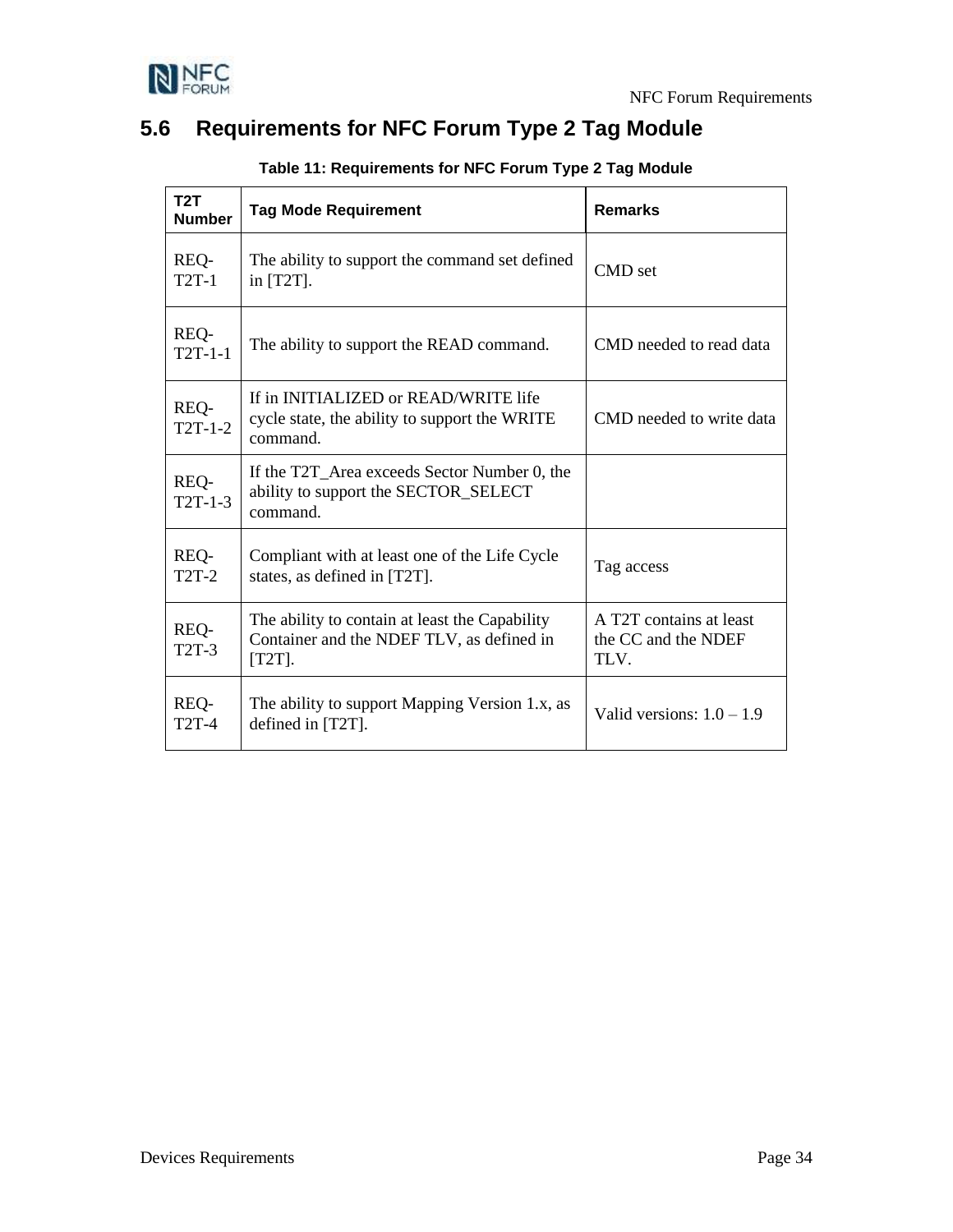## 5.6 Requirements for NFC Forum Type 2 Tag Module

**Table 11: Requirements for NFC Forum Type 2 Tag Module**

| T2T Number | Tag Mode Requirement | Remarks |
|---|---|---|
| REQ-T2T-1 | The ability to support the command set defined in [T2T]. | CMD set |
| REQ-T2T-1-1 | The ability to support the READ command. | CMD needed to read data |
| REQ-T2T-1-2 | If in INITIALIZED or READ/WRITE life cycle state, the ability to support the WRITE command. | CMD needed to write data |
| REQ-T2T-1-3 | If the T2T_Area exceeds Sector Number 0, the ability to support the SECTOR_SELECT command. | |
| REQ-T2T-2 | Compliant with at least one of the Life Cycle states, as defined in [T2T]. | Tag access |
| REQ-T2T-3 | The ability to contain at least the Capability Container and the NDEF TLV, as defined in [T2T]. | A T2T contains at least the CC and the NDEF TLV. |
| REQ-T2T-4 | The ability to support Mapping Version 1.x, as defined in [T2T]. | Valid versions: 1.0 – 1.9 |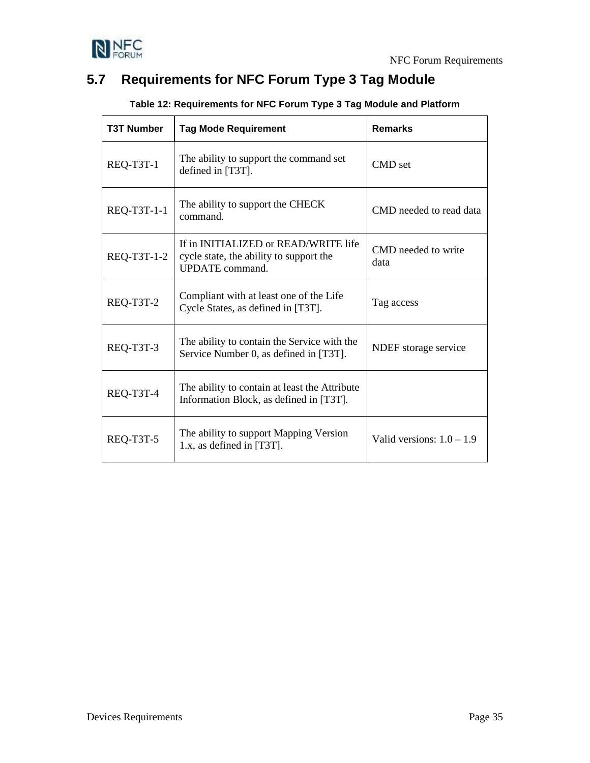## 5.7 Requirements for NFC Forum Type 3 Tag Module

**Table 12: Requirements for NFC Forum Type 3 Tag Module and Platform**

| T3T Number | Tag Mode Requirement | Remarks |
|---|---|---|
| REQ-T3T-1 | The ability to support the command set defined in [T3T]. | CMD set |
| REQ-T3T-1-1 | The ability to support the CHECK command. | CMD needed to read data |
| REQ-T3T-1-2 | If in INITIALIZED or READ/WRITE life cycle state, the ability to support the UPDATE command. | CMD needed to write data |
| REQ-T3T-2 | Compliant with at least one of the Life Cycle States, as defined in [T3T]. | Tag access |
| REQ-T3T-3 | The ability to contain the Service with the Service Number 0, as defined in [T3T]. | NDEF storage service |
| REQ-T3T-4 | The ability to contain at least the Attribute Information Block, as defined in [T3T]. | |
| REQ-T3T-5 | The ability to support Mapping Version 1.x, as defined in [T3T]. | Valid versions: 1.0 – 1.9 |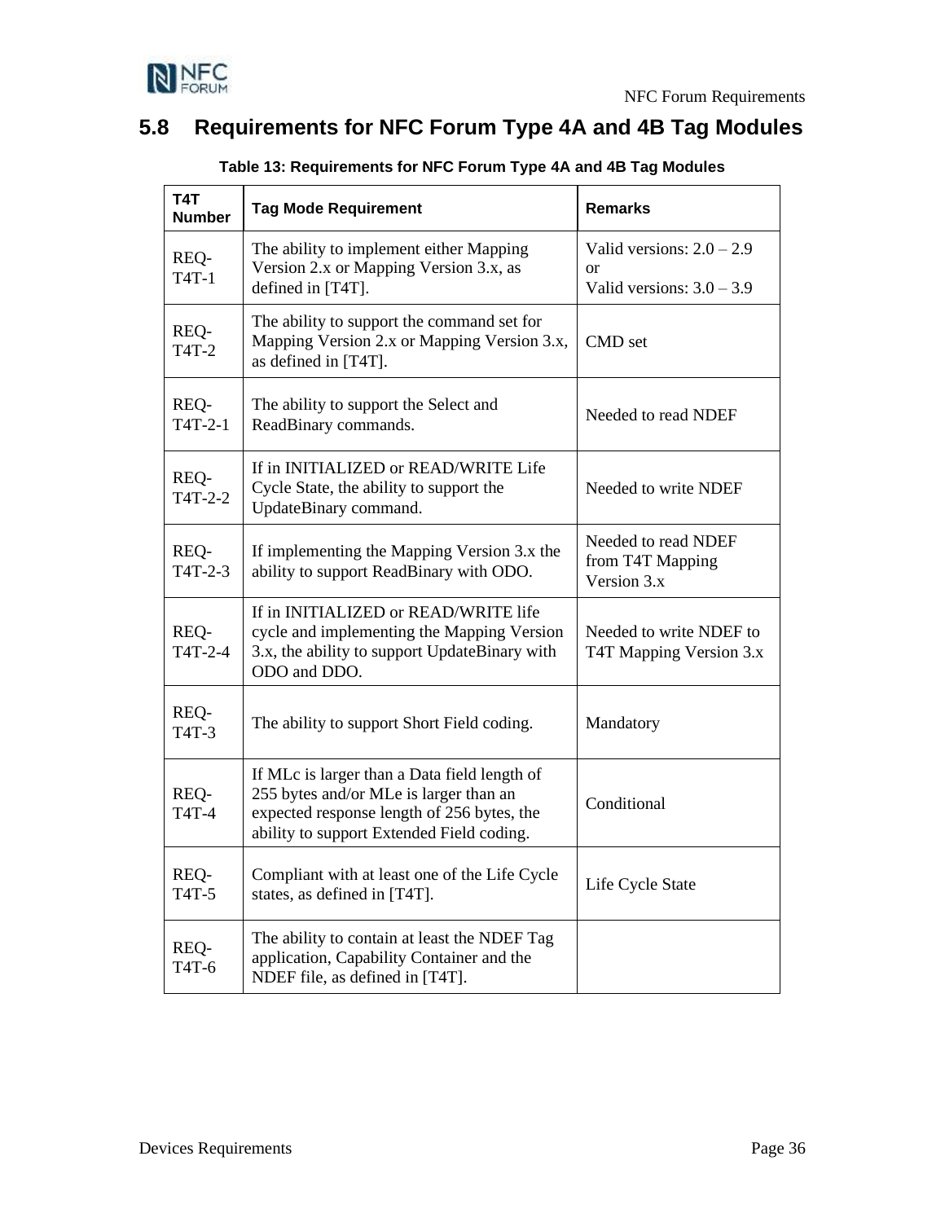## 5.8 Requirements for NFC Forum Type 4A and 4B Tag Modules

**Table 13: Requirements for NFC Forum Type 4A and 4B Tag Modules**

| T4T Number | Tag Mode Requirement | Remarks |
|---|---|---|
| REQ-T4T-1 | The ability to implement either Mapping Version 2.x or Mapping Version 3.x, as defined in [T4T]. | Valid versions: 2.0 – 2.9 or Valid versions: 3.0 – 3.9 |
| REQ-T4T-2 | The ability to support the command set for Mapping Version 2.x or Mapping Version 3.x, as defined in [T4T]. | CMD set |
| REQ-T4T-2-1 | The ability to support the Select and ReadBinary commands. | Needed to read NDEF |
| REQ-T4T-2-2 | If in INITIALIZED or READ/WRITE Life Cycle State, the ability to support the UpdateBinary command. | Needed to write NDEF |
| REQ-T4T-2-3 | If implementing the Mapping Version 3.x the ability to support ReadBinary with ODO. | Needed to read NDEF from T4T Mapping Version 3.x |
| REQ-T4T-2-4 | If in INITIALIZED or READ/WRITE life cycle and implementing the Mapping Version 3.x, the ability to support UpdateBinary with ODO and DDO. | Needed to write NDEF to T4T Mapping Version 3.x |
| REQ-T4T-3 | The ability to support Short Field coding. | Mandatory |
| REQ-T4T-4 | If MLc is larger than a Data field length of 255 bytes and/or MLe is larger than an expected response length of 256 bytes, the ability to support Extended Field coding. | Conditional |
| REQ-T4T-5 | Compliant with at least one of the Life Cycle states, as defined in [T4T]. | Life Cycle State |
| REQ-T4T-6 | The ability to contain at least the NDEF Tag application, Capability Container and the NDEF file, as defined in [T4T]. | |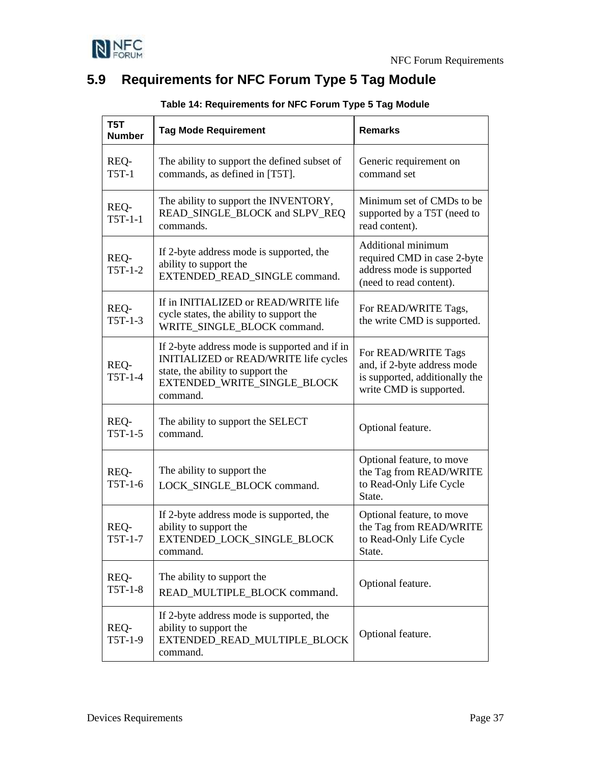## 5.9 Requirements for NFC Forum Type 5 Tag Module

**Table 14: Requirements for NFC Forum Type 5 Tag Module**

| T5T Number | Tag Mode Requirement | Remarks |
|---|---|---|
| REQ-T5T-1 | The ability to support the defined subset of commands, as defined in [T5T]. | Generic requirement on command set |
| REQ-T5T-1-1 | The ability to support the INVENTORY, READ_SINGLE_BLOCK and SLPV_REQ commands. | Minimum set of CMDs to be supported by a T5T (need to read content). |
| REQ-T5T-1-2 | If 2-byte address mode is supported, the ability to support the EXTENDED_READ_SINGLE command. | Additional minimum required CMD in case 2-byte address mode is supported (need to read content). |
| REQ-T5T-1-3 | If in INITIALIZED or READ/WRITE life cycle states, the ability to support the WRITE_SINGLE_BLOCK command. | For READ/WRITE Tags, the write CMD is supported. |
| REQ-T5T-1-4 | If 2-byte address mode is supported and if in INITIALIZED or READ/WRITE life cycles state, the ability to support the EXTENDED_WRITE_SINGLE_BLOCK command. | For READ/WRITE Tags and, if 2-byte address mode is supported, additionally the write CMD is supported. |
| REQ-T5T-1-5 | The ability to support the SELECT command. | Optional feature. |
| REQ-T5T-1-6 | The ability to support the LOCK_SINGLE_BLOCK command. | Optional feature, to move the Tag from READ/WRITE to Read-Only Life Cycle State. |
| REQ-T5T-1-7 | If 2-byte address mode is supported, the ability to support the EXTENDED_LOCK_SINGLE_BLOCK command. | Optional feature, to move the Tag from READ/WRITE to Read-Only Life Cycle State. |
| REQ-T5T-1-8 | The ability to support the READ_MULTIPLE_BLOCK command. | Optional feature. |
| REQ-T5T-1-9 | If 2-byte address mode is supported, the ability to support the EXTENDED_READ_MULTIPLE_BLOCK command. | Optional feature. |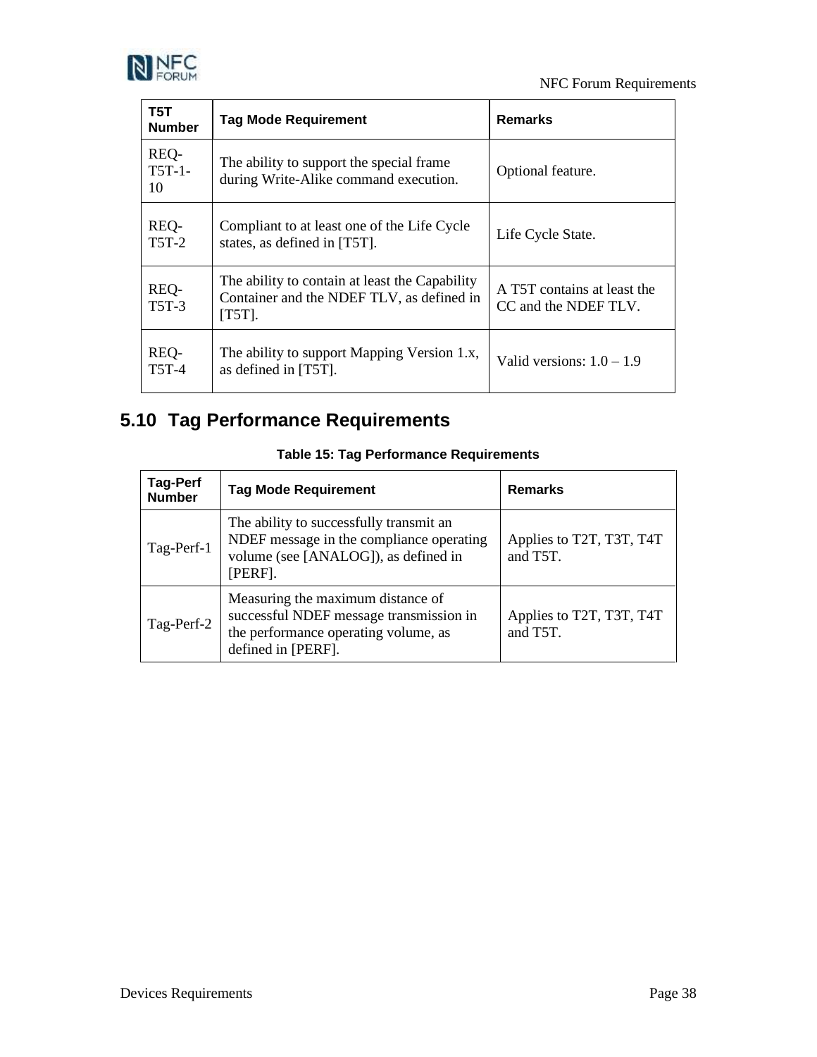| T5T Number | Tag Mode Requirement | Remarks |
| --- | --- | --- |
| REQ-T5T-1-10 | The ability to support the special frame during Write-Alike command execution. | Optional feature. |
| REQ-T5T-2 | Compliant to at least one of the Life Cycle states, as defined in [T5T]. | Life Cycle State. |
| REQ-T5T-3 | The ability to contain at least the Capability Container and the NDEF TLV, as defined in [T5T]. | A T5T contains at least the CC and the NDEF TLV. |
| REQ-T5T-4 | The ability to support Mapping Version 1.x, as defined in [T5T]. | Valid versions: 1.0 – 1.9 |

## 5.10 Tag Performance Requirements

**Table 15: Tag Performance Requirements**

| Tag-Perf Number | Tag Mode Requirement | Remarks |
| --- | --- | --- |
| Tag-Perf-1 | The ability to successfully transmit an NDEF message in the compliance operating volume (see [ANALOG]), as defined in [PERF]. | Applies to T2T, T3T, T4T and T5T. |
| Tag-Perf-2 | Measuring the maximum distance of successful NDEF message transmission in the performance operating volume, as defined in [PERF]. | Applies to T2T, T3T, T4T and T5T. |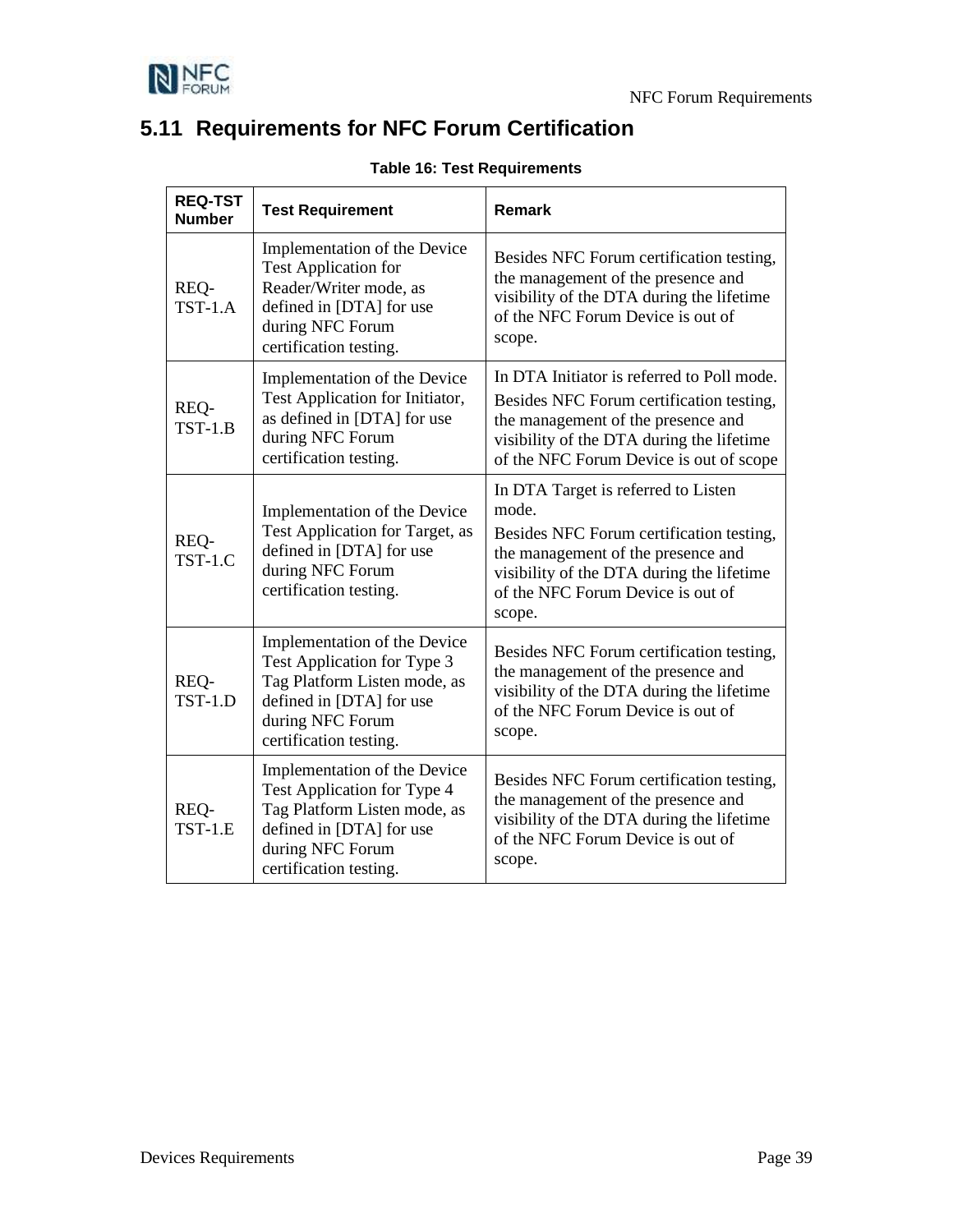## 5.11 Requirements for NFC Forum Certification

**Table 16: Test Requirements**

| REQ-TST Number | Test Requirement | Remark |
|---|---|---|
| REQ-TST-1.A | Implementation of the Device Test Application for Reader/Writer mode, as defined in [DTA] for use during NFC Forum certification testing. | Besides NFC Forum certification testing, the management of the presence and visibility of the DTA during the lifetime of the NFC Forum Device is out of scope. |
| REQ-TST-1.B | Implementation of the Device Test Application for Initiator, as defined in [DTA] for use during NFC Forum certification testing. | In DTA Initiator is referred to Poll mode. Besides NFC Forum certification testing, the management of the presence and visibility of the DTA during the lifetime of the NFC Forum Device is out of scope |
| REQ-TST-1.C | Implementation of the Device Test Application for Target, as defined in [DTA] for use during NFC Forum certification testing. | In DTA Target is referred to Listen mode. Besides NFC Forum certification testing, the management of the presence and visibility of the DTA during the lifetime of the NFC Forum Device is out of scope. |
| REQ-TST-1.D | Implementation of the Device Test Application for Type 3 Tag Platform Listen mode, as defined in [DTA] for use during NFC Forum certification testing. | Besides NFC Forum certification testing, the management of the presence and visibility of the DTA during the lifetime of the NFC Forum Device is out of scope. |
| REQ-TST-1.E | Implementation of the Device Test Application for Type 4 Tag Platform Listen mode, as defined in [DTA] for use during NFC Forum certification testing. | Besides NFC Forum certification testing, the management of the presence and visibility of the DTA during the lifetime of the NFC Forum Device is out of scope. |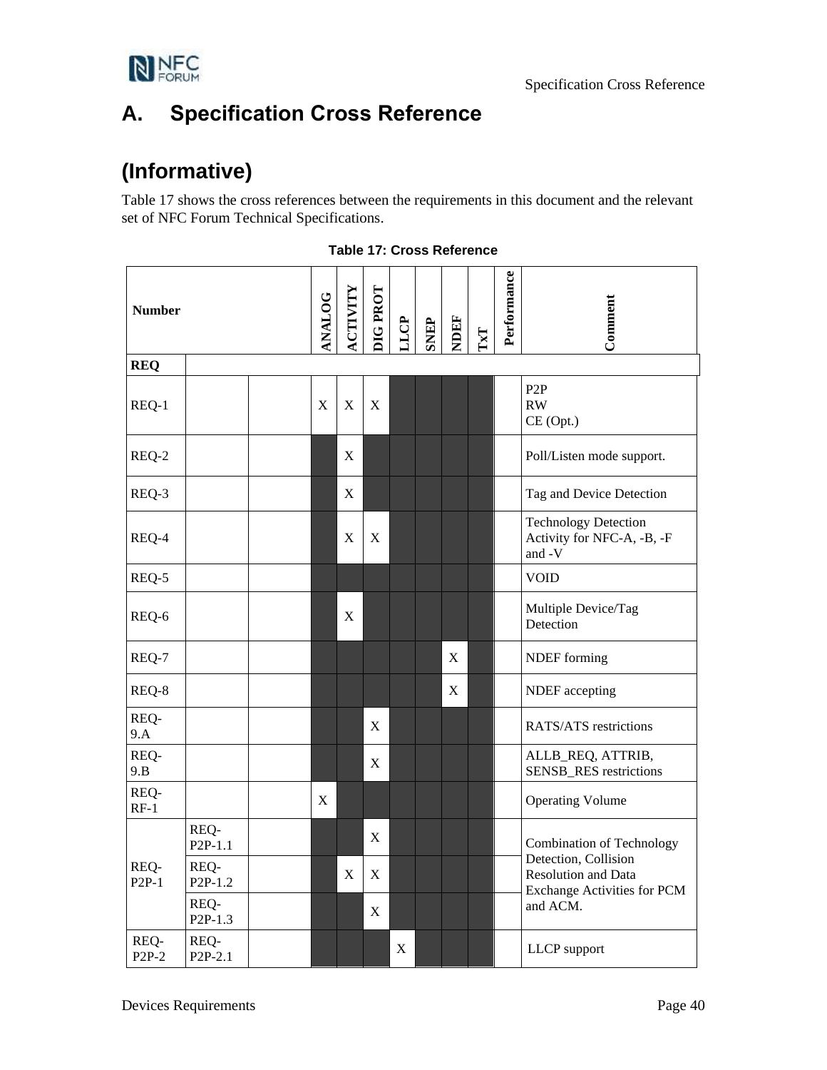# A. Specification Cross Reference

# (Informative)

Table 17 shows the cross references between the requirements in this document and the relevant set of NFC Forum Technical Specifications.

**Table 17: Cross Reference**

| Number | | | ANALOG | ACTIVITY | DIG PROT | LLCP | SNEP | NDEF | TxT | Performance | Comment |
|---|---|---|---|---|---|---|---|---|---|---|---|
| **REQ** | | | | | | | | | | | |
| REQ-1 | | | X | X | X | | | | | | P2P<br>RW<br>CE (Opt.) |
| REQ-2 | | | | X | | | | | | | Poll/Listen mode support. |
| REQ-3 | | | | X | | | | | | | Tag and Device Detection |
| REQ-4 | | | | X | X | | | | | | Technology Detection Activity for NFC-A, -B, -F and -V |
| REQ-5 | | | | | | | | | | | VOID |
| REQ-6 | | | | X | | | | | | | Multiple Device/Tag Detection |
| REQ-7 | | | | | | | | X | | | NDEF forming |
| REQ-8 | | | | | | | | X | | | NDEF accepting |
| REQ-9.A | | | | | X | | | | | | RATS/ATS restrictions |
| REQ-9.B | | | | | X | | | | | | ALLB_REQ, ATTRIB, SENSB_RES restrictions |
| REQ-RF-1 | | | X | | | | | | | | Operating Volume |
| REQ-P2P-1 | REQ-P2P-1.1 | | | | X | | | | | | Combination of Technology Detection, Collision Resolution and Data Exchange Activities for PCM and ACM. |
| | REQ-P2P-1.2 | | | X | X | | | | | | |
| | REQ-P2P-1.3 | | | | X | | | | | | |
| REQ-P2P-2 | REQ-P2P-2.1 | | | | | X | | | | | LLCP support |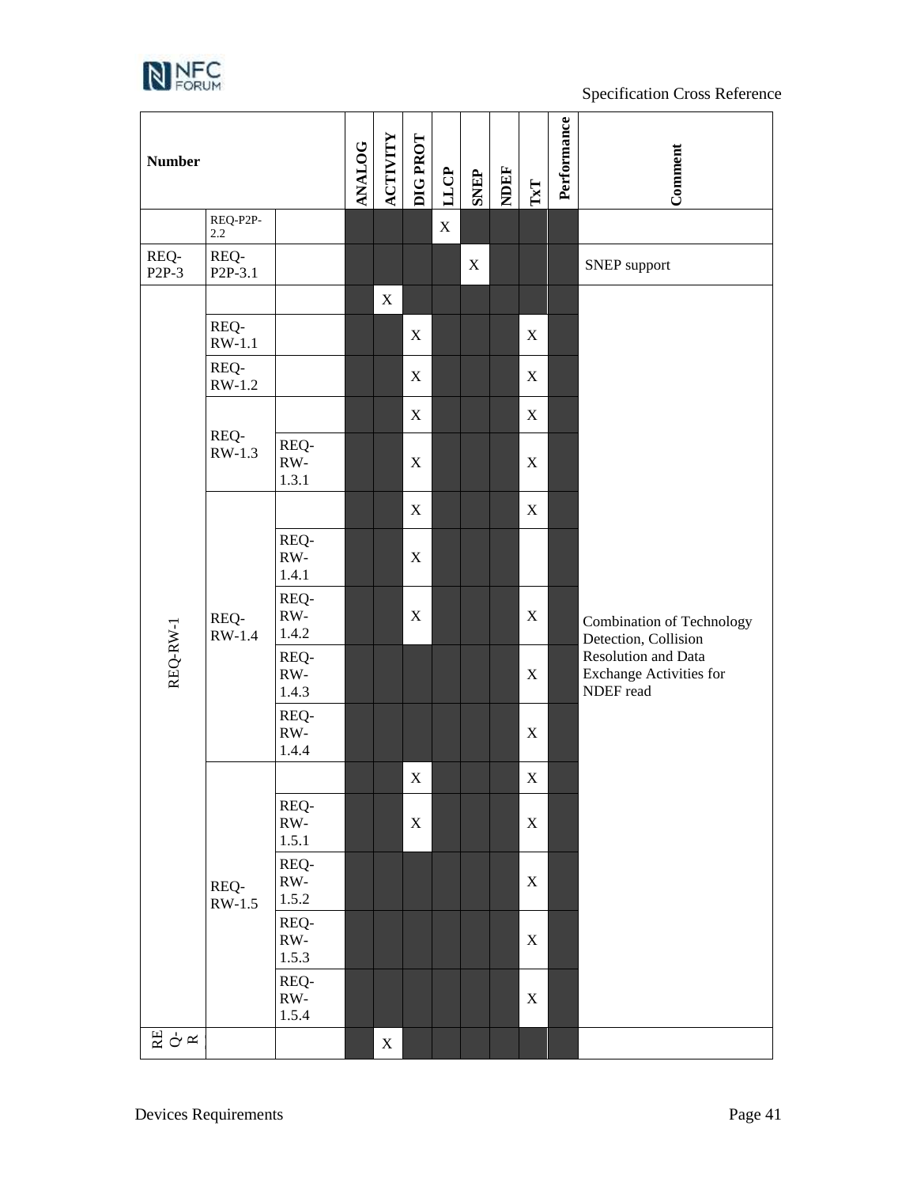| Number | | | ANALOG | ACTIVITY | DIG PROT | LLCP | SNEP | NDEF | TxT | Performance | Comment |
|---|---|---|---|---|---|---|---|---|---|---|---|
| | REQ-P2P-2.2 | | | | | X | | | | | |
| REQ-P2P-3 | REQ-P2P-3.1 | | | | | | X | | | | SNEP support |
| REQ-RW-1 | | | | X | | | | | | | Combination of Technology Detection, Collision Resolution and Data Exchange Activities for NDEF read |
| | REQ-RW-1.1 | | | | X | | | | X | | |
| | REQ-RW-1.2 | | | | X | | | | X | | |
| | REQ-RW-1.3 | | | | X | | | | X | | |
| | | REQ-RW-1.3.1 | | | X | | | | X | | |
| | REQ-RW-1.4 | | | | X | | | | X | | |
| | | REQ-RW-1.4.1 | | | X | | | | | | |
| | | REQ-RW-1.4.2 | | | X | | | | X | | |
| | | REQ-RW-1.4.3 | | | | | | | X | | |
| | | REQ-RW-1.4.4 | | | | | | | X | | |
| | REQ-RW-1.5 | | | | X | | | | X | | |
| | | REQ-RW-1.5.1 | | | X | | | | X | | |
| | | REQ-RW-1.5.2 | | | | | | | X | | |
| | | REQ-RW-1.5.3 | | | | | | | X | | |
| | | REQ-RW-1.5.4 | | | | | | | X | | |
| REQ-R | | | | X | | | | | | | |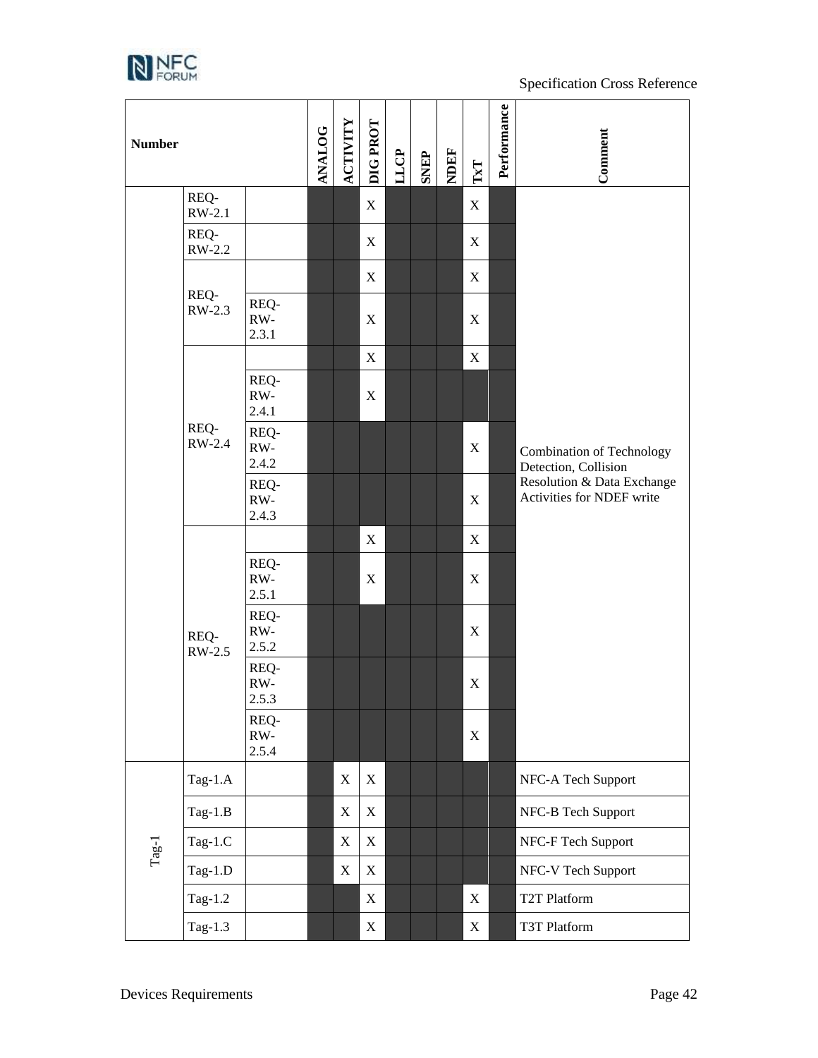| Number | | | ANALOG | ACTIVITY | DIG PROT | LLCP | SNEP | NDEF | TxT | Performance | Comment |
|---|---|---|---|---|---|---|---|---|---|---|---|
| | REQ-RW-2.1 | | | | X | | | | X | | Combination of Technology Detection, Collision Resolution & Data Exchange Activities for NDEF write |
| | REQ-RW-2.2 | | | | X | | | | X | | |
| | REQ-RW-2.3 | | | | X | | | | X | | |
| | | REQ-RW-2.3.1 | | | X | | | | X | | |
| | REQ-RW-2.4 | | | | X | | | | X | | |
| | | REQ-RW-2.4.1 | | | X | | | | | | |
| | | REQ-RW-2.4.2 | | | | | | | X | | |
| | | REQ-RW-2.4.3 | | | | | | | X | | |
| | REQ-RW-2.5 | | | | X | | | | X | | |
| | | REQ-RW-2.5.1 | | | X | | | | X | | |
| | | REQ-RW-2.5.2 | | | | | | | X | | |
| | | REQ-RW-2.5.3 | | | | | | | X | | |
| | | REQ-RW-2.5.4 | | | | | | | X | | |
| Tag-1 | Tag-1.A | | | X | X | | | | | | NFC-A Tech Support |
| | Tag-1.B | | | X | X | | | | | | NFC-B Tech Support |
| | Tag-1.C | | | X | X | | | | | | NFC-F Tech Support |
| | Tag-1.D | | | X | X | | | | | | NFC-V Tech Support |
| | Tag-1.2 | | | | X | | | | X | | T2T Platform |
| | Tag-1.3 | | | | X | | | | X | | T3T Platform |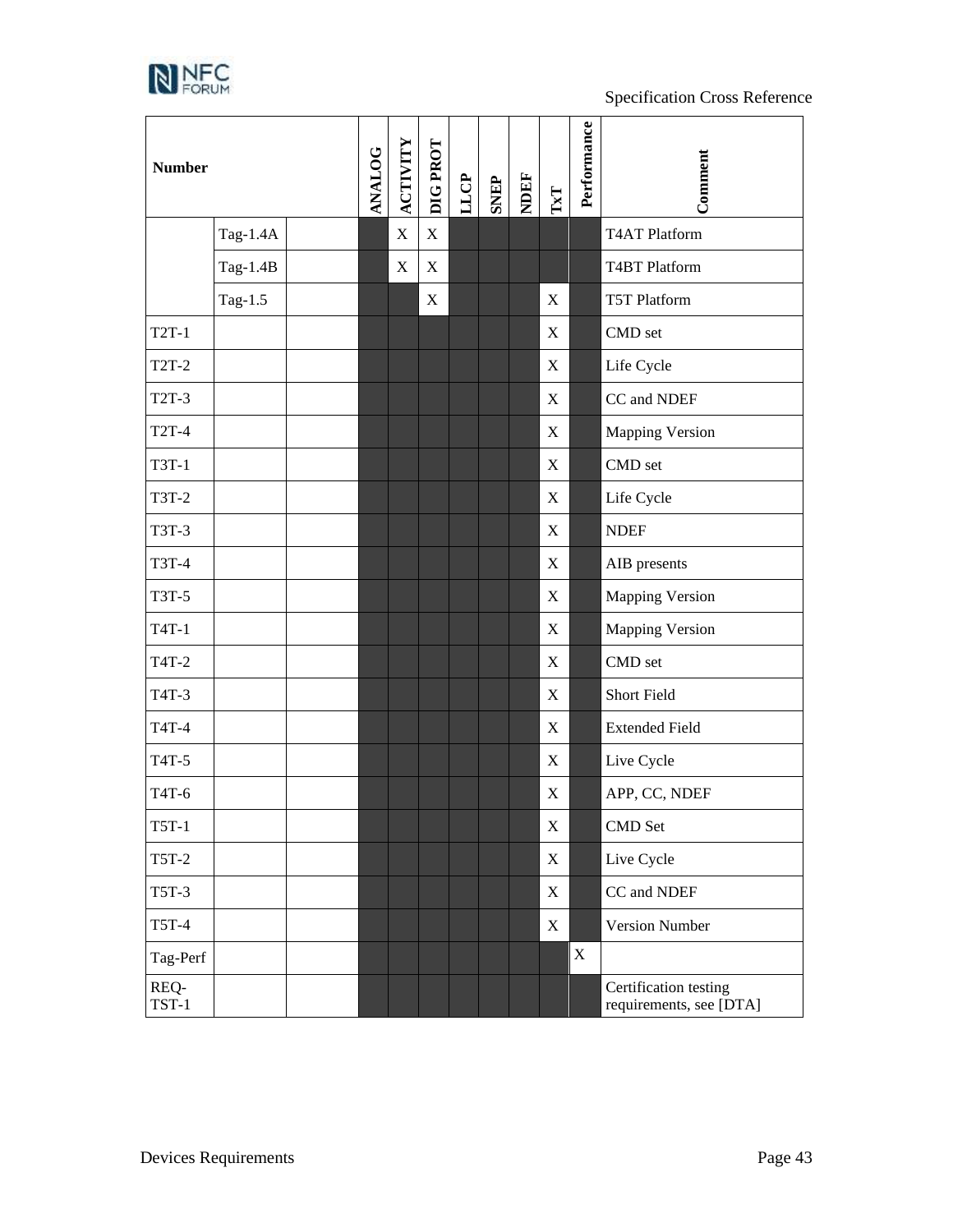| Number | | | ANALOG | ACTIVITY | DIG PROT | LLCP | SNEP | NDEF | TxT | Performance | Comment |
|---|---|---|---|---|---|---|---|---|---|---|---|
| | Tag-1.4A | | | X | X | | | | | | T4AT Platform |
| | Tag-1.4B | | | X | X | | | | | | T4BT Platform |
| | Tag-1.5 | | | | X | | | | X | | T5T Platform |
| T2T-1 | | | | | | | | | X | | CMD set |
| T2T-2 | | | | | | | | | X | | Life Cycle |
| T2T-3 | | | | | | | | | X | | CC and NDEF |
| T2T-4 | | | | | | | | | X | | Mapping Version |
| T3T-1 | | | | | | | | | X | | CMD set |
| T3T-2 | | | | | | | | | X | | Life Cycle |
| T3T-3 | | | | | | | | | X | | NDEF |
| T3T-4 | | | | | | | | | X | | AIB presents |
| T3T-5 | | | | | | | | | X | | Mapping Version |
| T4T-1 | | | | | | | | | X | | Mapping Version |
| T4T-2 | | | | | | | | | X | | CMD set |
| T4T-3 | | | | | | | | | X | | Short Field |
| T4T-4 | | | | | | | | | X | | Extended Field |
| T4T-5 | | | | | | | | | X | | Live Cycle |
| T4T-6 | | | | | | | | | X | | APP, CC, NDEF |
| T5T-1 | | | | | | | | | X | | CMD Set |
| T5T-2 | | | | | | | | | X | | Live Cycle |
| T5T-3 | | | | | | | | | X | | CC and NDEF |
| T5T-4 | | | | | | | | | X | | Version Number |
| Tag-Perf | | | | | | | | | | X | |
| REQ-TST-1 | | | | | | | | | | | Certification testing requirements, see [DTA] |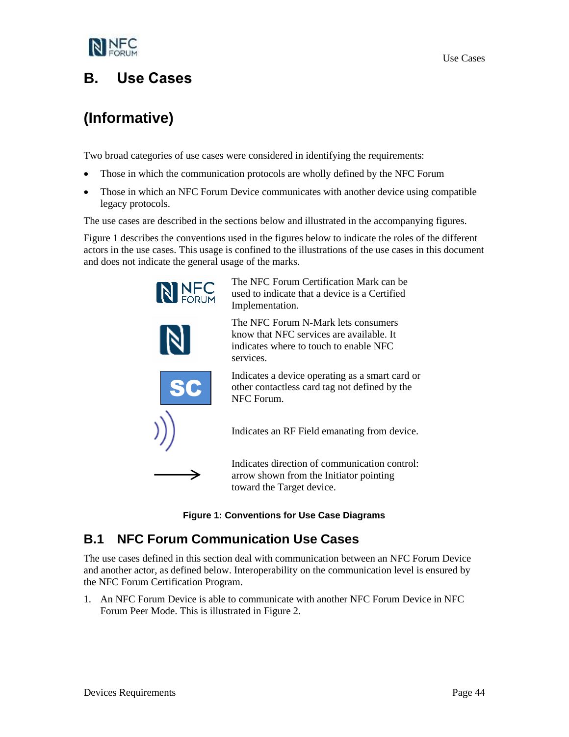# B. Use Cases

# (Informative)

Two broad categories of use cases were considered in identifying the requirements:

- Those in which the communication protocols are wholly defined by the NFC Forum
- Those in which an NFC Forum Device communicates with another device using compatible legacy protocols.

The use cases are described in the sections below and illustrated in the accompanying figures.

Figure 1 describes the conventions used in the figures below to indicate the roles of the different actors in the use cases. This usage is confined to the illustrations of the use cases in this document and does not indicate the general usage of the marks.

| | |
|---|---|
| NFC FORUM | The NFC Forum Certification Mark can be used to indicate that a device is a Certified Implementation. |
| N | The NFC Forum N-Mark lets consumers know that NFC services are available. It indicates where to touch to enable NFC services. |
| SC | Indicates a device operating as a smart card or other contactless card tag not defined by the NFC Forum. |
| ))) | Indicates an RF Field emanating from device. |
| ⟶ | Indicates direction of communication control: arrow shown from the Initiator pointing toward the Target device. |

**Figure 1: Conventions for Use Case Diagrams**

## B.1 NFC Forum Communication Use Cases

The use cases defined in this section deal with communication between an NFC Forum Device and another actor, as defined below. Interoperability on the communication level is ensured by the NFC Forum Certification Program.

1. An NFC Forum Device is able to communicate with another NFC Forum Device in NFC Forum Peer Mode. This is illustrated in Figure 2.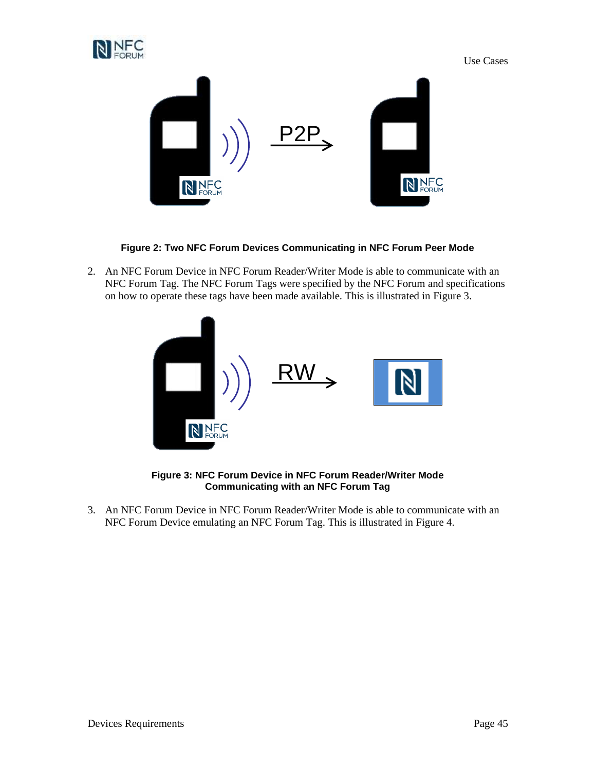**Figure 2: Two NFC Forum Devices Communicating in NFC Forum Peer Mode**

2. An NFC Forum Device in NFC Forum Reader/Writer Mode is able to communicate with an NFC Forum Tag. The NFC Forum Tags were specified by the NFC Forum and specifications on how to operate these tags have been made available. This is illustrated in Figure 3.

**Figure 3: NFC Forum Device in NFC Forum Reader/Writer Mode Communicating with an NFC Forum Tag**

3. An NFC Forum Device in NFC Forum Reader/Writer Mode is able to communicate with an NFC Forum Device emulating an NFC Forum Tag. This is illustrated in Figure 4.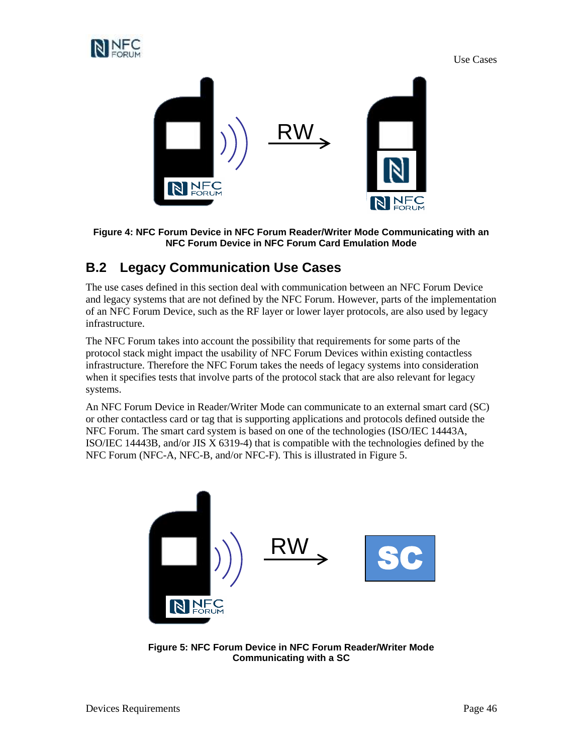Figure 4: NFC Forum Device in NFC Forum Reader/Writer Mode Communicating with an NFC Forum Device in NFC Forum Card Emulation Mode

## B.2 Legacy Communication Use Cases

The use cases defined in this section deal with communication between an NFC Forum Device and legacy systems that are not defined by the NFC Forum. However, parts of the implementation of an NFC Forum Device, such as the RF layer or lower layer protocols, are also used by legacy infrastructure.

The NFC Forum takes into account the possibility that requirements for some parts of the protocol stack might impact the usability of NFC Forum Devices within existing contactless infrastructure. Therefore the NFC Forum takes the needs of legacy systems into consideration when it specifies tests that involve parts of the protocol stack that are also relevant for legacy systems.

An NFC Forum Device in Reader/Writer Mode can communicate to an external smart card (SC) or other contactless card or tag that is supporting applications and protocols defined outside the NFC Forum. The smart card system is based on one of the technologies (ISO/IEC 14443A, ISO/IEC 14443B, and/or JIS X 6319-4) that is compatible with the technologies defined by the NFC Forum (NFC-A, NFC-B, and/or NFC-F). This is illustrated in Figure 5.

Figure 5: NFC Forum Device in NFC Forum Reader/Writer Mode Communicating with a SC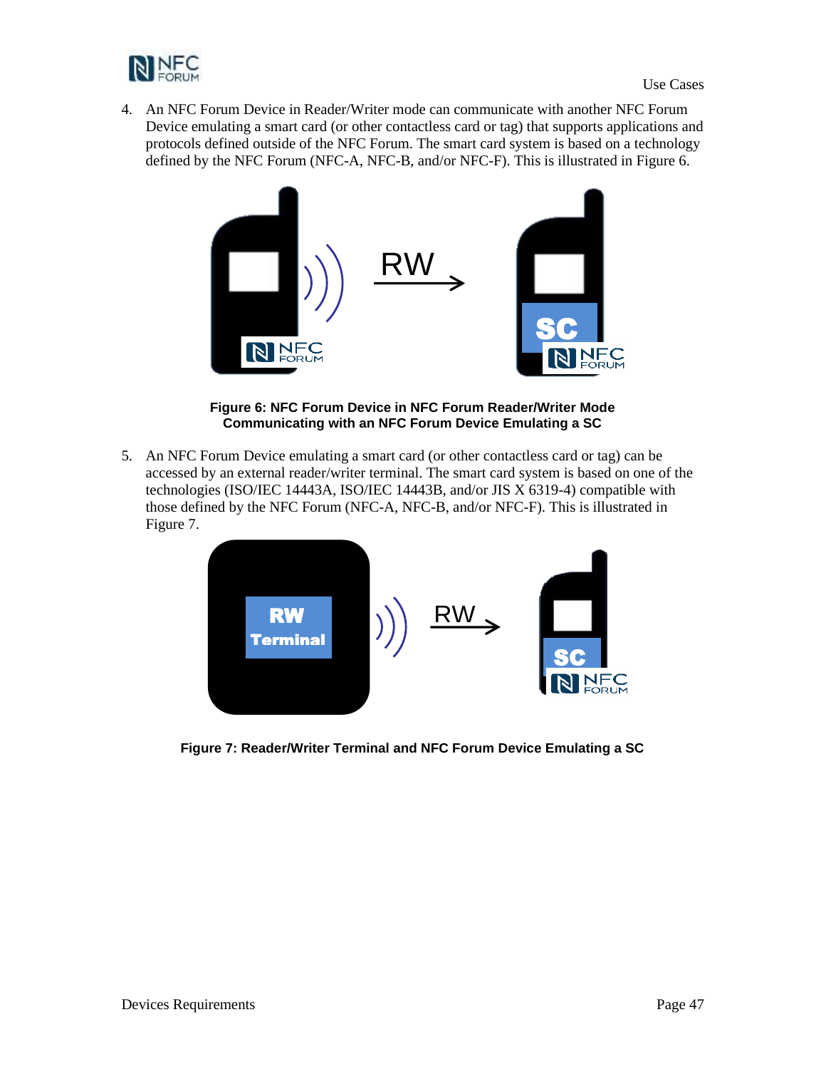4. An NFC Forum Device in Reader/Writer mode can communicate with another NFC Forum Device emulating a smart card (or other contactless card or tag) that supports applications and protocols defined outside of the NFC Forum. The smart card system is based on a technology defined by the NFC Forum (NFC-A, NFC-B, and/or NFC-F). This is illustrated in Figure 6.

**Figure 6: NFC Forum Device in NFC Forum Reader/Writer Mode Communicating with an NFC Forum Device Emulating a SC**

5. An NFC Forum Device emulating a smart card (or other contactless card or tag) can be accessed by an external reader/writer terminal. The smart card system is based on one of the technologies (ISO/IEC 14443A, ISO/IEC 14443B, and/or JIS X 6319-4) compatible with those defined by the NFC Forum (NFC-A, NFC-B, and/or NFC-F). This is illustrated in Figure 7.

**Figure 7: Reader/Writer Terminal and NFC Forum Device Emulating a SC**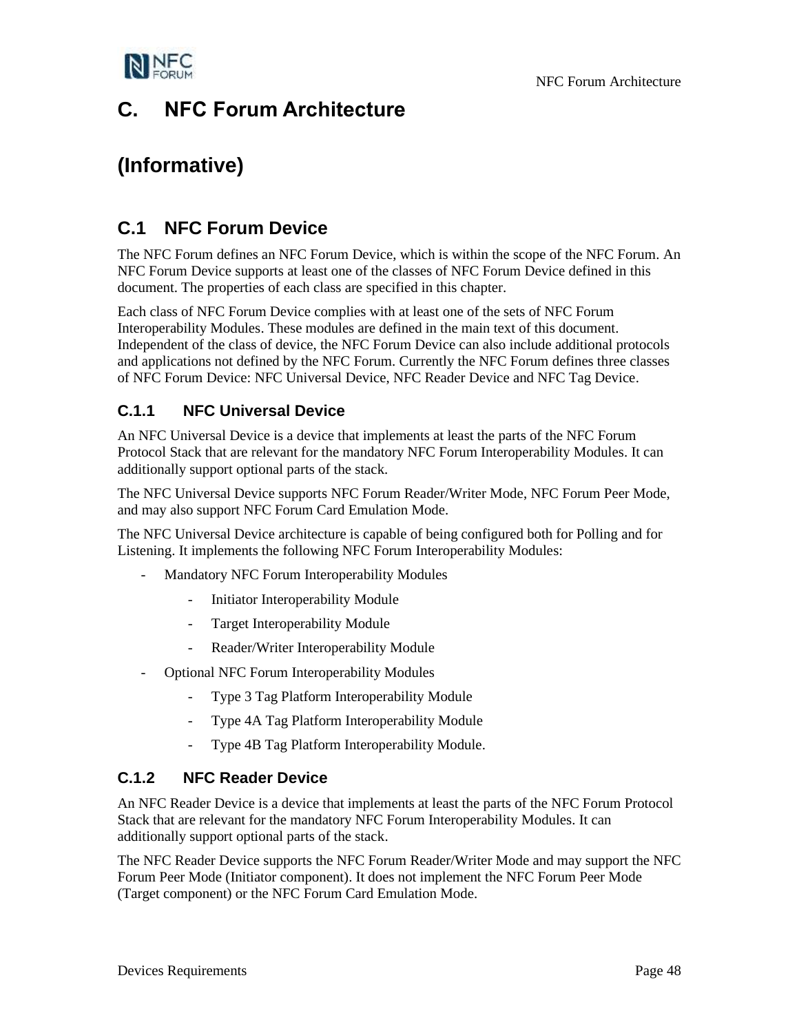# C. NFC Forum Architecture

# (Informative)

## C.1 NFC Forum Device

The NFC Forum defines an NFC Forum Device, which is within the scope of the NFC Forum. An NFC Forum Device supports at least one of the classes of NFC Forum Device defined in this document. The properties of each class are specified in this chapter.

Each class of NFC Forum Device complies with at least one of the sets of NFC Forum Interoperability Modules. These modules are defined in the main text of this document. Independent of the class of device, the NFC Forum Device can also include additional protocols and applications not defined by the NFC Forum. Currently the NFC Forum defines three classes of NFC Forum Device: NFC Universal Device, NFC Reader Device and NFC Tag Device.

### C.1.1 NFC Universal Device

An NFC Universal Device is a device that implements at least the parts of the NFC Forum Protocol Stack that are relevant for the mandatory NFC Forum Interoperability Modules. It can additionally support optional parts of the stack.

The NFC Universal Device supports NFC Forum Reader/Writer Mode, NFC Forum Peer Mode, and may also support NFC Forum Card Emulation Mode.

The NFC Universal Device architecture is capable of being configured both for Polling and for Listening. It implements the following NFC Forum Interoperability Modules:

- Mandatory NFC Forum Interoperability Modules
  - Initiator Interoperability Module
  - Target Interoperability Module
  - Reader/Writer Interoperability Module
- Optional NFC Forum Interoperability Modules
  - Type 3 Tag Platform Interoperability Module
  - Type 4A Tag Platform Interoperability Module
  - Type 4B Tag Platform Interoperability Module.

### C.1.2 NFC Reader Device

An NFC Reader Device is a device that implements at least the parts of the NFC Forum Protocol Stack that are relevant for the mandatory NFC Forum Interoperability Modules. It can additionally support optional parts of the stack.

The NFC Reader Device supports the NFC Forum Reader/Writer Mode and may support the NFC Forum Peer Mode (Initiator component). It does not implement the NFC Forum Peer Mode (Target component) or the NFC Forum Card Emulation Mode.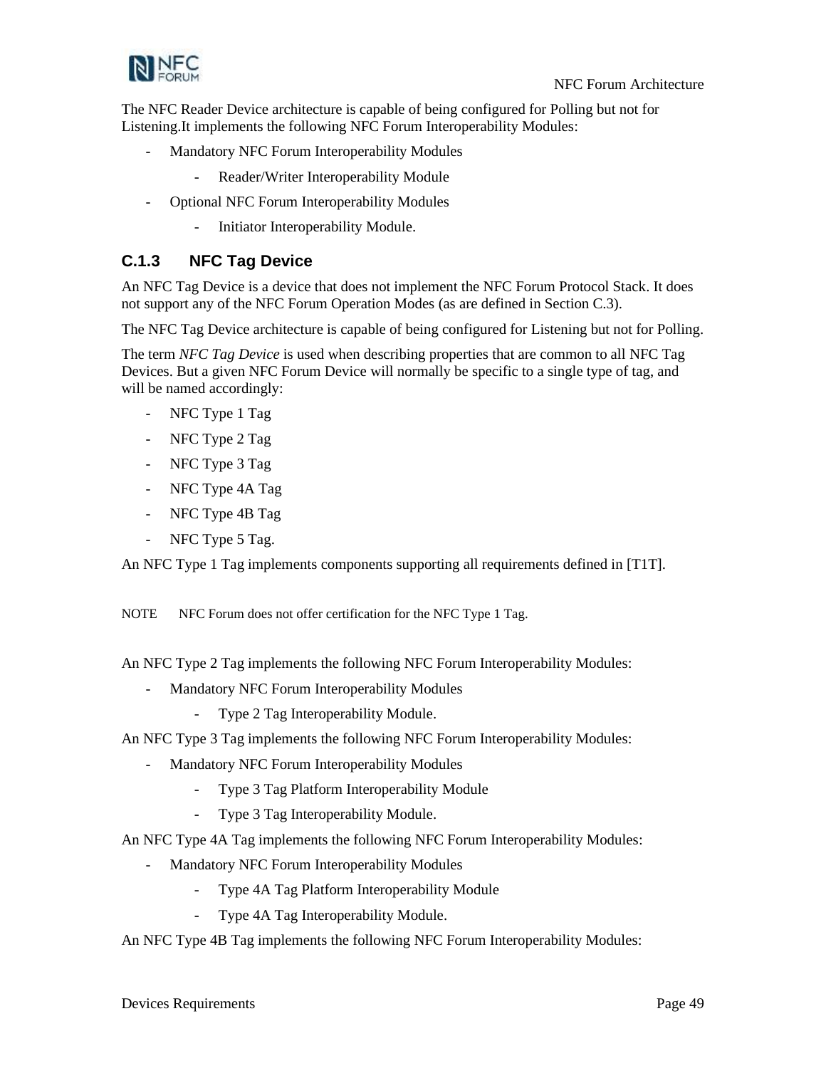The NFC Reader Device architecture is capable of being configured for Polling but not for Listening.It implements the following NFC Forum Interoperability Modules:

- Mandatory NFC Forum Interoperability Modules
  - Reader/Writer Interoperability Module
- Optional NFC Forum Interoperability Modules
  - Initiator Interoperability Module.

### C.1.3 NFC Tag Device

An NFC Tag Device is a device that does not implement the NFC Forum Protocol Stack. It does not support any of the NFC Forum Operation Modes (as are defined in Section C.3).

The NFC Tag Device architecture is capable of being configured for Listening but not for Polling.

The term *NFC Tag Device* is used when describing properties that are common to all NFC Tag Devices. But a given NFC Forum Device will normally be specific to a single type of tag, and will be named accordingly:

- NFC Type 1 Tag
- NFC Type 2 Tag
- NFC Type 3 Tag
- NFC Type 4A Tag
- NFC Type 4B Tag
- NFC Type 5 Tag.

An NFC Type 1 Tag implements components supporting all requirements defined in [T1T].

NOTE NFC Forum does not offer certification for the NFC Type 1 Tag.

An NFC Type 2 Tag implements the following NFC Forum Interoperability Modules:

- Mandatory NFC Forum Interoperability Modules
  - Type 2 Tag Interoperability Module.

An NFC Type 3 Tag implements the following NFC Forum Interoperability Modules:

- Mandatory NFC Forum Interoperability Modules
  - Type 3 Tag Platform Interoperability Module
  - Type 3 Tag Interoperability Module.

An NFC Type 4A Tag implements the following NFC Forum Interoperability Modules:

- Mandatory NFC Forum Interoperability Modules
  - Type 4A Tag Platform Interoperability Module
  - Type 4A Tag Interoperability Module.

An NFC Type 4B Tag implements the following NFC Forum Interoperability Modules: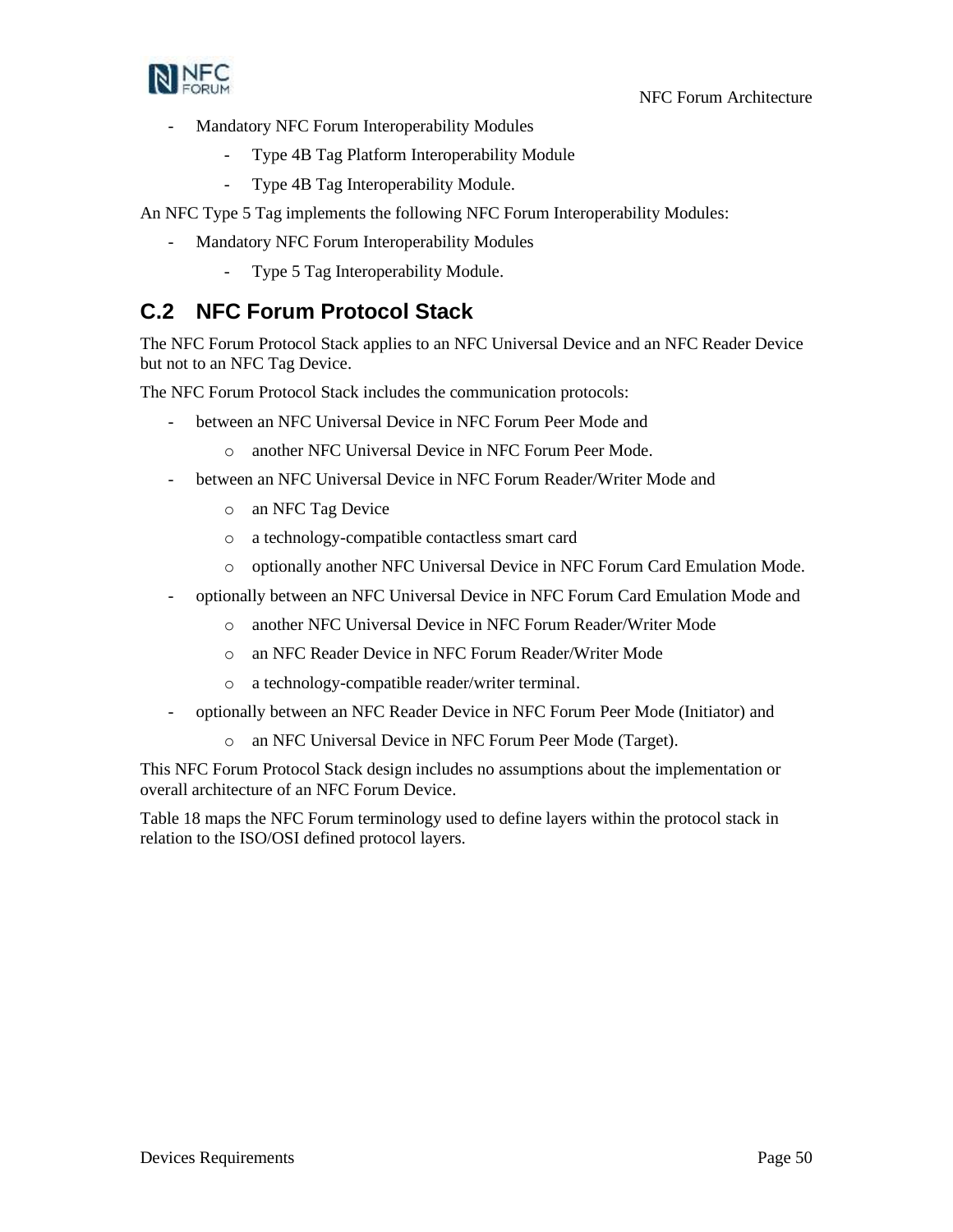- Mandatory NFC Forum Interoperability Modules
    - Type 4B Tag Platform Interoperability Module
    - Type 4B Tag Interoperability Module.

An NFC Type 5 Tag implements the following NFC Forum Interoperability Modules:

- Mandatory NFC Forum Interoperability Modules
    - Type 5 Tag Interoperability Module.

## C.2 NFC Forum Protocol Stack

The NFC Forum Protocol Stack applies to an NFC Universal Device and an NFC Reader Device but not to an NFC Tag Device.

The NFC Forum Protocol Stack includes the communication protocols:

- between an NFC Universal Device in NFC Forum Peer Mode and
    - another NFC Universal Device in NFC Forum Peer Mode.
- between an NFC Universal Device in NFC Forum Reader/Writer Mode and
    - an NFC Tag Device
    - a technology-compatible contactless smart card
    - optionally another NFC Universal Device in NFC Forum Card Emulation Mode.
- optionally between an NFC Universal Device in NFC Forum Card Emulation Mode and
    - another NFC Universal Device in NFC Forum Reader/Writer Mode
    - an NFC Reader Device in NFC Forum Reader/Writer Mode
    - a technology-compatible reader/writer terminal.
- optionally between an NFC Reader Device in NFC Forum Peer Mode (Initiator) and
    - an NFC Universal Device in NFC Forum Peer Mode (Target).

This NFC Forum Protocol Stack design includes no assumptions about the implementation or overall architecture of an NFC Forum Device.

Table 18 maps the NFC Forum terminology used to define layers within the protocol stack in relation to the ISO/OSI defined protocol layers.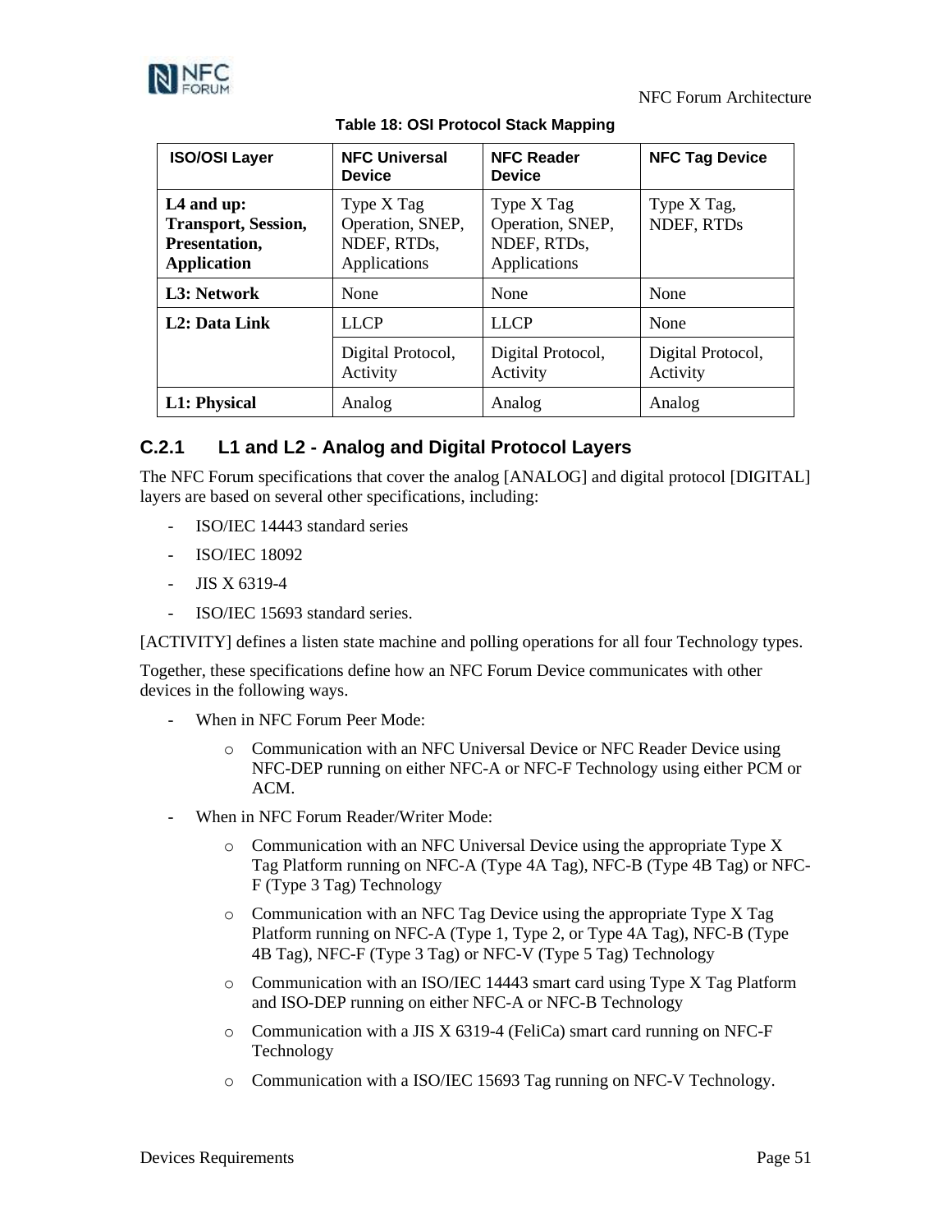Table 18: OSI Protocol Stack Mapping

| ISO/OSI Layer | NFC Universal Device | NFC Reader Device | NFC Tag Device |
|---|---|---|---|
| **L4 and up: Transport, Session, Presentation, Application** | Type X Tag Operation, SNEP, NDEF, RTDs, Applications | Type X Tag Operation, SNEP, NDEF, RTDs, Applications | Type X Tag, NDEF, RTDs |
| **L3: Network** | None | None | None |
| **L2: Data Link** | LLCP | LLCP | None |
| | Digital Protocol, Activity | Digital Protocol, Activity | Digital Protocol, Activity |
| **L1: Physical** | Analog | Analog | Analog |

### C.2.1 L1 and L2 - Analog and Digital Protocol Layers

The NFC Forum specifications that cover the analog [ANALOG] and digital protocol [DIGITAL] layers are based on several other specifications, including:

- ISO/IEC 14443 standard series
- ISO/IEC 18092
- JIS X 6319-4
- ISO/IEC 15693 standard series.

[ACTIVITY] defines a listen state machine and polling operations for all four Technology types.

Together, these specifications define how an NFC Forum Device communicates with other devices in the following ways.

- When in NFC Forum Peer Mode:
    - Communication with an NFC Universal Device or NFC Reader Device using NFC-DEP running on either NFC-A or NFC-F Technology using either PCM or ACM.
- When in NFC Forum Reader/Writer Mode:
    - Communication with an NFC Universal Device using the appropriate Type X Tag Platform running on NFC-A (Type 4A Tag), NFC-B (Type 4B Tag) or NFC-F (Type 3 Tag) Technology
    - Communication with an NFC Tag Device using the appropriate Type X Tag Platform running on NFC-A (Type 1, Type 2, or Type 4A Tag), NFC-B (Type 4B Tag), NFC-F (Type 3 Tag) or NFC-V (Type 5 Tag) Technology
    - Communication with an ISO/IEC 14443 smart card using Type X Tag Platform and ISO-DEP running on either NFC-A or NFC-B Technology
    - Communication with a JIS X 6319-4 (FeliCa) smart card running on NFC-F Technology
    - Communication with a ISO/IEC 15693 Tag running on NFC-V Technology.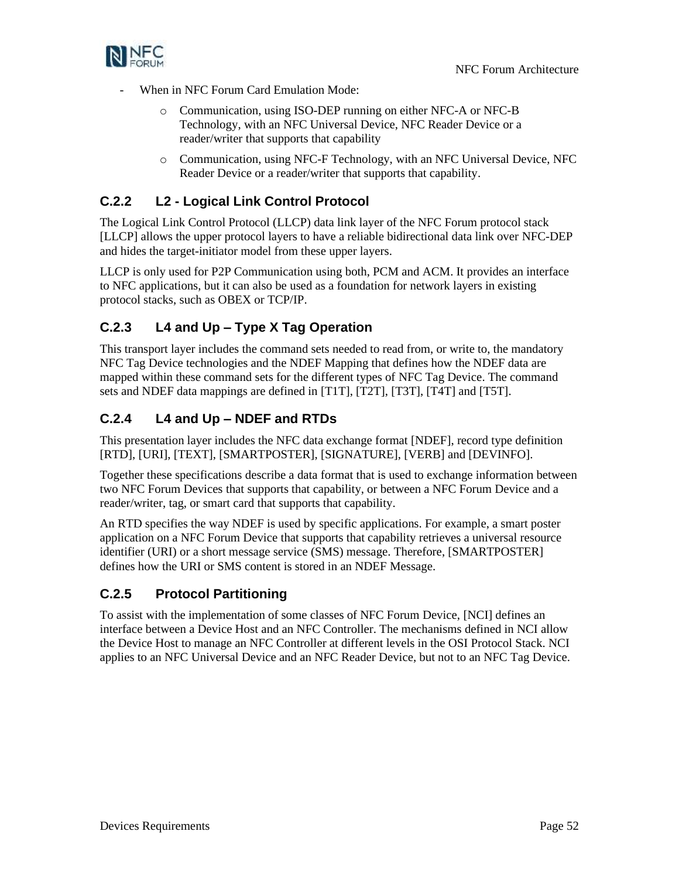- When in NFC Forum Card Emulation Mode:
  - Communication, using ISO-DEP running on either NFC-A or NFC-B Technology, with an NFC Universal Device, NFC Reader Device or a reader/writer that supports that capability
  - Communication, using NFC-F Technology, with an NFC Universal Device, NFC Reader Device or a reader/writer that supports that capability.

### C.2.2 L2 - Logical Link Control Protocol

The Logical Link Control Protocol (LLCP) data link layer of the NFC Forum protocol stack [LLCP] allows the upper protocol layers to have a reliable bidirectional data link over NFC-DEP and hides the target-initiator model from these upper layers.

LLCP is only used for P2P Communication using both, PCM and ACM. It provides an interface to NFC applications, but it can also be used as a foundation for network layers in existing protocol stacks, such as OBEX or TCP/IP.

### C.2.3 L4 and Up – Type X Tag Operation

This transport layer includes the command sets needed to read from, or write to, the mandatory NFC Tag Device technologies and the NDEF Mapping that defines how the NDEF data are mapped within these command sets for the different types of NFC Tag Device. The command sets and NDEF data mappings are defined in [T1T], [T2T], [T3T], [T4T] and [T5T].

### C.2.4 L4 and Up – NDEF and RTDs

This presentation layer includes the NFC data exchange format [NDEF], record type definition [RTD], [URI], [TEXT], [SMARTPOSTER], [SIGNATURE], [VERB] and [DEVINFO].

Together these specifications describe a data format that is used to exchange information between two NFC Forum Devices that supports that capability, or between a NFC Forum Device and a reader/writer, tag, or smart card that supports that capability.

An RTD specifies the way NDEF is used by specific applications. For example, a smart poster application on a NFC Forum Device that supports that capability retrieves a universal resource identifier (URI) or a short message service (SMS) message. Therefore, [SMARTPOSTER] defines how the URI or SMS content is stored in an NDEF Message.

### C.2.5 Protocol Partitioning

To assist with the implementation of some classes of NFC Forum Device, [NCI] defines an interface between a Device Host and an NFC Controller. The mechanisms defined in NCI allow the Device Host to manage an NFC Controller at different levels in the OSI Protocol Stack. NCI applies to an NFC Universal Device and an NFC Reader Device, but not to an NFC Tag Device.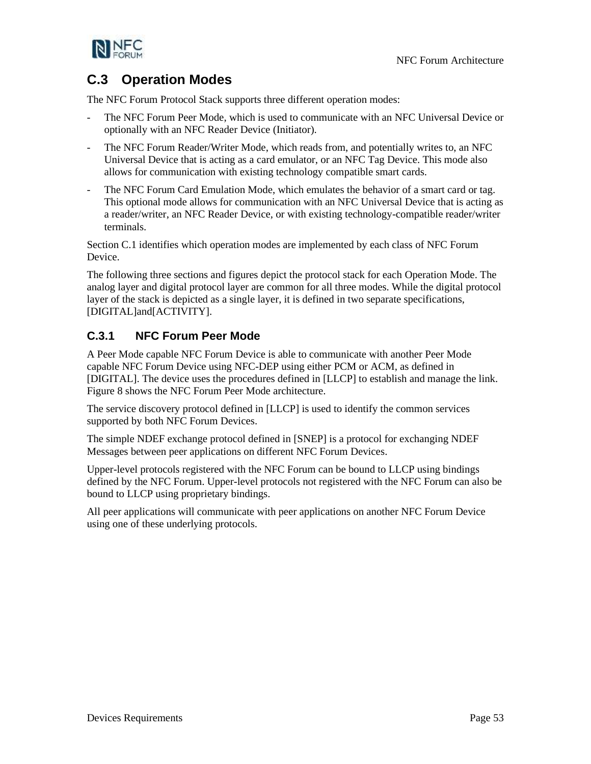## C.3 Operation Modes

The NFC Forum Protocol Stack supports three different operation modes:

- The NFC Forum Peer Mode, which is used to communicate with an NFC Universal Device or optionally with an NFC Reader Device (Initiator).
- The NFC Forum Reader/Writer Mode, which reads from, and potentially writes to, an NFC Universal Device that is acting as a card emulator, or an NFC Tag Device. This mode also allows for communication with existing technology compatible smart cards.
- The NFC Forum Card Emulation Mode, which emulates the behavior of a smart card or tag. This optional mode allows for communication with an NFC Universal Device that is acting as a reader/writer, an NFC Reader Device, or with existing technology-compatible reader/writer terminals.

Section C.1 identifies which operation modes are implemented by each class of NFC Forum Device.

The following three sections and figures depict the protocol stack for each Operation Mode. The analog layer and digital protocol layer are common for all three modes. While the digital protocol layer of the stack is depicted as a single layer, it is defined in two separate specifications, [DIGITAL]and[ACTIVITY].

### C.3.1 NFC Forum Peer Mode

A Peer Mode capable NFC Forum Device is able to communicate with another Peer Mode capable NFC Forum Device using NFC-DEP using either PCM or ACM, as defined in [DIGITAL]. The device uses the procedures defined in [LLCP] to establish and manage the link. Figure 8 shows the NFC Forum Peer Mode architecture.

The service discovery protocol defined in [LLCP] is used to identify the common services supported by both NFC Forum Devices.

The simple NDEF exchange protocol defined in [SNEP] is a protocol for exchanging NDEF Messages between peer applications on different NFC Forum Devices.

Upper-level protocols registered with the NFC Forum can be bound to LLCP using bindings defined by the NFC Forum. Upper-level protocols not registered with the NFC Forum can also be bound to LLCP using proprietary bindings.

All peer applications will communicate with peer applications on another NFC Forum Device using one of these underlying protocols.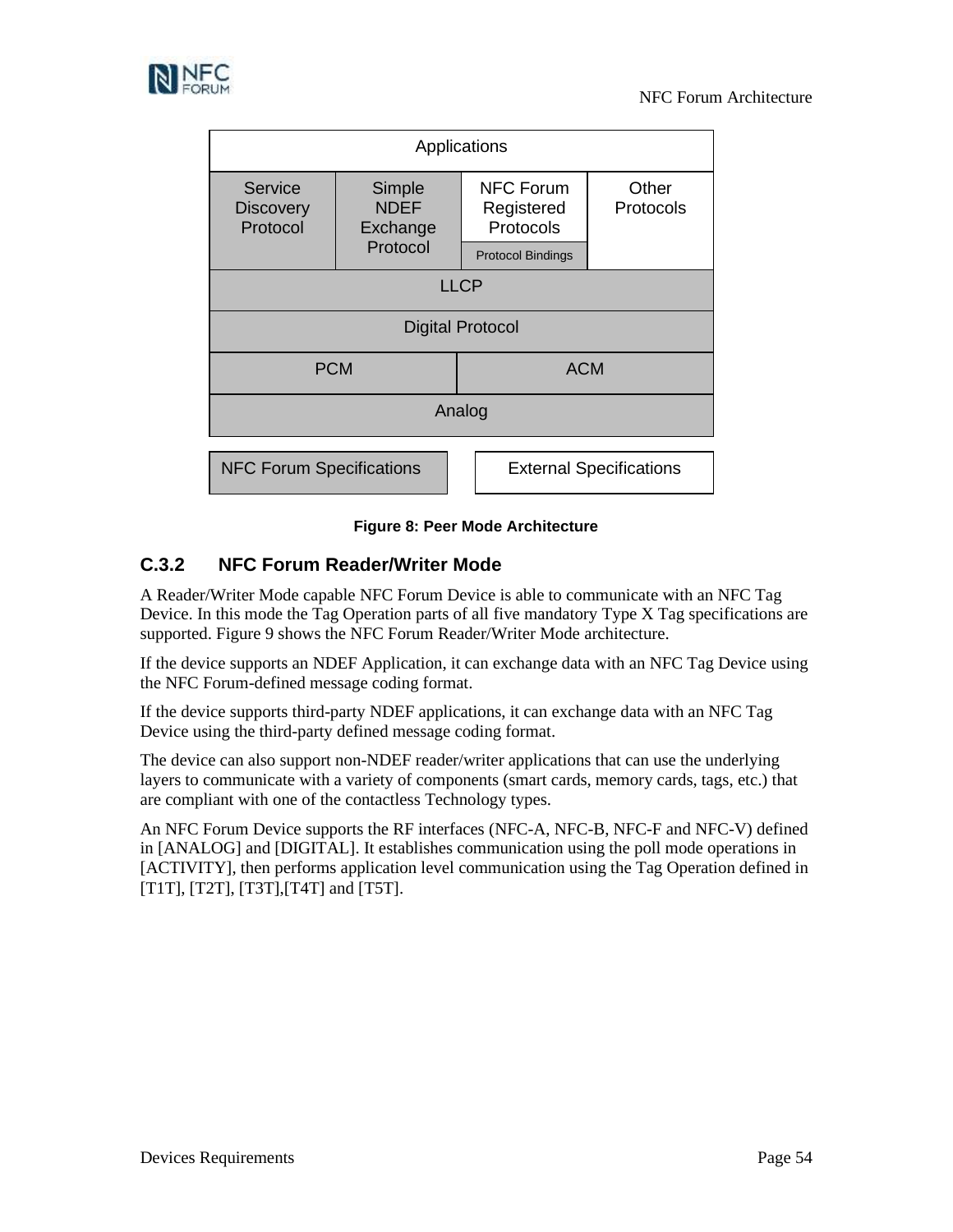| Applications | | | | |
|---|---|---|---|---|
| Service Discovery Protocol | Simple NDEF Exchange Protocol | NFC Forum Registered Protocols | | Other Protocols |
| | | Protocol Bindings | | |
| LLCP | | | | |
| Digital Protocol | | | | |
| PCM | | ACM | | |
| Analog | | | | |

| NFC Forum Specifications | External Specifications |
|---|---|

**Figure 8: Peer Mode Architecture**

### C.3.2 NFC Forum Reader/Writer Mode

A Reader/Writer Mode capable NFC Forum Device is able to communicate with an NFC Tag Device. In this mode the Tag Operation parts of all five mandatory Type X Tag specifications are supported. Figure 9 shows the NFC Forum Reader/Writer Mode architecture.

If the device supports an NDEF Application, it can exchange data with an NFC Tag Device using the NFC Forum-defined message coding format.

If the device supports third-party NDEF applications, it can exchange data with an NFC Tag Device using the third-party defined message coding format.

The device can also support non-NDEF reader/writer applications that can use the underlying layers to communicate with a variety of components (smart cards, memory cards, tags, etc.) that are compliant with one of the contactless Technology types.

An NFC Forum Device supports the RF interfaces (NFC-A, NFC-B, NFC-F and NFC-V) defined in [ANALOG] and [DIGITAL]. It establishes communication using the poll mode operations in [ACTIVITY], then performs application level communication using the Tag Operation defined in [T1T], [T2T], [T3T],[T4T] and [T5T].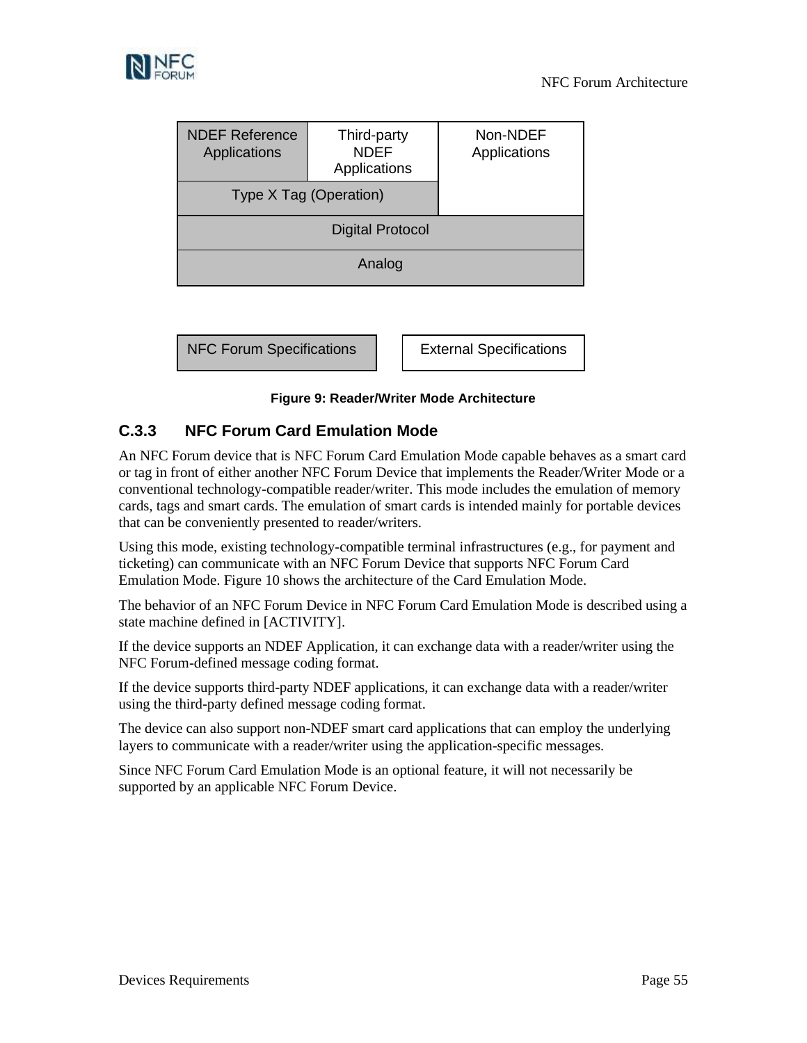| NDEF Reference Applications | Third-party NDEF Applications | Non-NDEF Applications |
|---|---|---|
| Type X Tag (Operation) | | |
| Digital Protocol | | |
| Analog | | |

| NFC Forum Specifications | External Specifications |
|---|---|

**Figure 9: Reader/Writer Mode Architecture**

### C.3.3 NFC Forum Card Emulation Mode

An NFC Forum device that is NFC Forum Card Emulation Mode capable behaves as a smart card or tag in front of either another NFC Forum Device that implements the Reader/Writer Mode or a conventional technology-compatible reader/writer. This mode includes the emulation of memory cards, tags and smart cards. The emulation of smart cards is intended mainly for portable devices that can be conveniently presented to reader/writers.

Using this mode, existing technology-compatible terminal infrastructures (e.g., for payment and ticketing) can communicate with an NFC Forum Device that supports NFC Forum Card Emulation Mode. Figure 10 shows the architecture of the Card Emulation Mode.

The behavior of an NFC Forum Device in NFC Forum Card Emulation Mode is described using a state machine defined in [ACTIVITY].

If the device supports an NDEF Application, it can exchange data with a reader/writer using the NFC Forum-defined message coding format.

If the device supports third-party NDEF applications, it can exchange data with a reader/writer using the third-party defined message coding format.

The device can also support non-NDEF smart card applications that can employ the underlying layers to communicate with a reader/writer using the application-specific messages.

Since NFC Forum Card Emulation Mode is an optional feature, it will not necessarily be supported by an applicable NFC Forum Device.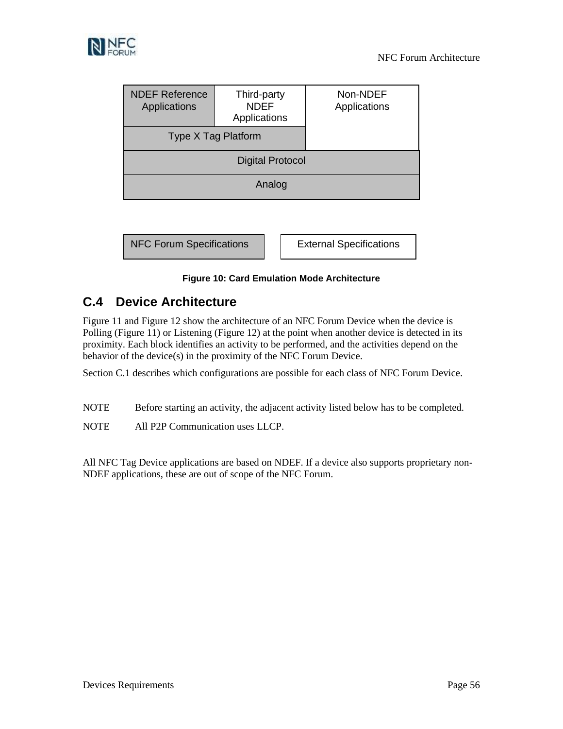| NDEF Reference Applications | Third-party NDEF Applications | Non-NDEF Applications |
|---|---|---|
| Type X Tag Platform | | |
| Digital Protocol | | |
| Analog | | |

| NFC Forum Specifications | External Specifications |
|---|---|

**Figure 10: Card Emulation Mode Architecture**

## C.4 Device Architecture

Figure 11 and Figure 12 show the architecture of an NFC Forum Device when the device is Polling (Figure 11) or Listening (Figure 12) at the point when another device is detected in its proximity. Each block identifies an activity to be performed, and the activities depend on the behavior of the device(s) in the proximity of the NFC Forum Device.

Section C.1 describes which configurations are possible for each class of NFC Forum Device.

NOTE Before starting an activity, the adjacent activity listed below has to be completed.

NOTE All P2P Communication uses LLCP.

All NFC Tag Device applications are based on NDEF. If a device also supports proprietary non-NDEF applications, these are out of scope of the NFC Forum.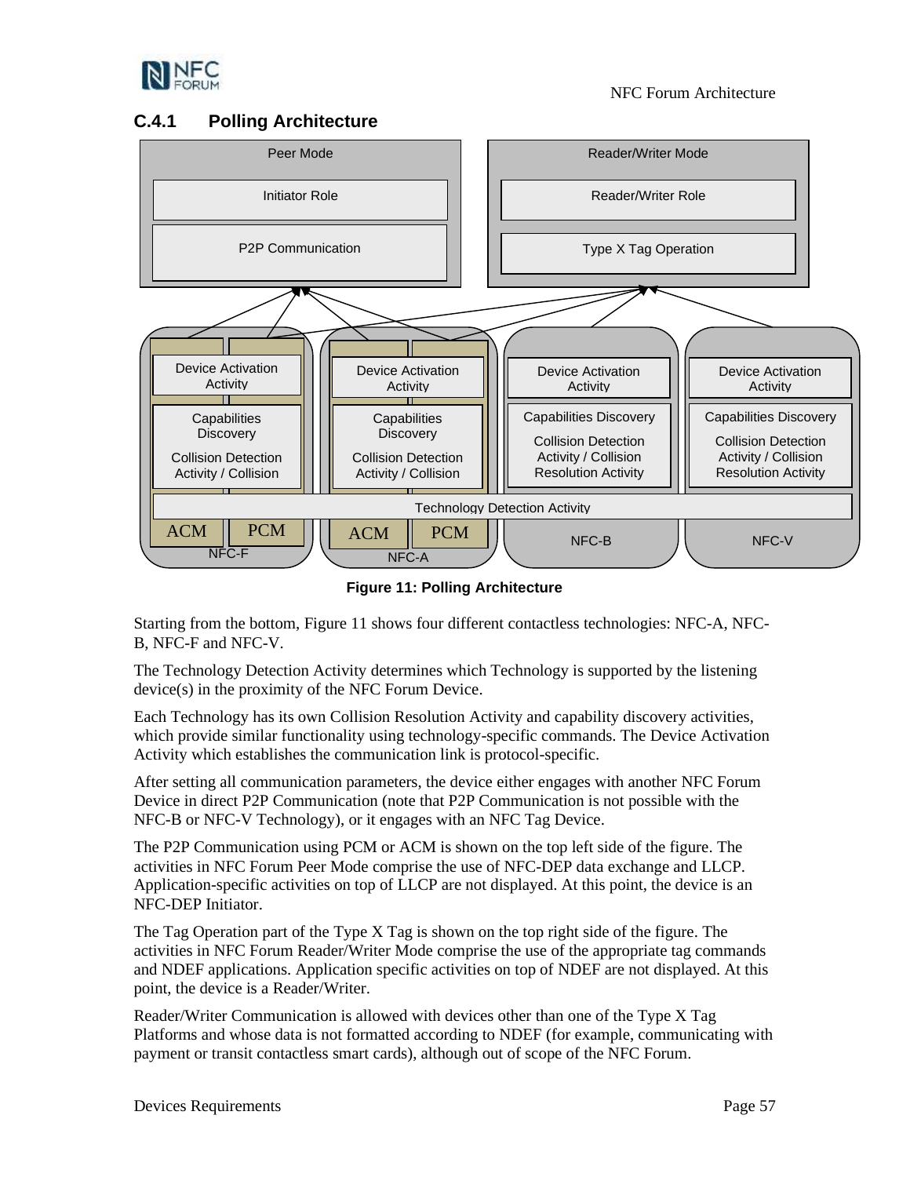### C.4.1 Polling Architecture

**Figure 11: Polling Architecture**

Starting from the bottom, Figure 11 shows four different contactless technologies: NFC-A, NFC-B, NFC-F and NFC-V.

The Technology Detection Activity determines which Technology is supported by the listening device(s) in the proximity of the NFC Forum Device.

Each Technology has its own Collision Resolution Activity and capability discovery activities, which provide similar functionality using technology-specific commands. The Device Activation Activity which establishes the communication link is protocol-specific.

After setting all communication parameters, the device either engages with another NFC Forum Device in direct P2P Communication (note that P2P Communication is not possible with the NFC-B or NFC-V Technology), or it engages with an NFC Tag Device.

The P2P Communication using PCM or ACM is shown on the top left side of the figure. The activities in NFC Forum Peer Mode comprise the use of NFC-DEP data exchange and LLCP. Application-specific activities on top of LLCP are not displayed. At this point, the device is an NFC-DEP Initiator.

The Tag Operation part of the Type X Tag is shown on the top right side of the figure. The activities in NFC Forum Reader/Writer Mode comprise the use of the appropriate tag commands and NDEF applications. Application specific activities on top of NDEF are not displayed. At this point, the device is a Reader/Writer.

Reader/Writer Communication is allowed with devices other than one of the Type X Tag Platforms and whose data is not formatted according to NDEF (for example, communicating with payment or transit contactless smart cards), although out of scope of the NFC Forum.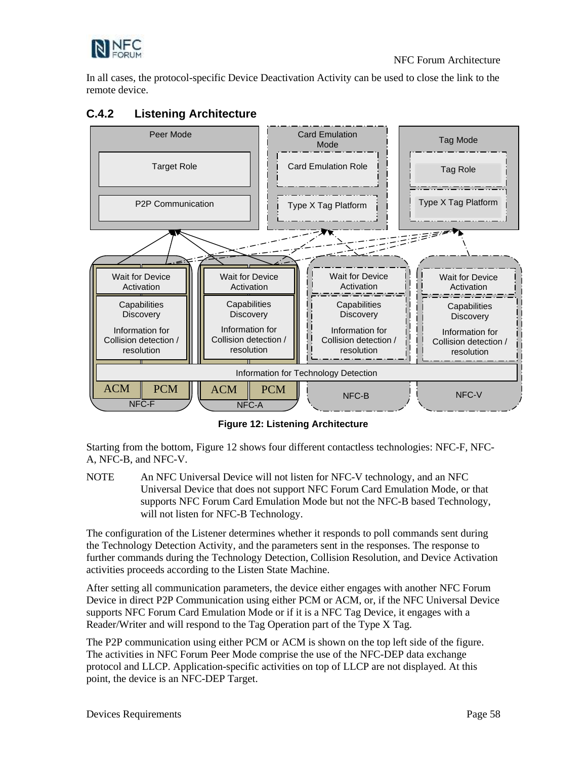In all cases, the protocol-specific Device Deactivation Activity can be used to close the link to the remote device.

### C.4.2 Listening Architecture

**Figure 12: Listening Architecture**

Starting from the bottom, Figure 12 shows four different contactless technologies: NFC-F, NFC-A, NFC-B, and NFC-V.

NOTE An NFC Universal Device will not listen for NFC-V technology, and an NFC Universal Device that does not support NFC Forum Card Emulation Mode, or that supports NFC Forum Card Emulation Mode but not the NFC-B based Technology, will not listen for NFC-B Technology.

The configuration of the Listener determines whether it responds to poll commands sent during the Technology Detection Activity, and the parameters sent in the responses. The response to further commands during the Technology Detection, Collision Resolution, and Device Activation activities proceeds according to the Listen State Machine.

After setting all communication parameters, the device either engages with another NFC Forum Device in direct P2P Communication using either PCM or ACM, or, if the NFC Universal Device supports NFC Forum Card Emulation Mode or if it is a NFC Tag Device, it engages with a Reader/Writer and will respond to the Tag Operation part of the Type X Tag.

The P2P communication using either PCM or ACM is shown on the top left side of the figure. The activities in NFC Forum Peer Mode comprise the use of the NFC-DEP data exchange protocol and LLCP. Application-specific activities on top of LLCP are not displayed. At this point, the device is an NFC-DEP Target.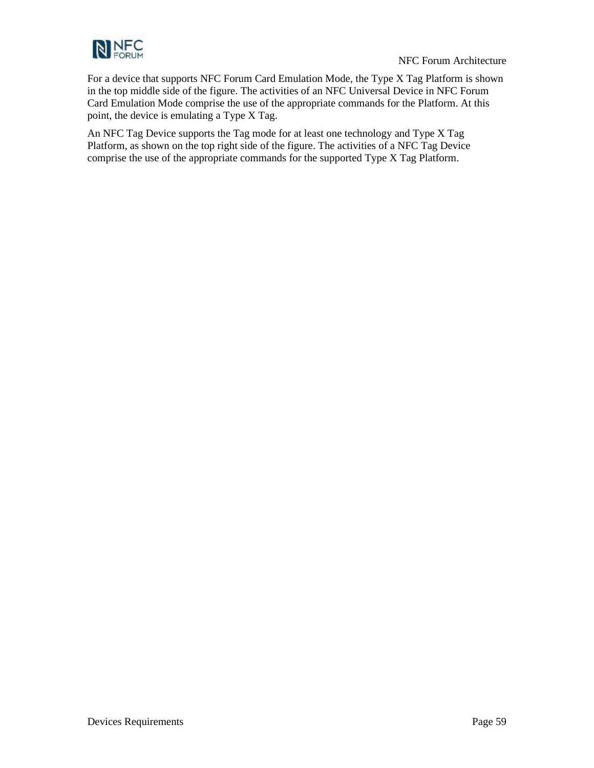For a device that supports NFC Forum Card Emulation Mode, the Type X Tag Platform is shown in the top middle side of the figure. The activities of an NFC Universal Device in NFC Forum Card Emulation Mode comprise the use of the appropriate commands for the Platform. At this point, the device is emulating a Type X Tag.

An NFC Tag Device supports the Tag mode for at least one technology and Type X Tag Platform, as shown on the top right side of the figure. The activities of a NFC Tag Device comprise the use of the appropriate commands for the supported Type X Tag Platform.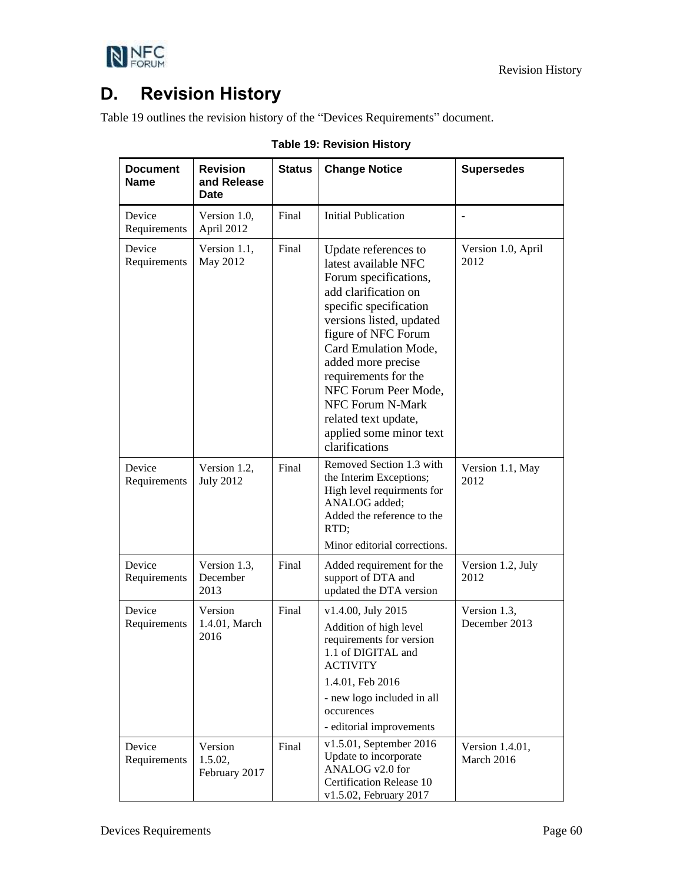# D. Revision History

Table 19 outlines the revision history of the "Devices Requirements" document.

**Table 19: Revision History**

| Document Name | Revision and Release Date | Status | Change Notice | Supersedes |
|---|---|---|---|---|
| Device Requirements | Version 1.0, April 2012 | Final | Initial Publication | - |
| Device Requirements | Version 1.1, May 2012 | Final | Update references to latest available NFC Forum specifications, add clarification on specific specification versions listed, updated figure of NFC Forum Card Emulation Mode, added more precise requirements for the NFC Forum Peer Mode, NFC Forum N-Mark related text update, applied some minor text clarifications | Version 1.0, April 2012 |
| Device Requirements | Version 1.2, July 2012 | Final | Removed Section 1.3 with the Interim Exceptions; High level requirments for ANALOG added; Added the reference to the RTD; Minor editorial corrections. | Version 1.1, May 2012 |
| Device Requirements | Version 1.3, December 2013 | Final | Added requirement for the support of DTA and updated the DTA version | Version 1.2, July 2012 |
| Device Requirements | Version 1.4.01, March 2016 | Final | v1.4.00, July 2015 Addition of high level requirements for version 1.1 of DIGITAL and ACTIVITY 1.4.01, Feb 2016 - new logo included in all occurences - editorial improvements | Version 1.3, December 2013 |
| Device Requirements | Version 1.5.02, February 2017 | Final | v1.5.01, September 2016 Update to incorporate ANALOG v2.0 for Certification Release 10 v1.5.02, February 2017 | Version 1.4.01, March 2016 |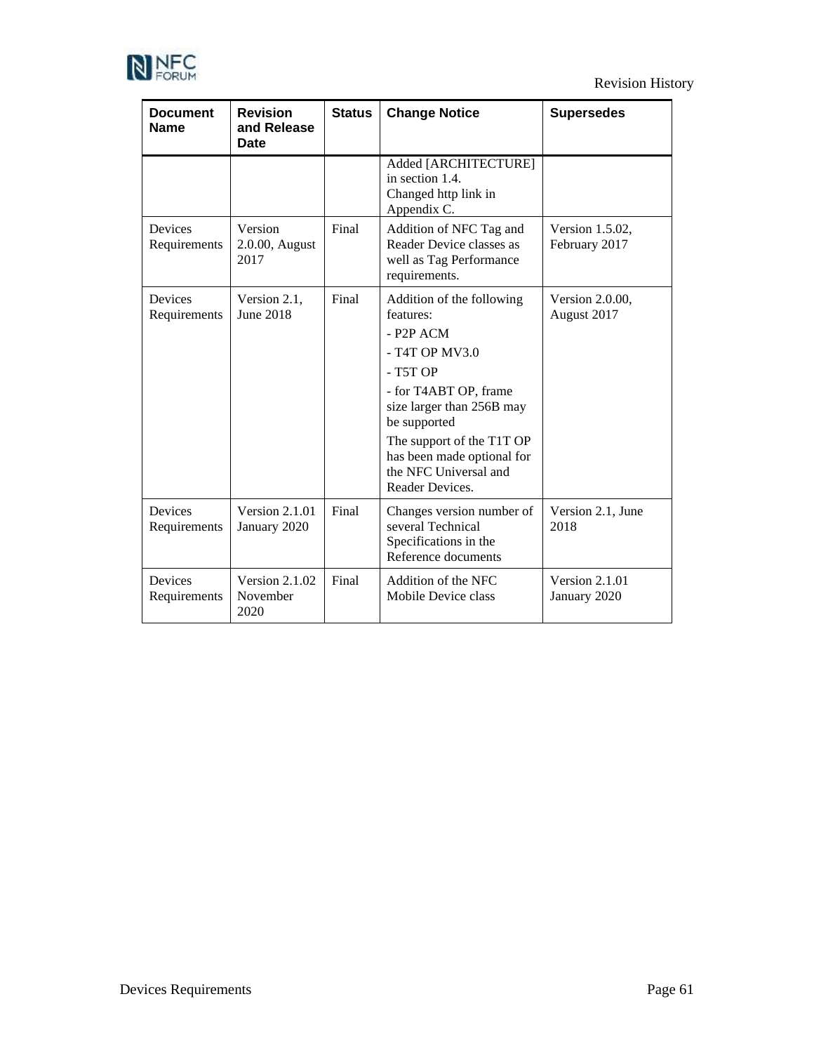| Document Name | Revision and Release Date | Status | Change Notice | Supersedes |
|---|---|---|---|---|
| | | | Added [ARCHITECTURE] in section 1.4. Changed http link in Appendix C. | |
| Devices Requirements | Version 2.0.00, August 2017 | Final | Addition of NFC Tag and Reader Device classes as well as Tag Performance requirements. | Version 1.5.02, February 2017 |
| Devices Requirements | Version 2.1, June 2018 | Final | Addition of the following features: - P2P ACM - T4T OP MV3.0 - T5T OP - for T4ABT OP, frame size larger than 256B may be supported The support of the T1T OP has been made optional for the NFC Universal and Reader Devices. | Version 2.0.00, August 2017 |
| Devices Requirements | Version 2.1.01 January 2020 | Final | Changes version number of several Technical Specifications in the Reference documents | Version 2.1, June 2018 |
| Devices Requirements | Version 2.1.02 November 2020 | Final | Addition of the NFC Mobile Device class | Version 2.1.01 January 2020 |